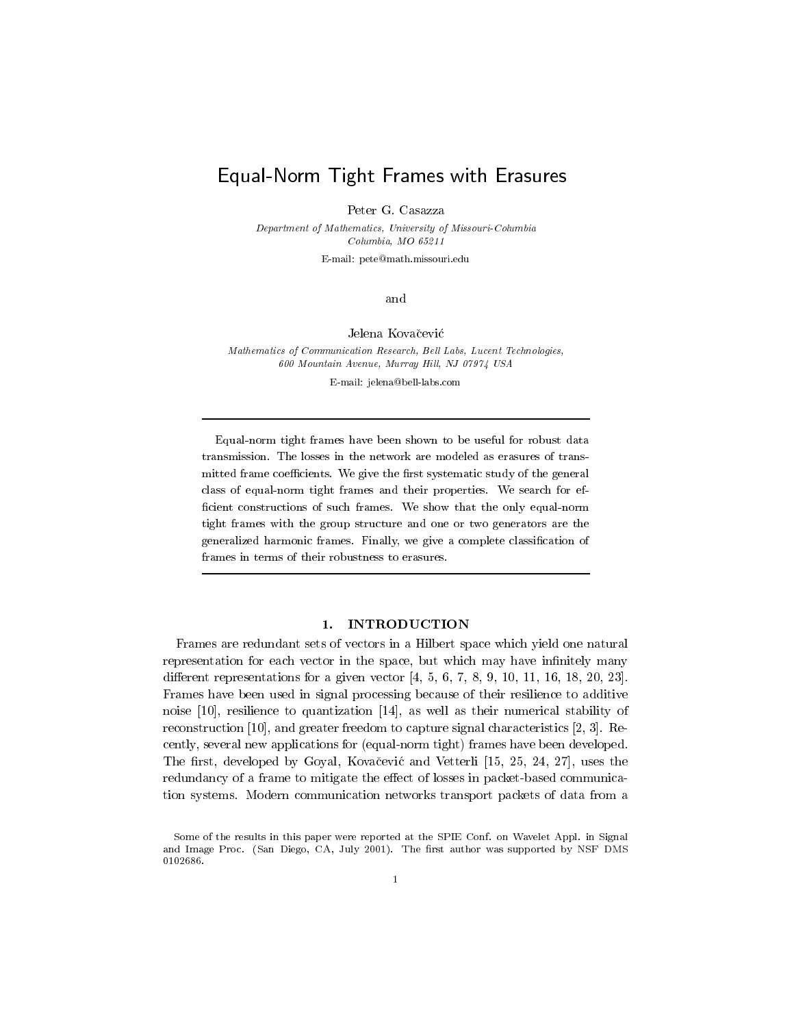# Equal-Norm Tight Frames with Erasures

Peter G. Casazza

*Department of Mathematics, University of Missouri-Columbia*
*Columbia, MO 65211*

E-mail: pete@math.missouri.edu

and

Jelena Kovačević

*Mathematics of Communication Research, Bell Labs, Lucent Technologies,*
*600 Mountain Avenue, Murray Hill, NJ 07974 USA*

E-mail: jelena@bell-labs.com

---

Equal-norm tight frames have been shown to be useful for robust data transmission. The losses in the network are modeled as erasures of transmitted frame coefficients. We give the first systematic study of the general class of equal-norm tight frames and their properties. We search for efficient constructions of such frames. We show that the only equal-norm tight frames with the group structure and one or two generators are the generalized harmonic frames. Finally, we give a complete classification of frames in terms of their robustness to erasures.

---

## 1. INTRODUCTION

Frames are redundant sets of vectors in a Hilbert space which yield one natural representation for each vector in the space, but which may have infinitely many different representations for a given vector [4, 5, 6, 7, 8, 9, 10, 11, 16, 18, 20, 23]. Frames have been used in signal processing because of their resilience to additive noise [10], resilience to quantization [14], as well as their numerical stability of reconstruction [10], and greater freedom to capture signal characteristics [2, 3]. Recently, several new applications for (equal-norm tight) frames have been developed. The first, developed by Goyal, Kovačević and Vetterli [15, 25, 24, 27], uses the redundancy of a frame to mitigate the effect of losses in packet-based communication systems. Modern communication networks transport packets of data from a

Some of the results in this paper were reported at the SPIE Conf. on Wavelet Appl. in Signal and Image Proc. (San Diego, CA, July 2001). The first author was supported by NSF DMS 0102686.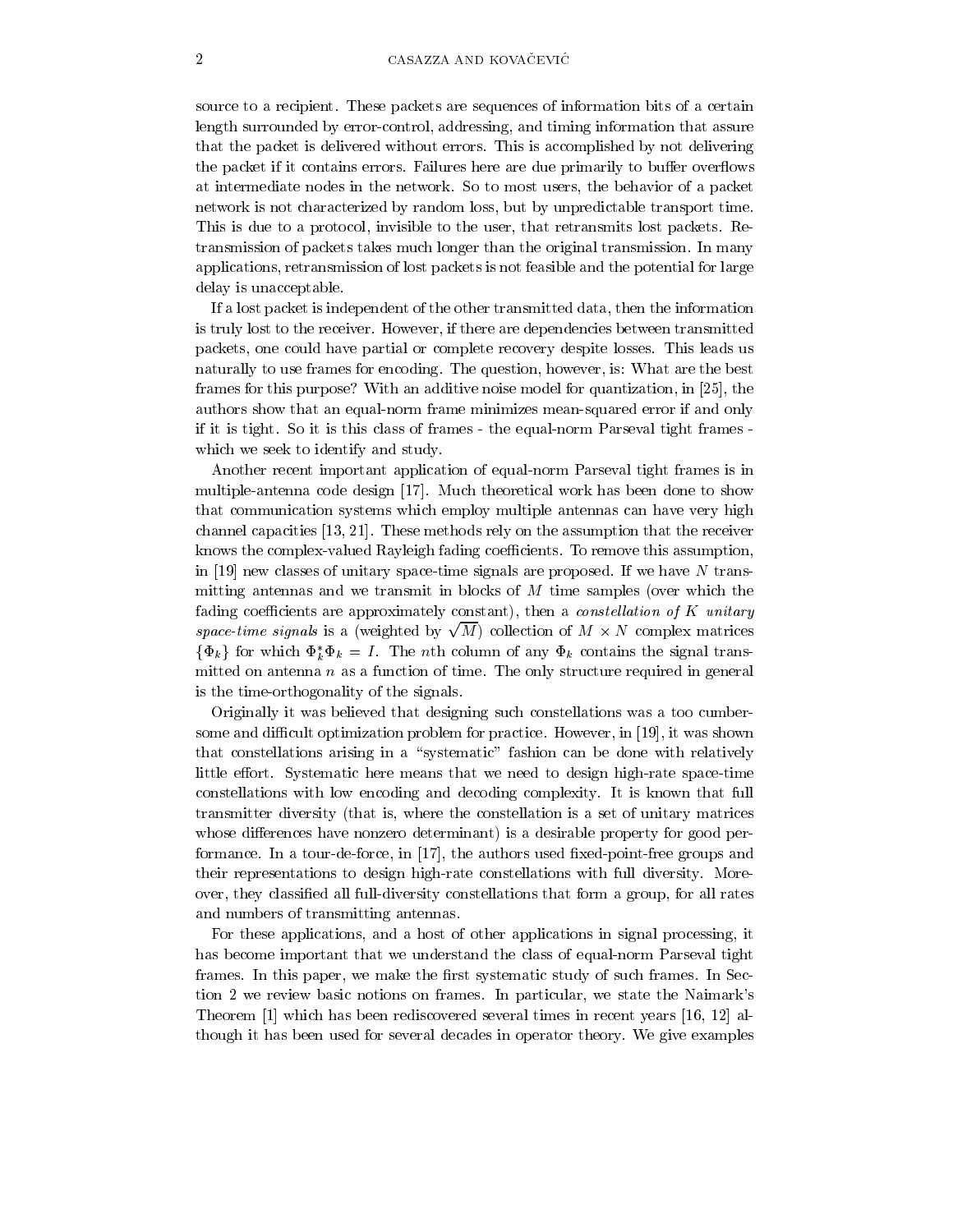source to a recipient. These packets are sequences of information bits of a certain length surrounded by error-control, addressing, and timing information that assure that the packet is delivered without errors. This is accomplished by not delivering the packet if it contains errors. Failures here are due primarily to buffer overflows at intermediate nodes in the network. So to most users, the behavior of a packet network is not characterized by random loss, but by unpredictable transport time. This is due to a protocol, invisible to the user, that retransmits lost packets. Retransmission of packets takes much longer than the original transmission. In many applications, retransmission of lost packets is not feasible and the potential for large delay is unacceptable.

If a lost packet is independent of the other transmitted data, then the information is truly lost to the receiver. However, if there are dependencies between transmitted packets, one could have partial or complete recovery despite losses. This leads us naturally to use frames for encoding. The question, however, is: What are the best frames for this purpose? With an additive noise model for quantization, in [25], the authors show that an equal-norm frame minimizes mean-squared error if and only if it is tight. So it is this class of frames - the equal-norm Parseval tight frames - which we seek to identify and study.

Another recent important application of equal-norm Parseval tight frames is in multiple-antenna code design [17]. Much theoretical work has been done to show that communication systems which employ multiple antennas can have very high channel capacities [13, 21]. These methods rely on the assumption that the receiver knows the complex-valued Rayleigh fading coefficients. To remove this assumption, in [19] new classes of unitary space-time signals are proposed. If we have $N$ transmitting antennas and we transmit in blocks of $M$ time samples (over which the fading coefficients are approximately constant), then a *constellation of $K$ unitary space-time signals* is a (weighted by $\sqrt{M}$) collection of $M \times N$ complex matrices $\{\Phi_k\}$ for which $\Phi_k^* \Phi_k = I$. The $n$th column of any $\Phi_k$ contains the signal transmitted on antenna $n$ as a function of time. The only structure required in general is the time-orthogonality of the signals.

Originally it was believed that designing such constellations was a too cumbersome and difficult optimization problem for practice. However, in [19], it was shown that constellations arising in a "systematic" fashion can be done with relatively little effort. Systematic here means that we need to design high-rate space-time constellations with low encoding and decoding complexity. It is known that full transmitter diversity (that is, where the constellation is a set of unitary matrices whose differences have nonzero determinant) is a desirable property for good performance. In a tour-de-force, in [17], the authors used fixed-point-free groups and their representations to design high-rate constellations with full diversity. Moreover, they classified all full-diversity constellations that form a group, for all rates and numbers of transmitting antennas.

For these applications, and a host of other applications in signal processing, it has become important that we understand the class of equal-norm Parseval tight frames. In this paper, we make the first systematic study of such frames. In Section 2 we review basic notions on frames. In particular, we state the Naimark's Theorem [1] which has been rediscovered several times in recent years [16, 12] although it has been used for several decades in operator theory. We give examples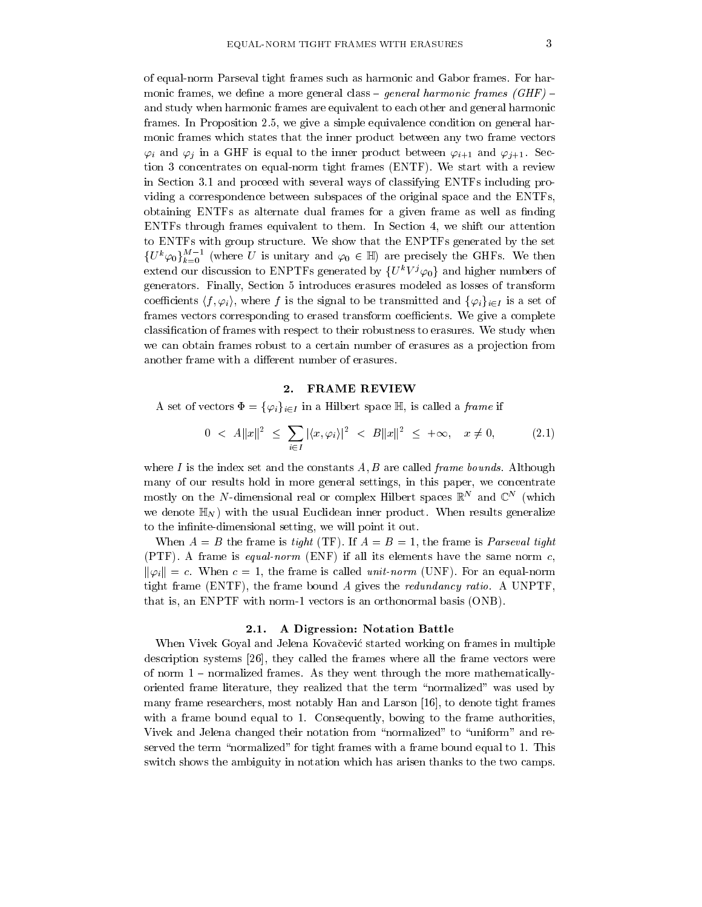of equal-norm Parseval tight frames such as harmonic and Gabor frames. For harmonic frames, we define a more general class – *general harmonic frames (GHF)* – and study when harmonic frames are equivalent to each other and general harmonic frames. In Proposition 2.5, we give a simple equivalence condition on general harmonic frames which states that the inner product between any two frame vectors $\varphi_i$ and $\varphi_j$ in a GHF is equal to the inner product between $\varphi_{i+1}$ and $\varphi_{j+1}$. Section 3 concentrates on equal-norm tight frames (ENTF). We start with a review in Section 3.1 and proceed with several ways of classifying ENTFs including providing a correspondence between subspaces of the original space and the ENTFs, obtaining ENTFs as alternate dual frames for a given frame as well as finding ENTFs through frames equivalent to them. In Section 4, we shift our attention to ENTFs with group structure. We show that the ENPTFs generated by the set $\{U^k\varphi_0\}_{k=0}^{M-1}$ (where $U$ is unitary and $\varphi_0 \in \mathbb{H}$) are precisely the GHFs. We then extend our discussion to ENPTFs generated by $\{U^kV^j\varphi_0\}$ and higher numbers of generators. Finally, Section 5 introduces erasures modeled as losses of transform coefficients $\langle f, \varphi_i\rangle$, where $f$ is the signal to be transmitted and $\{\varphi_i\}_{i\in I}$ is a set of frames vectors corresponding to erased transform coefficients. We give a complete classification of frames with respect to their robustness to erasures. We study when we can obtain frames robust to a certain number of erasures as a projection from another frame with a different number of erasures.

## 2. FRAME REVIEW

A set of vectors $\Phi = \{\varphi_i\}_{i\in I}$ in a Hilbert space $\mathbb{H}$, is called a *frame* if

$$0 \;<\; A\|x\|^2 \;\leq\; \sum_{i\in I} |\langle x, \varphi_i\rangle|^2 \;<\; B\|x\|^2 \;\leq\; +\infty, \quad x \neq 0, \tag{2.1}$$

where $I$ is the index set and the constants $A, B$ are called *frame bounds*. Although many of our results hold in more general settings, in this paper, we concentrate mostly on the $N$-dimensional real or complex Hilbert spaces $\mathbb{R}^N$ and $\mathbb{C}^N$ (which we denote $\mathbb{H}_N$) with the usual Euclidean inner product. When results generalize to the infinite-dimensional setting, we will point it out.

When $A = B$ the frame is *tight* (TF). If $A = B = 1$, the frame is *Parseval tight* (PTF). A frame is *equal-norm* (ENF) if all its elements have the same norm $c$, $\|\varphi_i\| = c$. When $c = 1$, the frame is called *unit-norm* (UNF). For an equal-norm tight frame (ENTF), the frame bound $A$ gives the *redundancy ratio*. A UNPTF, that is, an ENPTF with norm-1 vectors is an orthonormal basis (ONB).

### 2.1. A Digression: Notation Battle

When Vivek Goyal and Jelena Kovačević started working on frames in multiple description systems [26], they called the frames where all the frame vectors were of norm 1 – normalized frames. As they went through the more mathematically-oriented frame literature, they realized that the term "normalized" was used by many frame researchers, most notably Han and Larson [16], to denote tight frames with a frame bound equal to 1. Consequently, bowing to the frame authorities, Vivek and Jelena changed their notation from "normalized" to "uniform" and reserved the term "normalized" for tight frames with a frame bound equal to 1. This switch shows the ambiguity in notation which has arisen thanks to the two camps.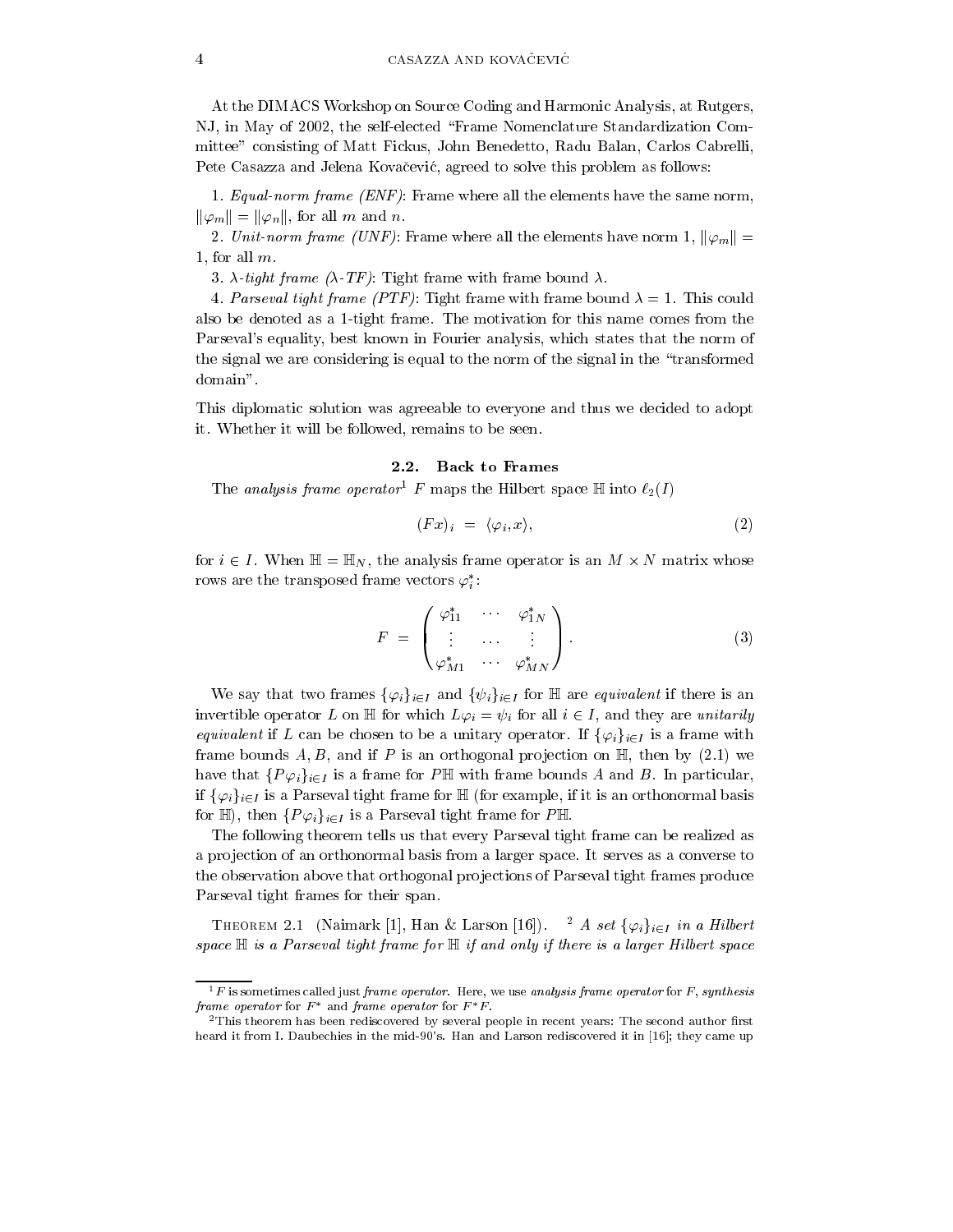At the DIMACS Workshop on Source Coding and Harmonic Analysis, at Rutgers, NJ, in May of 2002, the self-elected "Frame Nomenclature Standardization Committee" consisting of Matt Fickus, John Benedetto, Radu Balan, Carlos Cabrelli, Pete Casazza and Jelena Kovačević, agreed to solve this problem as follows:

1. *Equal-norm frame (ENF)*: Frame where all the elements have the same norm, $\|\varphi_m\| = \|\varphi_n\|$, for all $m$ and $n$.

2. *Unit-norm frame (UNF)*: Frame where all the elements have norm 1, $\|\varphi_m\| = 1$, for all $m$.

3. *$\lambda$-tight frame ($\lambda$-TF)*: Tight frame with frame bound $\lambda$.

4. *Parseval tight frame (PTF)*: Tight frame with frame bound $\lambda = 1$. This could also be denoted as a 1-tight frame. The motivation for this name comes from the Parseval's equality, best known in Fourier analysis, which states that the norm of the signal we are considering is equal to the norm of the signal in the "transformed domain".

This diplomatic solution was agreeable to everyone and thus we decided to adopt it. Whether it will be followed, remains to be seen.

### 2.2. Back to Frames

The *analysis frame operator*[1] $F$ maps the Hilbert space $\mathbb{H}$ into $\ell_2(I)$

$$(Fx)_i \;=\; \langle \varphi_i, x \rangle, \tag{2}$$

for $i \in I$. When $\mathbb{H} = \mathbb{H}_N$, the analysis frame operator is an $M \times N$ matrix whose rows are the transposed frame vectors $\varphi_i^*$:

$$F \;=\; \begin{pmatrix} \varphi_{11}^* & \cdots & \varphi_{1N}^* \\ \vdots & \ldots & \vdots \\ \varphi_{M1}^* & \cdots & \varphi_{MN}^* \end{pmatrix}. \tag{3}$$

We say that two frames $\{\varphi_i\}_{i\in I}$ and $\{\psi_i\}_{i\in I}$ for $\mathbb{H}$ are *equivalent* if there is an invertible operator $L$ on $\mathbb{H}$ for which $L\varphi_i = \psi_i$ for all $i \in I$, and they are *unitarily equivalent* if $L$ can be chosen to be a unitary operator. If $\{\varphi_i\}_{i\in I}$ is a frame with frame bounds $A, B$, and if $P$ is an orthogonal projection on $\mathbb{H}$, then by (2.1) we have that $\{P\varphi_i\}_{i\in I}$ is a frame for $P\mathbb{H}$ with frame bounds $A$ and $B$. In particular, if $\{\varphi_i\}_{i\in I}$ is a Parseval tight frame for $\mathbb{H}$ (for example, if it is an orthonormal basis for $\mathbb{H}$), then $\{P\varphi_i\}_{i\in I}$ is a Parseval tight frame for $P\mathbb{H}$.

The following theorem tells us that every Parseval tight frame can be realized as a projection of an orthonormal basis from a larger space. It serves as a converse to the observation above that orthogonal projections of Parseval tight frames produce Parseval tight frames for their span.

Theorem 2.1 (Naimark [1], Han & Larson [16]). [2] *A set $\{\varphi_i\}_{i\in I}$ in a Hilbert space $\mathbb{H}$ is a Parseval tight frame for $\mathbb{H}$ if and only if there is a larger Hilbert space*

---

[1] $F$ is sometimes called just *frame operator*. Here, we use *analysis frame operator* for $F$, *synthesis frame operator* for $F^*$ and *frame operator* for $F^*F$.

[2] This theorem has been rediscovered by several people in recent years: The second author first heard it from I. Daubechies in the mid-90's. Han and Larson rediscovered it in [16]; they came up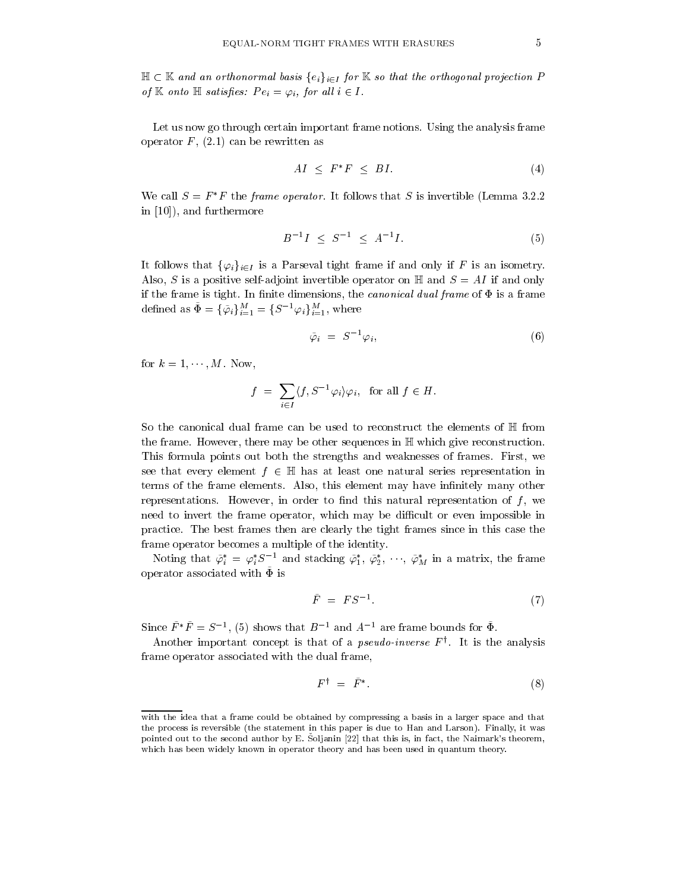$\mathbb{H} \subset \mathbb{K}$ *and an orthonormal basis* $\{e_i\}_{i \in I}$ *for* $\mathbb{K}$ *so that the orthogonal projection* $P$ *of* $\mathbb{K}$ *onto* $\mathbb{H}$ *satisfies:* $Pe_i = \varphi_i$*, for all* $i \in I$.

Let us now go through certain important frame notions. Using the analysis frame operator $F$, (2.1) can be rewritten as

$$AI \;\leq\; F^*F \;\leq\; BI. \tag{4}$$

We call $S = F^*F$ the *frame operator*. It follows that $S$ is invertible (Lemma 3.2.2 in [10]), and furthermore

$$B^{-1}I \;\leq\; S^{-1} \;\leq\; A^{-1}I. \tag{5}$$

It follows that $\{\varphi_i\}_{i \in I}$ is a Parseval tight frame if and only if $F$ is an isometry. Also, $S$ is a positive self-adjoint invertible operator on $\mathbb{H}$ and $S = AI$ if and only if the frame is tight. In finite dimensions, the *canonical dual frame* of $\Phi$ is a frame defined as $\bar{\Phi} = \{\bar{\varphi}_i\}_{i=1}^M = \{S^{-1}\varphi_i\}_{i=1}^M$, where

$$\bar{\varphi}_i \;=\; S^{-1}\varphi_i, \tag{6}$$

for $k = 1, \cdots, M$. Now,

$$f \;=\; \sum_{i \in I} \langle f, S^{-1}\varphi_i \rangle \varphi_i, \;\; \text{for all } f \in H.$$

So the canonical dual frame can be used to reconstruct the elements of $\mathbb{H}$ from the frame. However, there may be other sequences in $\mathbb{H}$ which give reconstruction. This formula points out both the strengths and weaknesses of frames. First, we see that every element $f \in \mathbb{H}$ has at least one natural series representation in terms of the frame elements. Also, this element may have infinitely many other representations. However, in order to find this natural representation of $f$, we need to invert the frame operator, which may be difficult or even impossible in practice. The best frames then are clearly the tight frames since in this case the frame operator becomes a multiple of the identity.

Noting that $\bar{\varphi}_i^* = \varphi_i^* S^{-1}$ and stacking $\bar{\varphi}_1^*$, $\bar{\varphi}_2^*$, $\cdots$, $\bar{\varphi}_M^*$ in a matrix, the frame operator associated with $\bar{\Phi}$ is

$$\bar{F} \;=\; FS^{-1}. \tag{7}$$

Since $\bar{F}^*\bar{F} = S^{-1}$, (5) shows that $B^{-1}$ and $A^{-1}$ are frame bounds for $\bar{\Phi}$.

Another important concept is that of a *pseudo-inverse* $F^\dagger$. It is the analysis frame operator associated with the dual frame,

$$F^\dagger \;=\; \bar{F}^*. \tag{8}$$

---

with the idea that a frame could be obtained by compressing a basis in a larger space and that the process is reversible (the statement in this paper is due to Han and Larson). Finally, it was pointed out to the second author by E. Šoljanin [22] that this is, in fact, the Naimark's theorem, which has been widely known in operator theory and has been used in quantum theory.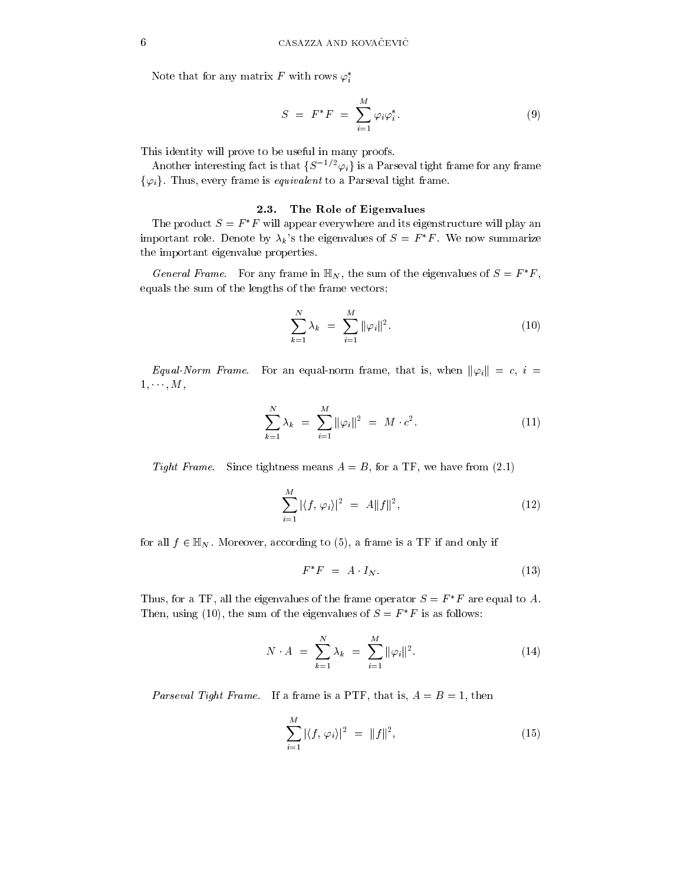Note that for any matrix $F$ with rows $\varphi_i^*$

$$S \;=\; F^*F \;=\; \sum_{i=1}^{M} \varphi_i \varphi_i^*. \tag{9}$$

This identity will prove to be useful in many proofs.

Another interesting fact is that $\{S^{-1/2}\varphi_i\}$ is a Parseval tight frame for any frame $\{\varphi_i\}$. Thus, every frame is *equivalent* to a Parseval tight frame.

### 2.3. The Role of Eigenvalues

The product $S = F^*F$ will appear everywhere and its eigenstructure will play an important role. Denote by $\lambda_k$'s the eigenvalues of $S = F^*F$. We now summarize the important eigenvalue properties.

*General Frame.* For any frame in $\mathbb{H}_N$, the sum of the eigenvalues of $S = F^*F$, equals the sum of the lengths of the frame vectors:

$$\sum_{k=1}^{N} \lambda_k \;=\; \sum_{i=1}^{M} \|\varphi_i\|^2. \tag{10}$$

*Equal-Norm Frame.* For an equal-norm frame, that is, when $\|\varphi_i\| = c$, $i = 1, \cdots, M$,

$$\sum_{k=1}^{N} \lambda_k \;=\; \sum_{i=1}^{M} \|\varphi_i\|^2 \;=\; M \cdot c^2. \tag{11}$$

*Tight Frame.* Since tightness means $A = B$, for a TF, we have from (2.1)

$$\sum_{i=1}^{M} |\langle f, \varphi_i \rangle|^2 \;=\; A\|f\|^2, \tag{12}$$

for all $f \in \mathbb{H}_N$. Moreover, according to (5), a frame is a TF if and only if

$$F^*F \;=\; A \cdot I_N. \tag{13}$$

Thus, for a TF, all the eigenvalues of the frame operator $S = F^*F$ are equal to $A$. Then, using (10), the sum of the eigenvalues of $S = F^*F$ is as follows:

$$N \cdot A \;=\; \sum_{k=1}^{N} \lambda_k \;=\; \sum_{i=1}^{M} \|\varphi_i\|^2. \tag{14}$$

*Parseval Tight Frame.* If a frame is a PTF, that is, $A = B = 1$, then

$$\sum_{i=1}^{M} |\langle f, \varphi_i \rangle|^2 \;=\; \|f\|^2, \tag{15}$$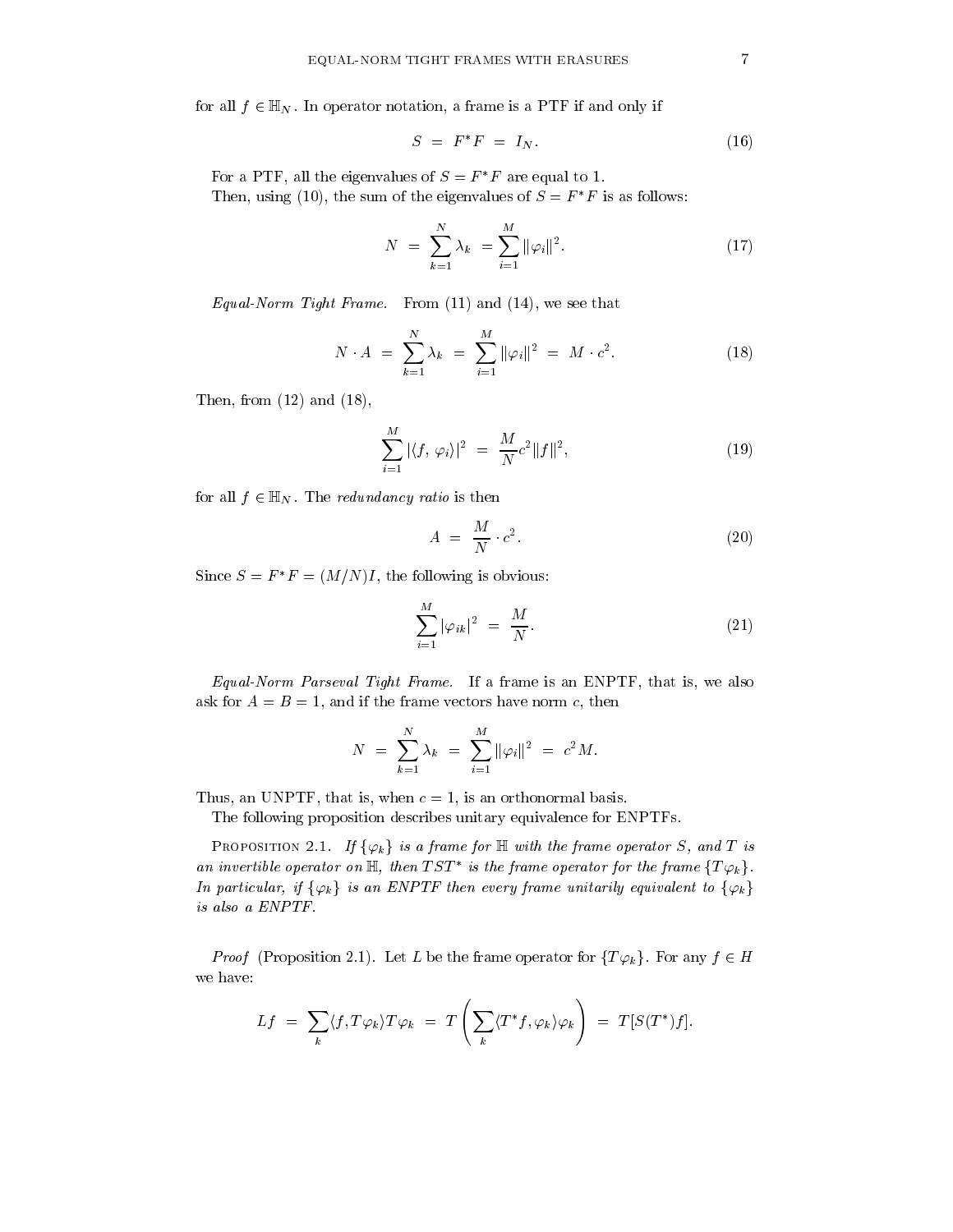for all $f \in \mathbb{H}_N$. In operator notation, a frame is a PTF if and only if

$$S \;=\; F^* F \;=\; I_N. \tag{16}$$

For a PTF, all the eigenvalues of $S = F^* F$ are equal to 1.

Then, using (10), the sum of the eigenvalues of $S = F^* F$ is as follows:

$$N \;=\; \sum_{k=1}^{N} \lambda_k \;=\sum_{i=1}^{M} \|\varphi_i\|^2. \tag{17}$$

*Equal-Norm Tight Frame.* From (11) and (14), we see that

$$N \cdot A \;=\; \sum_{k=1}^{N} \lambda_k \;=\; \sum_{i=1}^{M} \|\varphi_i\|^2 \;=\; M \cdot c^2. \tag{18}$$

Then, from (12) and (18),

$$\sum_{i=1}^{M} |\langle f,\, \varphi_i \rangle|^2 \;=\; \frac{M}{N} c^2 \|f\|^2, \tag{19}$$

for all $f \in \mathbb{H}_N$. The *redundancy ratio* is then

$$A \;=\; \frac{M}{N} \cdot c^2. \tag{20}$$

Since $S = F^* F = (M/N)I$, the following is obvious:

$$\sum_{i=1}^{M} |\varphi_{ik}|^2 \;=\; \frac{M}{N}. \tag{21}$$

*Equal-Norm Parseval Tight Frame.* If a frame is an ENPTF, that is, we also ask for $A = B = 1$, and if the frame vectors have norm $c$, then

$$N \;=\; \sum_{k=1}^{N} \lambda_k \;=\; \sum_{i=1}^{M} \|\varphi_i\|^2 \;=\; c^2 M.$$

Thus, an UNPTF, that is, when $c = 1$, is an orthonormal basis.

The following proposition describes unitary equivalence for ENPTFs.

Proposition 2.1. *If $\{\varphi_k\}$ is a frame for $\mathbb{H}$ with the frame operator $S$, and $T$ is an invertible operator on $\mathbb{H}$, then $TST^*$ is the frame operator for the frame $\{T\varphi_k\}$. In particular, if $\{\varphi_k\}$ is an ENPTF then every frame unitarily equivalent to $\{\varphi_k\}$ is also a ENPTF.*

*Proof* (Proposition 2.1). Let $L$ be the frame operator for $\{T\varphi_k\}$. For any $f \in H$ we have:

$$Lf \;=\; \sum_k \langle f, T\varphi_k \rangle T\varphi_k \;=\; T\left(\sum_k \langle T^* f, \varphi_k \rangle \varphi_k\right) \;=\; T[S(T^*)f].$$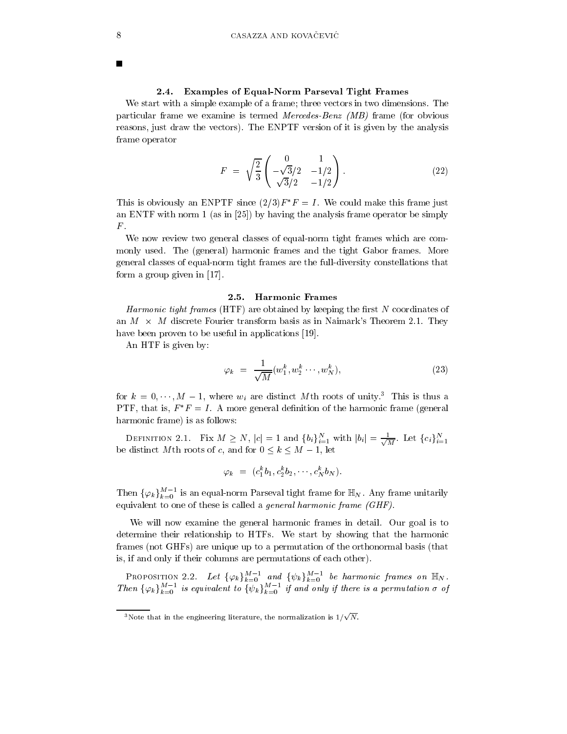■

### 2.4. Examples of Equal-Norm Parseval Tight Frames

We start with a simple example of a frame; three vectors in two dimensions. The particular frame we examine is termed *Mercedes-Benz (MB)* frame (for obvious reasons, just draw the vectors). The ENPTF version of it is given by the analysis frame operator

$$F = \sqrt{\frac{2}{3}} \begin{pmatrix} 0 & 1 \\ -\sqrt{3}/2 & -1/2 \\ \sqrt{3}/2 & -1/2 \end{pmatrix}. \tag{22}$$

This is obviously an ENPTF since $(2/3)F^*F = I$. We could make this frame just an ENTF with norm 1 (as in [25]) by having the analysis frame operator be simply $F$.

We now review two general classes of equal-norm tight frames which are commonly used. The (general) harmonic frames and the tight Gabor frames. More general classes of equal-norm tight frames are the full-diversity constellations that form a group given in [17].

### 2.5. Harmonic Frames

*Harmonic tight frames* (HTF) are obtained by keeping the first $N$ coordinates of an $M \times M$ discrete Fourier transform basis as in Naimark's Theorem 2.1. They have been proven to be useful in applications [19].

An HTF is given by:

$$\varphi_k = \frac{1}{\sqrt{M}}(w_1^k, w_2^k \cdots, w_N^k), \tag{23}$$

for $k = 0, \cdots, M-1$, where $w_i$ are distinct $M$th roots of unity.[3] This is thus a PTF, that is, $F^*F = I$. A more general definition of the harmonic frame (general harmonic frame) is as follows:

Definition 2.1. Fix $M \geq N$, $|c| = 1$ and $\{b_i\}_{i=1}^N$ with $|b_i| = \frac{1}{\sqrt{M}}$. Let $\{c_i\}_{i=1}^N$ be distinct $M$th roots of $c$, and for $0 \leq k \leq M-1$, let

$$\varphi_k = (c_1^k b_1, c_2^k b_2, \cdots, c_N^k b_N).$$

Then $\{\varphi_k\}_{k=0}^{M-1}$ is an equal-norm Parseval tight frame for $\mathbb{H}_N$. Any frame unitarily equivalent to one of these is called a *general harmonic frame (GHF)*.

We will now examine the general harmonic frames in detail. Our goal is to determine their relationship to HTFs. We start by showing that the harmonic frames (not GHFs) are unique up to a permutation of the orthonormal basis (that is, if and only if their columns are permutations of each other).

Proposition 2.2. *Let $\{\varphi_k\}_{k=0}^{M-1}$ and $\{\psi_k\}_{k=0}^{M-1}$ be harmonic frames on $\mathbb{H}_N$. Then $\{\varphi_k\}_{k=0}^{M-1}$ is equivalent to $\{\psi_k\}_{k=0}^{M-1}$ if and only if there is a permutation $\sigma$ of*

[3] Note that in the engineering literature, the normalization is $1/\sqrt{N}$.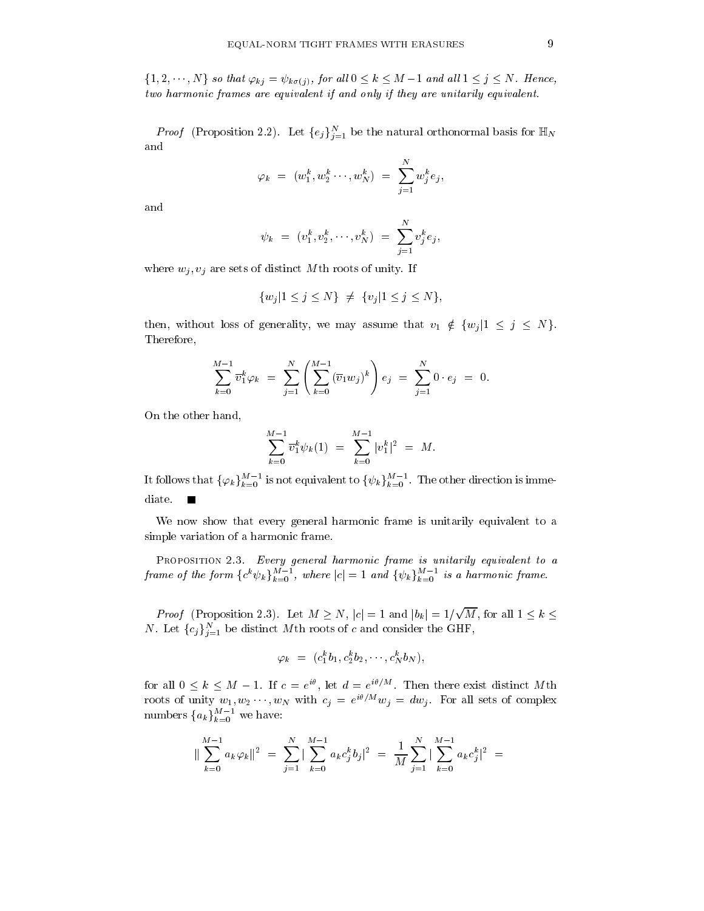$\{1, 2, \cdots, N\}$ *so that* $\varphi_{kj} = \psi_{k\sigma(j)}$, *for all* $0 \leq k \leq M-1$ *and all* $1 \leq j \leq N$. *Hence, two harmonic frames are equivalent if and only if they are unitarily equivalent.*

*Proof* (Proposition 2.2). Let $\{e_j\}_{j=1}^N$ be the natural orthonormal basis for $\mathbb{H}_N$ and

$$\varphi_k \;=\; (w_1^k, w_2^k \cdots, w_N^k) \;=\; \sum_{j=1}^N w_j^k e_j,$$

and

$$\psi_k \;=\; (v_1^k, v_2^k, \cdots, v_N^k) \;=\; \sum_{j=1}^N v_j^k e_j,$$

where $w_j, v_j$ are sets of distinct $M$th roots of unity. If

$$\{w_j | 1 \leq j \leq N\} \;\neq\; \{v_j | 1 \leq j \leq N\},$$

then, without loss of generality, we may assume that $v_1 \notin \{w_j | 1 \leq j \leq N\}$. Therefore,

$$\sum_{k=0}^{M-1} \overline{v}_1^k \varphi_k \;=\; \sum_{j=1}^N \left( \sum_{k=0}^{M-1} (\overline{v}_1 w_j)^k \right) e_j \;=\; \sum_{j=1}^N 0 \cdot e_j \;=\; 0.$$

On the other hand,

$$\sum_{k=0}^{M-1} \overline{v}_1^k \psi_k(1) \;=\; \sum_{k=0}^{M-1} |v_1^k|^2 \;=\; M.$$

It follows that $\{\varphi_k\}_{k=0}^{M-1}$ is not equivalent to $\{\psi_k\}_{k=0}^{M-1}$. The other direction is immediate. ■

We now show that every general harmonic frame is unitarily equivalent to a simple variation of a harmonic frame.

Proposition 2.3. *Every general harmonic frame is unitarily equivalent to a frame of the form* $\{c^k \psi_k\}_{k=0}^{M-1}$, *where* $|c| = 1$ *and* $\{\psi_k\}_{k=0}^{M-1}$ *is a harmonic frame.*

*Proof* (Proposition 2.3). Let $M \geq N$, $|c| = 1$ and $|b_k| = 1/\sqrt{M}$, for all $1 \leq k \leq N$. Let $\{c_j\}_{j=1}^N$ be distinct $M$th roots of $c$ and consider the GHF,

$$\varphi_k \;=\; (c_1^k b_1, c_2^k b_2, \cdots, c_N^k b_N),$$

for all $0 \leq k \leq M-1$. If $c = e^{i\theta}$, let $d = e^{i\theta/M}$. Then there exist distinct $M$th roots of unity $w_1, w_2 \cdots, w_N$ with $c_j = e^{i\theta/M} w_j = d w_j$. For all sets of complex numbers $\{a_k\}_{k=0}^{M-1}$ we have:

$$\| \sum_{k=0}^{M-1} a_k \varphi_k \|^2 \;=\; \sum_{j=1}^N | \sum_{k=0}^{M-1} a_k c_j^k b_j |^2 \;=\; \frac{1}{M} \sum_{j=1}^N | \sum_{k=0}^{M-1} a_k c_j^k |^2 \;=\;$$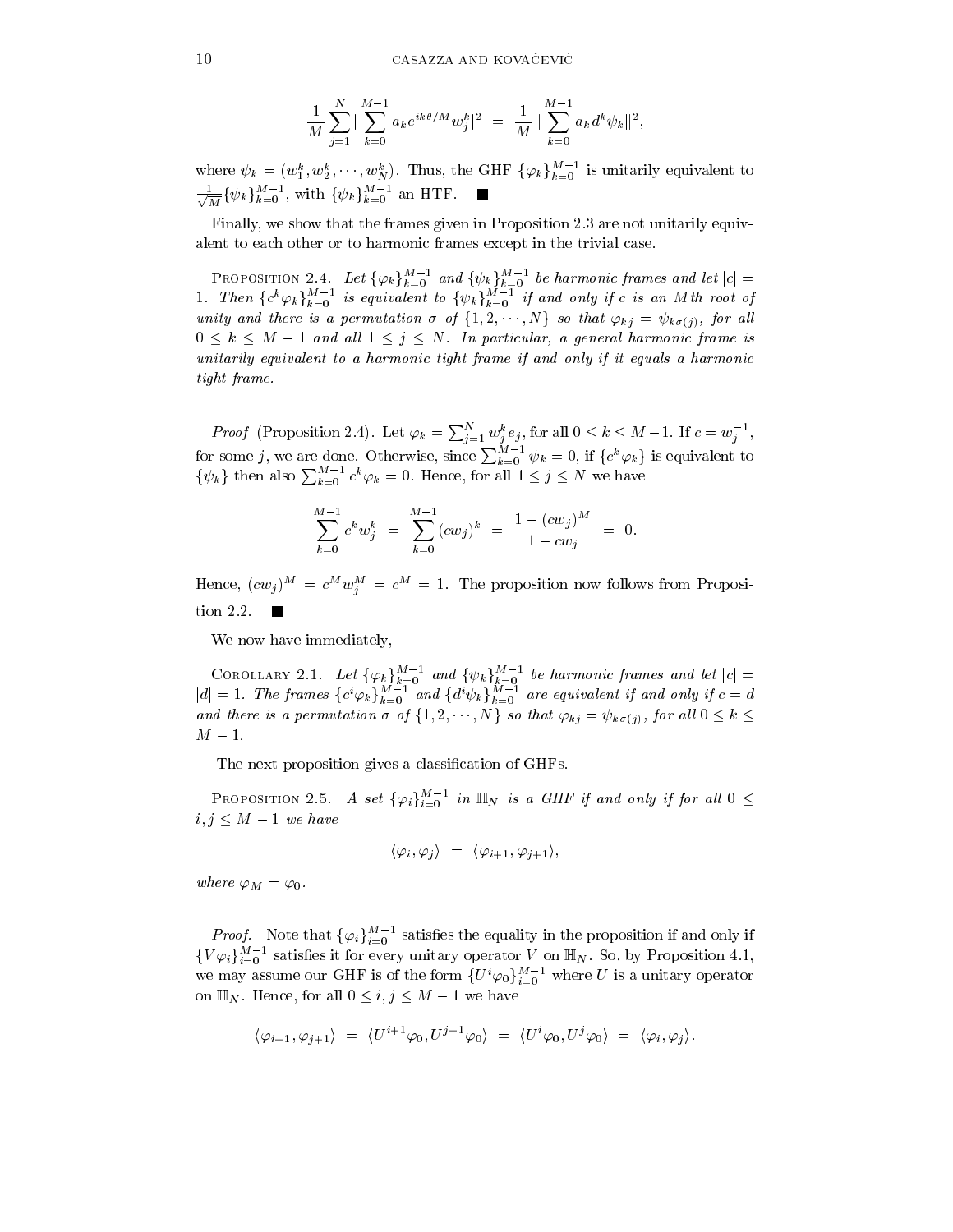$$\frac{1}{M}\sum_{j=1}^{N}|\sum_{k=0}^{M-1} a_k e^{ik\theta/M} w_j^k|^2 \;=\; \frac{1}{M}\|\sum_{k=0}^{M-1} a_k d^k \psi_k\|^2,$$

where $\psi_k = (w_1^k, w_2^k, \cdots, w_N^k)$. Thus, the GHF $\{\varphi_k\}_{k=0}^{M-1}$ is unitarily equivalent to $\frac{1}{\sqrt{M}}\{\psi_k\}_{k=0}^{M-1}$, with $\{\psi_k\}_{k=0}^{M-1}$ an HTF. ∎

Finally, we show that the frames given in Proposition 2.3 are not unitarily equivalent to each other or to harmonic frames except in the trivial case.

Proposition 2.4. *Let $\{\varphi_k\}_{k=0}^{M-1}$ and $\{\psi_k\}_{k=0}^{M-1}$ be harmonic frames and let $|c| = 1$. Then $\{c^k\varphi_k\}_{k=0}^{M-1}$ is equivalent to $\{\psi_k\}_{k=0}^{M-1}$ if and only if $c$ is an $M$th root of unity and there is a permutation $\sigma$ of $\{1, 2, \cdots, N\}$ so that $\varphi_{kj} = \psi_{k\sigma(j)}$, for all $0 \le k \le M-1$ and all $1 \le j \le N$. In particular, a general harmonic frame is unitarily equivalent to a harmonic tight frame if and only if it equals a harmonic tight frame.*

*Proof* (Proposition 2.4). Let $\varphi_k = \sum_{j=1}^{N} w_j^k e_j$, for all $0 \le k \le M-1$. If $c = w_j^{-1}$, for some $j$, we are done. Otherwise, since $\sum_{k=0}^{M-1}\psi_k = 0$, if $\{c^k\varphi_k\}$ is equivalent to $\{\psi_k\}$ then also $\sum_{k=0}^{M-1} c^k\varphi_k = 0$. Hence, for all $1 \le j \le N$ we have

$$\sum_{k=0}^{M-1} c^k w_j^k \;=\; \sum_{k=0}^{M-1}(cw_j)^k \;=\; \frac{1-(cw_j)^M}{1-cw_j} \;=\; 0.$$

Hence, $(cw_j)^M = c^M w_j^M = c^M = 1$. The proposition now follows from Proposition 2.2. ∎

We now have immediately,

Corollary 2.1. *Let $\{\varphi_k\}_{k=0}^{M-1}$ and $\{\psi_k\}_{k=0}^{M-1}$ be harmonic frames and let $|c| = |d| = 1$. The frames $\{c^i\varphi_k\}_{k=0}^{M-1}$ and $\{d^i\psi_k\}_{k=0}^{M-1}$ are equivalent if and only if $c = d$ and there is a permutation $\sigma$ of $\{1, 2, \cdots, N\}$ so that $\varphi_{kj} = \psi_{k\sigma(j)}$, for all $0 \le k \le M-1$.*

The next proposition gives a classification of GHFs.

Proposition 2.5. *A set $\{\varphi_i\}_{i=0}^{M-1}$ in $\mathbb{H}_N$ is a GHF if and only if for all $0 \le i, j \le M-1$ we have*

$$\langle \varphi_i, \varphi_j\rangle \;=\; \langle \varphi_{i+1}, \varphi_{j+1}\rangle,$$

*where $\varphi_M = \varphi_0$.*

*Proof.* Note that $\{\varphi_i\}_{i=0}^{M-1}$ satisfies the equality in the proposition if and only if $\{V\varphi_i\}_{i=0}^{M-1}$ satisfies it for every unitary operator $V$ on $\mathbb{H}_N$. So, by Proposition 4.1, we may assume our GHF is of the form $\{U^i\varphi_0\}_{i=0}^{M-1}$ where $U$ is a unitary operator on $\mathbb{H}_N$. Hence, for all $0 \le i, j \le M-1$ we have

$$\langle \varphi_{i+1}, \varphi_{j+1}\rangle \;=\; \langle U^{i+1}\varphi_0, U^{j+1}\varphi_0\rangle \;=\; \langle U^i\varphi_0, U^j\varphi_0\rangle \;=\; \langle \varphi_i, \varphi_j\rangle.$$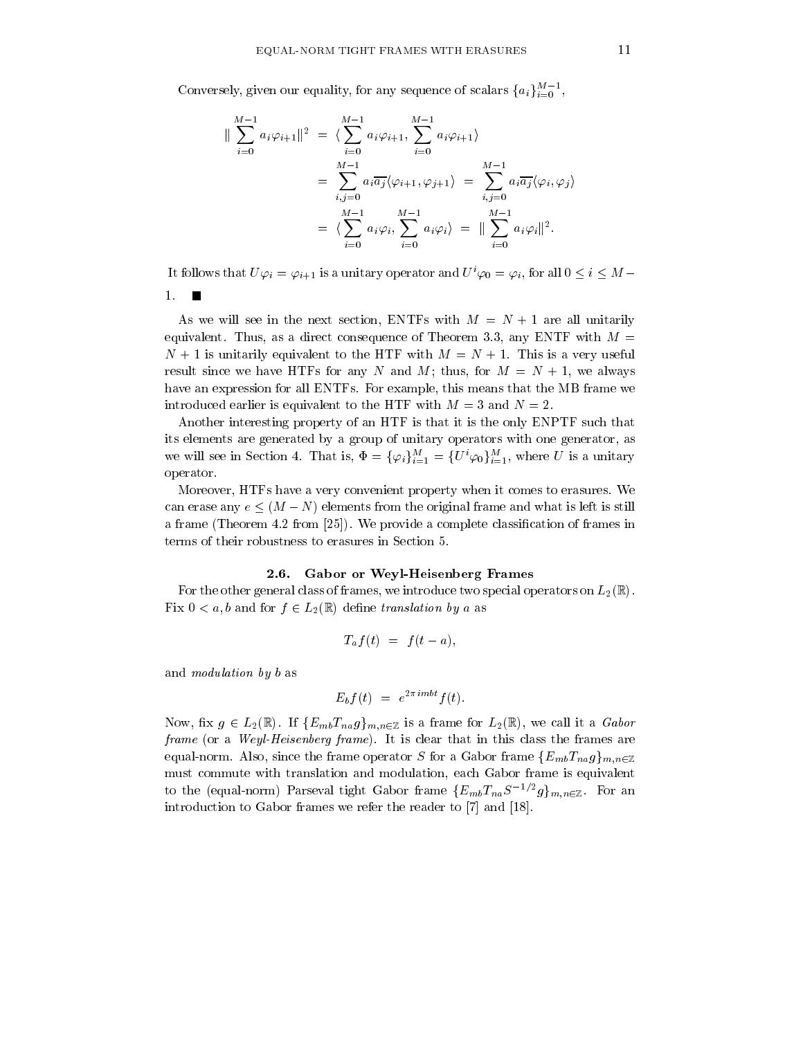Conversely, given our equality, for any sequence of scalars $\{a_i\}_{i=0}^{M-1}$,

$$
\begin{aligned}
\| \sum_{i=0}^{M-1} a_i \varphi_{i+1} \|^2 &= \langle \sum_{i=0}^{M-1} a_i \varphi_{i+1}, \sum_{i=0}^{M-1} a_i \varphi_{i+1} \rangle \\
&= \sum_{i,j=0}^{M-1} a_i \overline{a_j} \langle \varphi_{i+1}, \varphi_{j+1} \rangle \;=\; \sum_{i,j=0}^{M-1} a_i \overline{a_j} \langle \varphi_i, \varphi_j \rangle \\
&= \langle \sum_{i=0}^{M-1} a_i \varphi_i, \sum_{i=0}^{M-1} a_i \varphi_i \rangle \;=\; \| \sum_{i=0}^{M-1} a_i \varphi_i \|^2.
\end{aligned}
$$

It follows that $U\varphi_i = \varphi_{i+1}$ is a unitary operator and $U^i \varphi_0 = \varphi_i$, for all $0 \leq i \leq M - 1$. ∎

As we will see in the next section, ENTFs with $M = N + 1$ are all unitarily equivalent. Thus, as a direct consequence of Theorem 3.3, any ENTF with $M = N + 1$ is unitarily equivalent to the HTF with $M = N + 1$. This is a very useful result since we have HTFs for any $N$ and $M$; thus, for $M = N + 1$, we always have an expression for all ENTFs. For example, this means that the MB frame we introduced earlier is equivalent to the HTF with $M = 3$ and $N = 2$.

Another interesting property of an HTF is that it is the only ENPTF such that its elements are generated by a group of unitary operators with one generator, as we will see in Section 4. That is, $\Phi = \{\varphi_i\}_{i=1}^{M} = \{U^i \varphi_0\}_{i=1}^{M}$, where $U$ is a unitary operator.

Moreover, HTFs have a very convenient property when it comes to erasures. We can erase any $e \leq (M - N)$ elements from the original frame and what is left is still a frame (Theorem 4.2 from [25]). We provide a complete classification of frames in terms of their robustness to erasures in Section 5.

### 2.6. Gabor or Weyl-Heisenberg Frames

For the other general class of frames, we introduce two special operators on $L_2(\mathbb{R})$. Fix $0 < a, b$ and for $f \in L_2(\mathbb{R})$ define *translation by a* as

$$T_a f(t) \;=\; f(t - a),$$

and *modulation by b* as

$$E_b f(t) \;=\; e^{2\pi imbt} f(t).$$

Now, fix $g \in L_2(\mathbb{R})$. If $\{E_{mb} T_{na} g\}_{m,n \in \mathbb{Z}}$ is a frame for $L_2(\mathbb{R})$, we call it a *Gabor frame* (or a *Weyl-Heisenberg frame*). It is clear that in this class the frames are equal-norm. Also, since the frame operator $S$ for a Gabor frame $\{E_{mb} T_{na} g\}_{m,n \in \mathbb{Z}}$ must commute with translation and modulation, each Gabor frame is equivalent to the (equal-norm) Parseval tight Gabor frame $\{E_{mb} T_{na} S^{-1/2} g\}_{m,n \in \mathbb{Z}}$. For an introduction to Gabor frames we refer the reader to [7] and [18].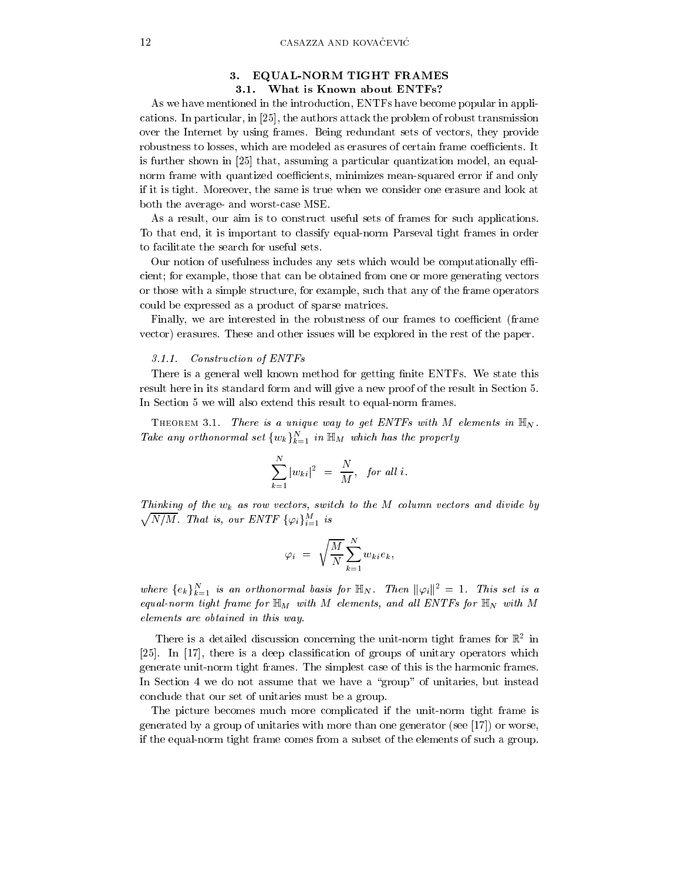## 3. EQUAL-NORM TIGHT FRAMES

### 3.1. What is Known about ENTFs?

As we have mentioned in the introduction, ENTFs have become popular in applications. In particular, in [25], the authors attack the problem of robust transmission over the Internet by using frames. Being redundant sets of vectors, they provide robustness to losses, which are modeled as erasures of certain frame coefficients. It is further shown in [25] that, assuming a particular quantization model, an equal-norm frame with quantized coefficients, minimizes mean-squared error if and only if it is tight. Moreover, the same is true when we consider one erasure and look at both the average- and worst-case MSE.

As a result, our aim is to construct useful sets of frames for such applications. To that end, it is important to classify equal-norm Parseval tight frames in order to facilitate the search for useful sets.

Our notion of usefulness includes any sets which would be computationally efficient; for example, those that can be obtained from one or more generating vectors or those with a simple structure, for example, such that any of the frame operators could be expressed as a product of sparse matrices.

Finally, we are interested in the robustness of our frames to coefficient (frame vector) erasures. These and other issues will be explored in the rest of the paper.

#### 3.1.1. *Construction of ENTFs*

There is a general well known method for getting finite ENTFs. We state this result here in its standard form and will give a new proof of the result in Section 5. In Section 5 we will also extend this result to equal-norm frames.

Theorem 3.1. *There is a unique way to get ENTFs with $M$ elements in $\mathbb{H}_N$. Take any orthonormal set $\{w_k\}_{k=1}^N$ in $\mathbb{H}_M$ which has the property*

$$\sum_{k=1}^{N} |w_{ki}|^2 \;=\; \frac{N}{M}, \quad \text{for all } i.$$

*Thinking of the $w_k$ as row vectors, switch to the $M$ column vectors and divide by $\sqrt{N/M}$. That is, our ENTF $\{\varphi_i\}_{i=1}^M$ is*

$$\varphi_i \;=\; \sqrt{\frac{M}{N}} \sum_{k=1}^{N} w_{ki} e_k,$$

*where $\{e_k\}_{k=1}^N$ is an orthonormal basis for $\mathbb{H}_N$. Then $\|\varphi_i\|^2 = 1$. This set is a equal-norm tight frame for $\mathbb{H}_M$ with $M$ elements, and all ENTFs for $\mathbb{H}_N$ with $M$ elements are obtained in this way.*

There is a detailed discussion concerning the unit-norm tight frames for $\mathbb{R}^2$ in [25]. In [17], there is a deep classification of groups of unitary operators which generate unit-norm tight frames. The simplest case of this is the harmonic frames. In Section 4 we do not assume that we have a "group" of unitaries, but instead conclude that our set of unitaries must be a group.

The picture becomes much more complicated if the unit-norm tight frame is generated by a group of unitaries with more than one generator (see [17]) or worse, if the equal-norm tight frame comes from a subset of the elements of such a group.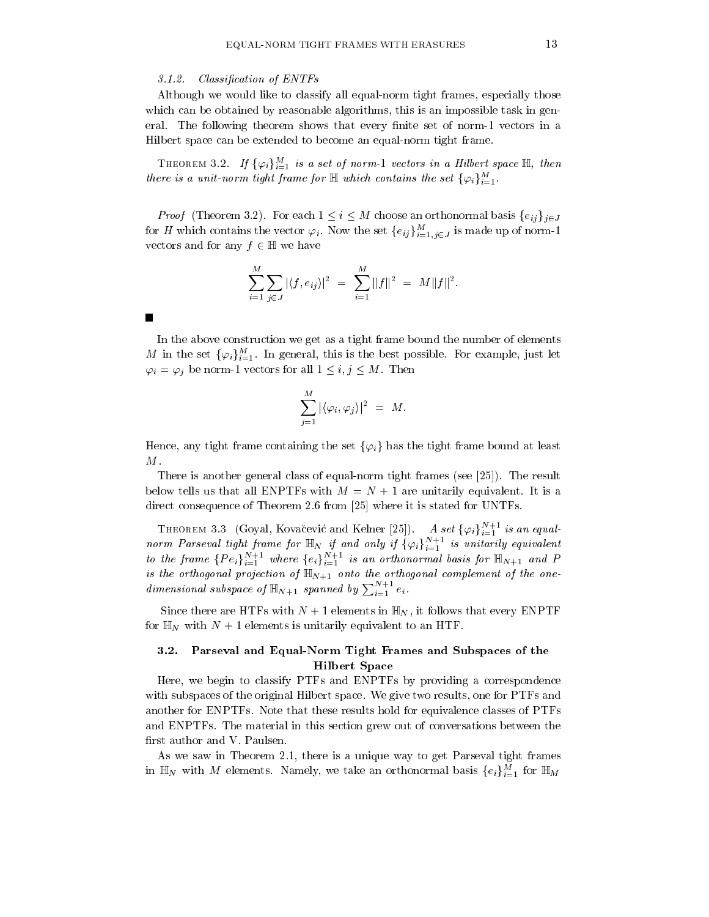### 3.1.2. *Classification of ENTFs*

Although we would like to classify all equal-norm tight frames, especially those which can be obtained by reasonable algorithms, this is an impossible task in general. The following theorem shows that every finite set of norm-1 vectors in a Hilbert space can be extended to become an equal-norm tight frame.

THEOREM 3.2. *If $\{\varphi_i\}_{i=1}^{M}$ is a set of norm-1 vectors in a Hilbert space $\mathbb{H}$, then there is a unit-norm tight frame for $\mathbb{H}$ which contains the set $\{\varphi_i\}_{i=1}^{M}$.*

*Proof* (Theorem 3.2). For each $1 \leq i \leq M$ choose an orthonormal basis $\{e_{ij}\}_{j\in J}$ for $H$ which contains the vector $\varphi_i$. Now the set $\{e_{ij}\}_{i=1, j\in J}^{M}$ is made up of norm-1 vectors and for any $f \in \mathbb{H}$ we have

$$\sum_{i=1}^{M}\sum_{j\in J}|\langle f, e_{ij}\rangle|^2 \;=\; \sum_{i=1}^{M}\|f\|^2 \;=\; M\|f\|^2.$$

■

In the above construction we get as a tight frame bound the number of elements $M$ in the set $\{\varphi_i\}_{i=1}^{M}$. In general, this is the best possible. For example, just let $\varphi_i = \varphi_j$ be norm-1 vectors for all $1 \leq i, j \leq M$. Then

$$\sum_{j=1}^{M}|\langle \varphi_i, \varphi_j\rangle|^2 \;=\; M.$$

Hence, any tight frame containing the set $\{\varphi_i\}$ has the tight frame bound at least $M$.

There is another general class of equal-norm tight frames (see [25]). The result below tells us that all ENPTFs with $M = N + 1$ are unitarily equivalent. It is a direct consequence of Theorem 2.6 from [25] where it is stated for UNTFs.

THEOREM 3.3 (Goyal, Kovačević and Kelner [25]). *A set $\{\varphi_i\}_{i=1}^{N+1}$ is an equal-norm Parseval tight frame for $\mathbb{H}_N$ if and only if $\{\varphi_i\}_{i=1}^{N+1}$ is unitarily equivalent to the frame $\{Pe_i\}_{i=1}^{N+1}$ where $\{e_i\}_{i=1}^{N+1}$ is an orthonormal basis for $\mathbb{H}_{N+1}$ and $P$ is the orthogonal projection of $\mathbb{H}_{N+1}$ onto the orthogonal complement of the one-dimensional subspace of $\mathbb{H}_{N+1}$ spanned by $\sum_{i=1}^{N+1} e_i$.*

Since there are HTFs with $N+1$ elements in $\mathbb{H}_N$, it follows that every ENPTF for $\mathbb{H}_N$ with $N+1$ elements is unitarily equivalent to an HTF.

## 3.2. Parseval and Equal-Norm Tight Frames and Subspaces of the Hilbert Space

Here, we begin to classify PTFs and ENPTFs by providing a correspondence with subspaces of the original Hilbert space. We give two results, one for PTFs and another for ENPTFs. Note that these results hold for equivalence classes of PTFs and ENPTFs. The material in this section grew out of conversations between the first author and V. Paulsen.

As we saw in Theorem 2.1, there is a unique way to get Parseval tight frames in $\mathbb{H}_N$ with $M$ elements. Namely, we take an orthonormal basis $\{e_i\}_{i=1}^{M}$ for $\mathbb{H}_M$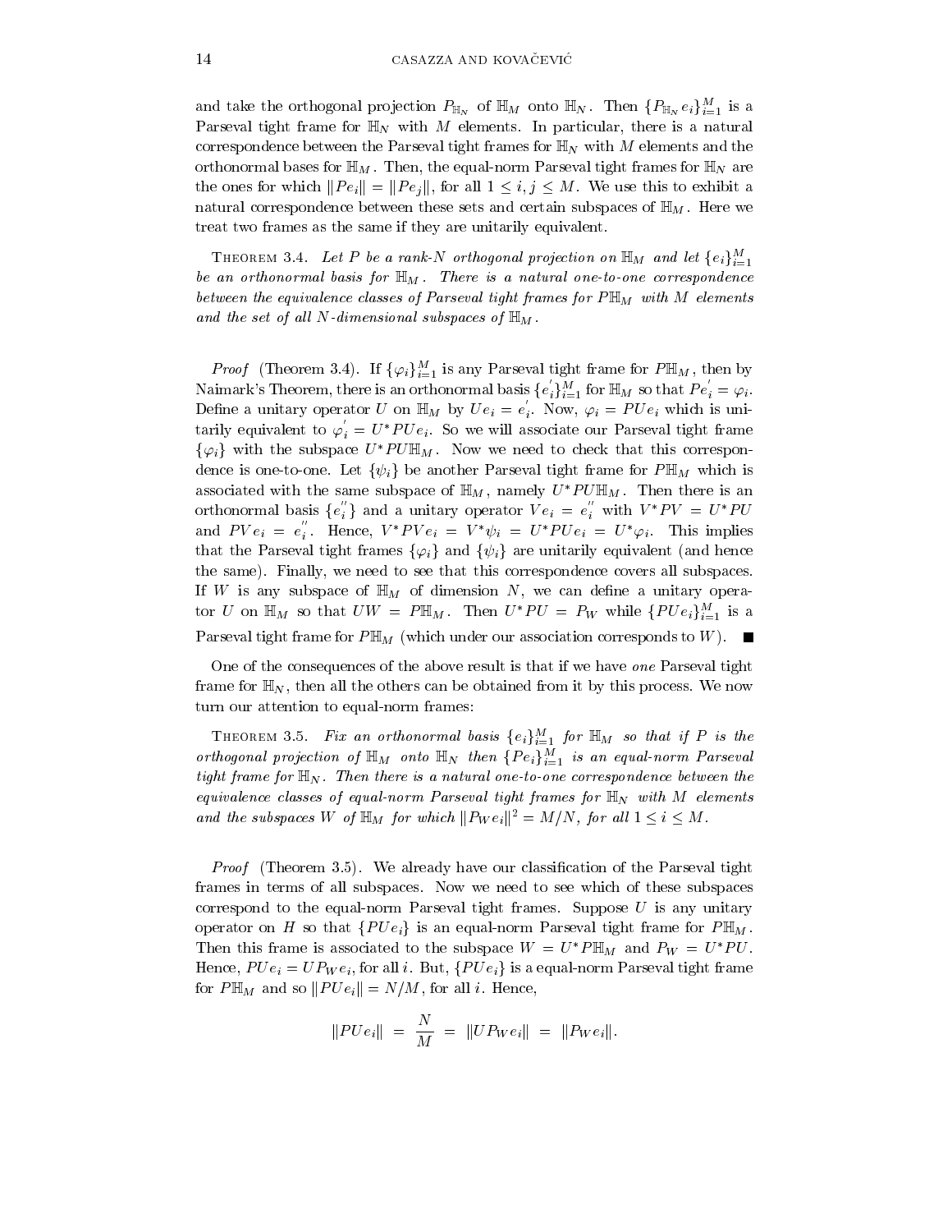and take the orthogonal projection $P_{\mathbb{H}_N}$ of $\mathbb{H}_M$ onto $\mathbb{H}_N$. Then $\{P_{\mathbb{H}_N} e_i\}_{i=1}^M$ is a Parseval tight frame for $\mathbb{H}_N$ with $M$ elements. In particular, there is a natural correspondence between the Parseval tight frames for $\mathbb{H}_N$ with $M$ elements and the orthonormal bases for $\mathbb{H}_M$. Then, the equal-norm Parseval tight frames for $\mathbb{H}_N$ are the ones for which $\|Pe_i\| = \|Pe_j\|$, for all $1 \leq i, j \leq M$. We use this to exhibit a natural correspondence between these sets and certain subspaces of $\mathbb{H}_M$. Here we treat two frames as the same if they are unitarily equivalent.

Theorem 3.4. *Let $P$ be a rank-$N$ orthogonal projection on $\mathbb{H}_M$ and let $\{e_i\}_{i=1}^M$ be an orthonormal basis for $\mathbb{H}_M$. There is a natural one-to-one correspondence between the equivalence classes of Parseval tight frames for $P\mathbb{H}_M$ with $M$ elements and the set of all $N$-dimensional subspaces of $\mathbb{H}_M$.*

*Proof* (Theorem 3.4). If $\{\varphi_i\}_{i=1}^M$ is any Parseval tight frame for $P\mathbb{H}_M$, then by Naimark's Theorem, there is an orthonormal basis $\{e_i'\}_{i=1}^M$ for $\mathbb{H}_M$ so that $Pe_i' = \varphi_i$. Define a unitary operator $U$ on $\mathbb{H}_M$ by $Ue_i = e_i'$. Now, $\varphi_i = PUe_i$ which is unitarily equivalent to $\varphi_i' = U^*PUe_i$. So we will associate our Parseval tight frame $\{\varphi_i\}$ with the subspace $U^*PU\mathbb{H}_M$. Now we need to check that this correspondence is one-to-one. Let $\{\psi_i\}$ be another Parseval tight frame for $P\mathbb{H}_M$ which is associated with the same subspace of $\mathbb{H}_M$, namely $U^*PU\mathbb{H}_M$. Then there is an orthonormal basis $\{e_i''\}$ and a unitary operator $Ve_i = e_i''$ with $V^*PV = U^*PU$ and $PVe_i = e_i''$. Hence, $V^*PVe_i = V^*\psi_i = U^*PUe_i = U^*\varphi_i$. This implies that the Parseval tight frames $\{\varphi_i\}$ and $\{\psi_i\}$ are unitarily equivalent (and hence the same). Finally, we need to see that this correspondence covers all subspaces. If $W$ is any subspace of $\mathbb{H}_M$ of dimension $N$, we can define a unitary operator $U$ on $\mathbb{H}_M$ so that $UW = P\mathbb{H}_M$. Then $U^*PU = P_W$ while $\{PUe_i\}_{i=1}^M$ is a Parseval tight frame for $P\mathbb{H}_M$ (which under our association corresponds to $W$). ■

One of the consequences of the above result is that if we have *one* Parseval tight frame for $\mathbb{H}_N$, then all the others can be obtained from it by this process. We now turn our attention to equal-norm frames:

Theorem 3.5. *Fix an orthonormal basis $\{e_i\}_{i=1}^M$ for $\mathbb{H}_M$ so that if $P$ is the orthogonal projection of $\mathbb{H}_M$ onto $\mathbb{H}_N$ then $\{Pe_i\}_{i=1}^M$ is an equal-norm Parseval tight frame for $\mathbb{H}_N$. Then there is a natural one-to-one correspondence between the equivalence classes of equal-norm Parseval tight frames for $\mathbb{H}_N$ with $M$ elements and the subspaces $W$ of $\mathbb{H}_M$ for which $\|P_W e_i\|^2 = M/N$, for all $1 \leq i \leq M$.*

*Proof* (Theorem 3.5). We already have our classification of the Parseval tight frames in terms of all subspaces. Now we need to see which of these subspaces correspond to the equal-norm Parseval tight frames. Suppose $U$ is any unitary operator on $H$ so that $\{PUe_i\}$ is an equal-norm Parseval tight frame for $P\mathbb{H}_M$. Then this frame is associated to the subspace $W = U^*P\mathbb{H}_M$ and $P_W = U^*PU$. Hence, $PUe_i = UP_We_i$, for all $i$. But, $\{PUe_i\}$ is a equal-norm Parseval tight frame for $P\mathbb{H}_M$ and so $\|PUe_i\| = N/M$, for all $i$. Hence,

$$\|PUe_i\| \;=\; \frac{N}{M} \;=\; \|UP_We_i\| \;=\; \|P_We_i\|.$$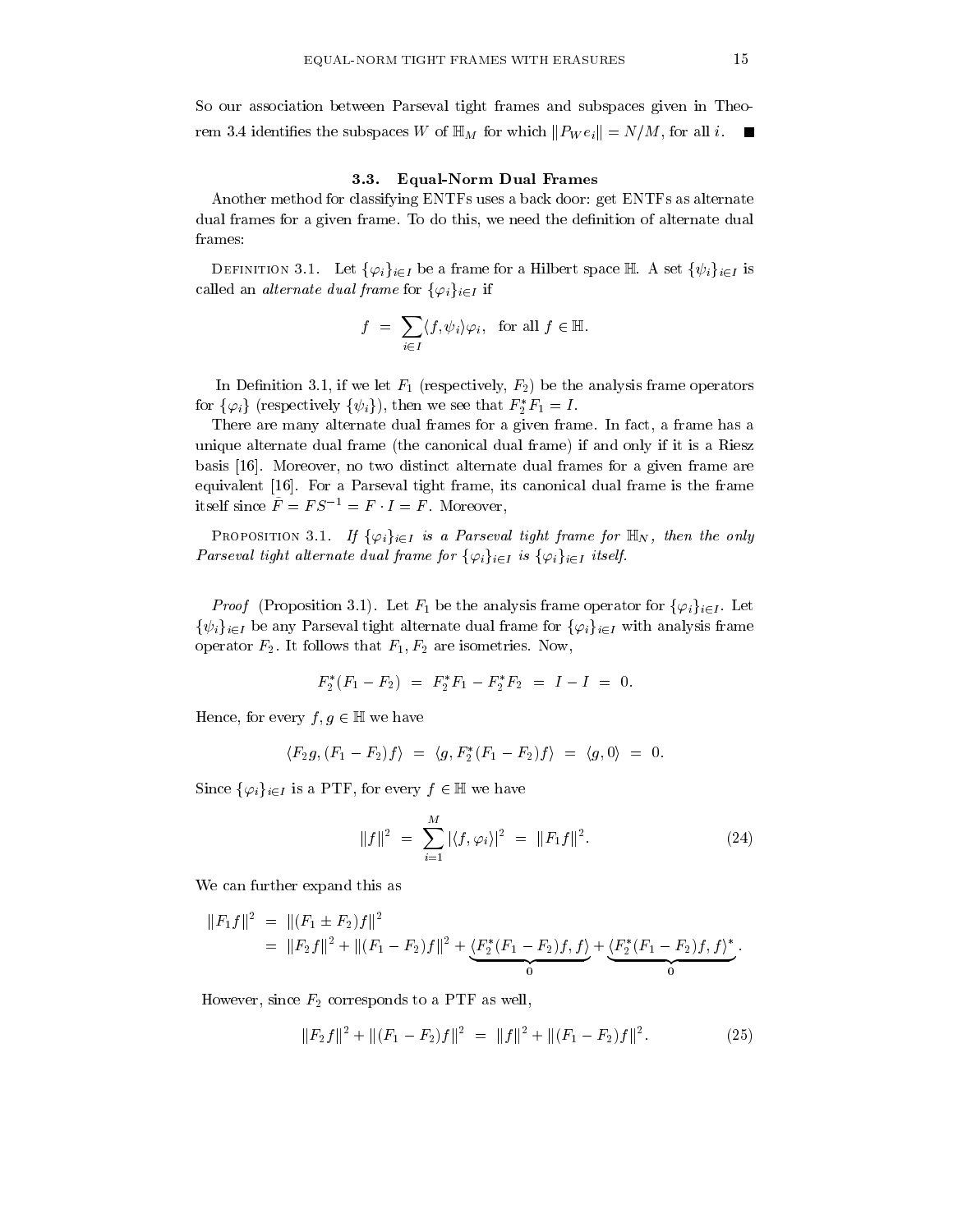So our association between Parseval tight frames and subspaces given in Theorem 3.4 identifies the subspaces $W$ of $\mathbb{H}_M$ for which $\|P_W e_i\| = N/M$, for all $i$. ∎

### 3.3. Equal-Norm Dual Frames

Another method for classifying ENTFs uses a back door: get ENTFs as alternate dual frames for a given frame. To do this, we need the definition of alternate dual frames:

Definition 3.1. Let $\{\varphi_i\}_{i\in I}$ be a frame for a Hilbert space $\mathbb{H}$. A set $\{\psi_i\}_{i\in I}$ is called an *alternate dual frame* for $\{\varphi_i\}_{i\in I}$ if

$$f \;=\; \sum_{i\in I} \langle f, \psi_i\rangle \varphi_i, \quad \text{for all } f \in \mathbb{H}.$$

In Definition 3.1, if we let $F_1$ (respectively, $F_2$) be the analysis frame operators for $\{\varphi_i\}$ (respectively $\{\psi_i\}$), then we see that $F_2^* F_1 = I$.

There are many alternate dual frames for a given frame. In fact, a frame has a unique alternate dual frame (the canonical dual frame) if and only if it is a Riesz basis [16]. Moreover, no two distinct alternate dual frames for a given frame are equivalent [16]. For a Parseval tight frame, its canonical dual frame is the frame itself since $\bar{F} = FS^{-1} = F \cdot I = F$. Moreover,

Proposition 3.1. *If $\{\varphi_i\}_{i\in I}$ is a Parseval tight frame for $\mathbb{H}_N$, then the only Parseval tight alternate dual frame for $\{\varphi_i\}_{i\in I}$ is $\{\varphi_i\}_{i\in I}$ itself.*

*Proof* (Proposition 3.1). Let $F_1$ be the analysis frame operator for $\{\varphi_i\}_{i\in I}$. Let $\{\psi_i\}_{i\in I}$ be any Parseval tight alternate dual frame for $\{\varphi_i\}_{i\in I}$ with analysis frame operator $F_2$. It follows that $F_1, F_2$ are isometries. Now,

$$F_2^*(F_1 - F_2) \;=\; F_2^* F_1 - F_2^* F_2 \;=\; I - I \;=\; 0.$$

Hence, for every $f, g \in \mathbb{H}$ we have

$$\langle F_2 g, (F_1 - F_2) f\rangle \;=\; \langle g, F_2^*(F_1 - F_2) f\rangle \;=\; \langle g, 0\rangle \;=\; 0.$$

Since $\{\varphi_i\}_{i\in I}$ is a PTF, for every $f \in \mathbb{H}$ we have

$$\|f\|^2 \;=\; \sum_{i=1}^{M} |\langle f, \varphi_i\rangle|^2 \;=\; \|F_1 f\|^2. \tag{24}$$

We can further expand this as

$$\begin{aligned}\|F_1 f\|^2 \;&=\; \|(F_1 \pm F_2) f\|^2 \\ &=\; \|F_2 f\|^2 + \|(F_1 - F_2) f\|^2 + \underbrace{\langle F_2^*(F_1 - F_2) f, f\rangle}_{0} + \underbrace{\langle F_2^*(F_1 - F_2) f, f\rangle^*}_{0}.\end{aligned}$$

However, since $F_2$ corresponds to a PTF as well,

$$\|F_2 f\|^2 + \|(F_1 - F_2) f\|^2 \;=\; \|f\|^2 + \|(F_1 - F_2) f\|^2. \tag{25}$$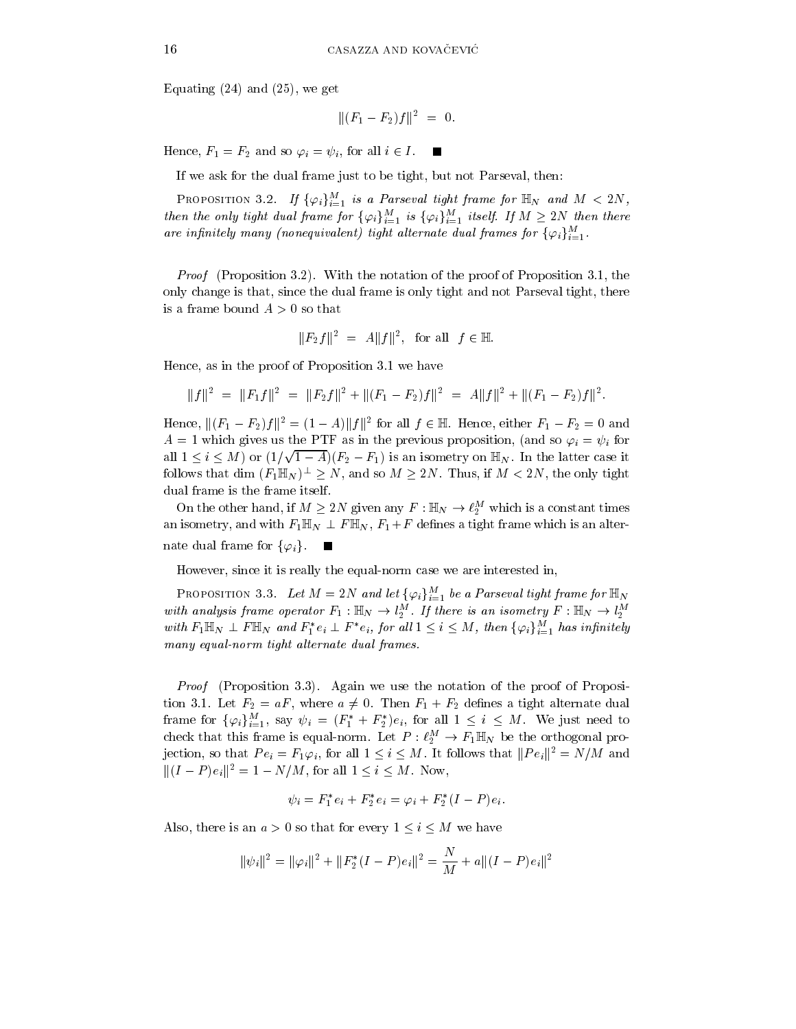Equating (24) and (25), we get

$$\|(F_1 - F_2)f\|^2 \ = \ 0.$$

Hence, $F_1 = F_2$ and so $\varphi_i = \psi_i$, for all $i \in I$. ∎

If we ask for the dual frame just to be tight, but not Parseval, then:

Proposition 3.2. *If $\{\varphi_i\}_{i=1}^M$ is a Parseval tight frame for $\mathbb{H}_N$ and $M < 2N$, then the only tight dual frame for $\{\varphi_i\}_{i=1}^M$ is $\{\varphi_i\}_{i=1}^M$ itself. If $M \geq 2N$ then there are infinitely many (nonequivalent) tight alternate dual frames for $\{\varphi_i\}_{i=1}^M$.*

*Proof* (Proposition 3.2). With the notation of the proof of Proposition 3.1, the only change is that, since the dual frame is only tight and not Parseval tight, there is a frame bound $A > 0$ so that

$$\|F_2 f\|^2 \ = \ A\|f\|^2, \ \text{ for all } \ f \in \mathbb{H}.$$

Hence, as in the proof of Proposition 3.1 we have

$$\|f\|^2 \ = \ \|F_1 f\|^2 \ = \ \|F_2 f\|^2 + \|(F_1 - F_2)f\|^2 \ = \ A\|f\|^2 + \|(F_1 - F_2)f\|^2.$$

Hence, $\|(F_1 - F_2)f\|^2 = (1 - A)\|f\|^2$ for all $f \in \mathbb{H}$. Hence, either $F_1 - F_2 = 0$ and $A = 1$ which gives us the PTF as in the previous proposition, (and so $\varphi_i = \psi_i$ for all $1 \leq i \leq M$) or $(1/\sqrt{1-A})(F_2 - F_1)$ is an isometry on $\mathbb{H}_N$. In the latter case it follows that dim $(F_1 \mathbb{H}_N)^\perp \geq N$, and so $M \geq 2N$. Thus, if $M < 2N$, the only tight dual frame is the frame itself.

On the other hand, if $M \geq 2N$ given any $F : \mathbb{H}_N \to \ell_2^M$ which is a constant times an isometry, and with $F_1 \mathbb{H}_N \perp F\mathbb{H}_N$, $F_1 + F$ defines a tight frame which is an alternate dual frame for $\{\varphi_i\}$. ∎

However, since it is really the equal-norm case we are interested in,

Proposition 3.3. *Let $M = 2N$ and let $\{\varphi_i\}_{i=1}^M$ be a Parseval tight frame for $\mathbb{H}_N$ with analysis frame operator $F_1 : \mathbb{H}_N \to l_2^M$. If there is an isometry $F : \mathbb{H}_N \to l_2^M$ with $F_1 \mathbb{H}_N \perp F\mathbb{H}_N$ and $F_1^* e_i \perp F^* e_i$, for all $1 \leq i \leq M$, then $\{\varphi_i\}_{i=1}^M$ has infinitely many equal-norm tight alternate dual frames.*

*Proof* (Proposition 3.3). Again we use the notation of the proof of Proposition 3.1. Let $F_2 = aF$, where $a \neq 0$. Then $F_1 + F_2$ defines a tight alternate dual frame for $\{\varphi_i\}_{i=1}^M$, say $\psi_i = (F_1^* + F_2^*)e_i$, for all $1 \leq i \leq M$. We just need to check that this frame is equal-norm. Let $P : \ell_2^M \to F_1 \mathbb{H}_N$ be the orthogonal projection, so that $Pe_i = F_1 \varphi_i$, for all $1 \leq i \leq M$. It follows that $\|Pe_i\|^2 = N/M$ and $\|(I - P)e_i\|^2 = 1 - N/M$, for all $1 \leq i \leq M$. Now,

$$\psi_i = F_1^* e_i + F_2^* e_i = \varphi_i + F_2^*(I - P)e_i.$$

Also, there is an $a > 0$ so that for every $1 \leq i \leq M$ we have

$$\|\psi_i\|^2 = \|\varphi_i\|^2 + \|F_2^*(I - P)e_i\|^2 = \frac{N}{M} + a\|(I - P)e_i\|^2$$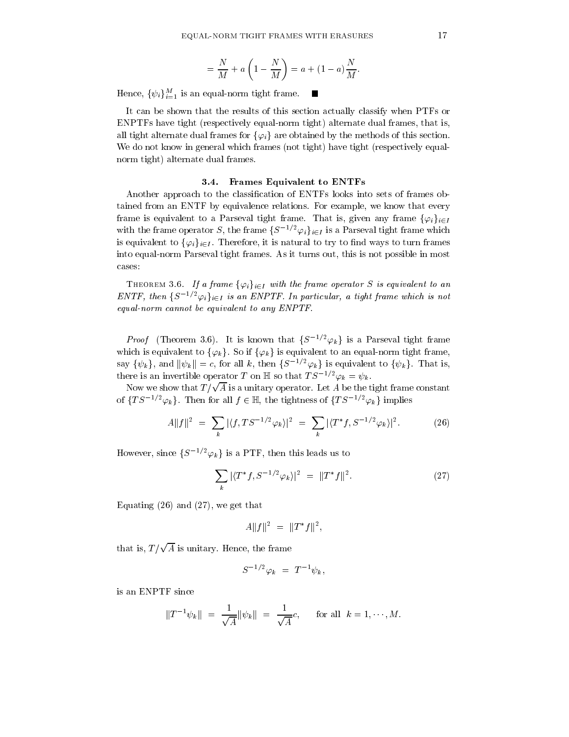$$= \frac{N}{M} + a\left(1 - \frac{N}{M}\right) = a + (1-a)\frac{N}{M}.$$

Hence, $\{\psi_i\}_{i=1}^M$ is an equal-norm tight frame. ■

It can be shown that the results of this section actually classify when PTFs or ENPTFs have tight (respectively equal-norm tight) alternate dual frames, that is, all tight alternate dual frames for $\{\varphi_i\}$ are obtained by the methods of this section. We do not know in general which frames (not tight) have tight (respectively equal-norm tight) alternate dual frames.

### 3.4. Frames Equivalent to ENTFs

Another approach to the classification of ENTFs looks into sets of frames obtained from an ENTF by equivalence relations. For example, we know that every frame is equivalent to a Parseval tight frame. That is, given any frame $\{\varphi_i\}_{i\in I}$ with the frame operator $S$, the frame $\{S^{-1/2}\varphi_i\}_{i\in I}$ is a Parseval tight frame which is equivalent to $\{\varphi_i\}_{i\in I}$. Therefore, it is natural to try to find ways to turn frames into equal-norm Parseval tight frames. As it turns out, this is not possible in most cases:

THEOREM 3.6. *If a frame $\{\varphi_i\}_{i\in I}$ with the frame operator $S$ is equivalent to an ENTF, then $\{S^{-1/2}\varphi_i\}_{i\in I}$ is an ENPTF. In particular, a tight frame which is not equal-norm cannot be equivalent to any ENPTF.*

*Proof* (Theorem 3.6). It is known that $\{S^{-1/2}\varphi_k\}$ is a Parseval tight frame which is equivalent to $\{\varphi_k\}$. So if $\{\varphi_k\}$ is equivalent to an equal-norm tight frame, say $\{\psi_k\}$, and $\|\psi_k\| = c$, for all $k$, then $\{S^{-1/2}\varphi_k\}$ is equivalent to $\{\psi_k\}$. That is, there is an invertible operator $T$ on $\mathbb{H}$ so that $TS^{-1/2}\varphi_k = \psi_k$.

Now we show that $T/\sqrt{A}$ is a unitary operator. Let $A$ be the tight frame constant of $\{TS^{-1/2}\varphi_k\}$. Then for all $f \in \mathbb{H}$, the tightness of $\{TS^{-1/2}\varphi_k\}$ implies

$$A\|f\|^2 \;=\; \sum_k |\langle f, TS^{-1/2}\varphi_k\rangle|^2 \;=\; \sum_k |\langle T^*f, S^{-1/2}\varphi_k\rangle|^2. \tag{26}$$

However, since $\{S^{-1/2}\varphi_k\}$ is a PTF, then this leads us to

$$\sum_k |\langle T^*f, S^{-1/2}\varphi_k\rangle|^2 \;=\; \|T^*f\|^2. \tag{27}$$

Equating (26) and (27), we get that

$$A\|f\|^2 \;=\; \|T^*f\|^2,$$

that is, $T/\sqrt{A}$ is unitary. Hence, the frame

$$S^{-1/2}\varphi_k \;=\; T^{-1}\psi_k,$$

is an ENPTF since

$$\|T^{-1}\psi_k\| \;=\; \frac{1}{\sqrt{A}}\|\psi_k\| \;=\; \frac{1}{\sqrt{A}}c, \qquad \text{for all } \; k = 1, \cdots, M.$$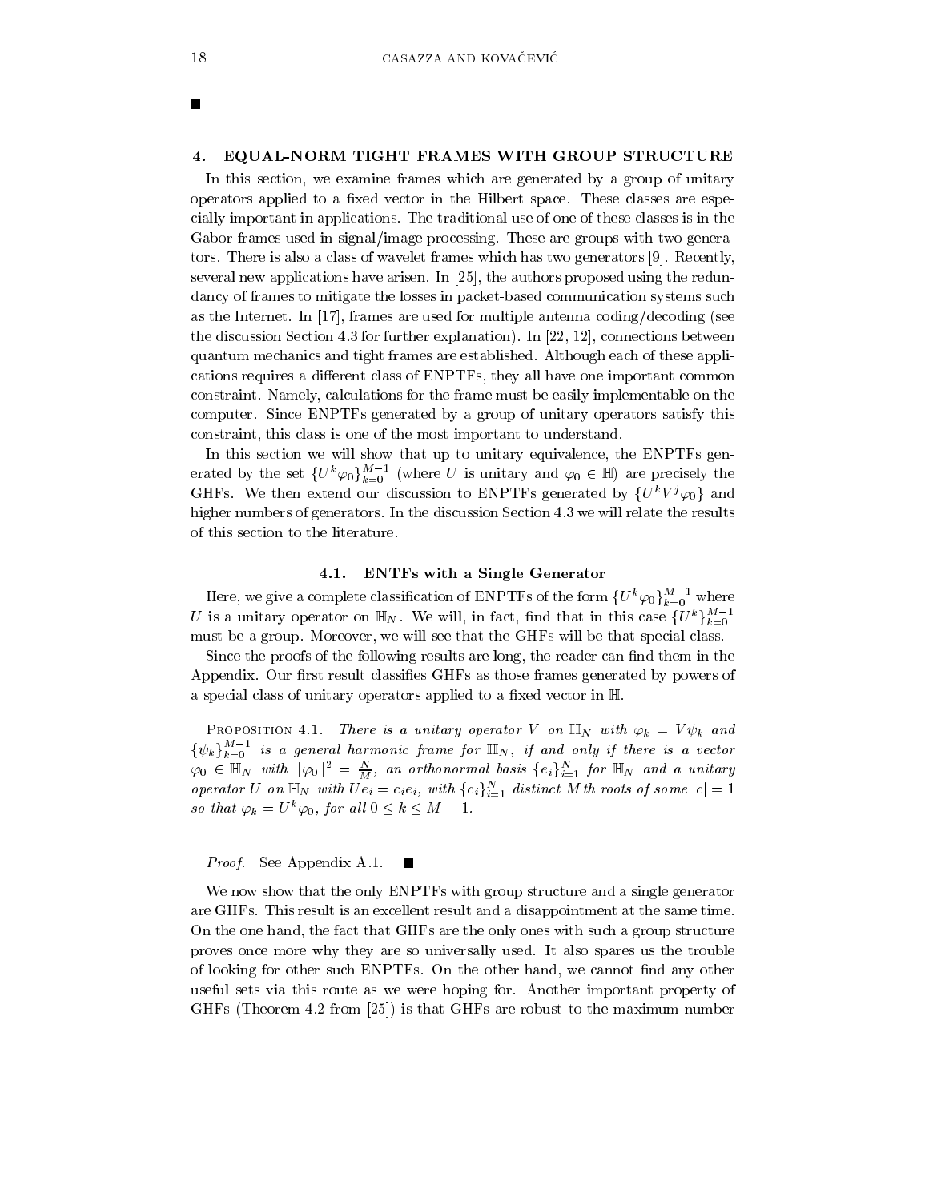■

## 4. EQUAL-NORM TIGHT FRAMES WITH GROUP STRUCTURE

In this section, we examine frames which are generated by a group of unitary operators applied to a fixed vector in the Hilbert space. These classes are especially important in applications. The traditional use of one of these classes is in the Gabor frames used in signal/image processing. These are groups with two generators. There is also a class of wavelet frames which has two generators [9]. Recently, several new applications have arisen. In [25], the authors proposed using the redundancy of frames to mitigate the losses in packet-based communication systems such as the Internet. In [17], frames are used for multiple antenna coding/decoding (see the discussion Section 4.3 for further explanation). In [22, 12], connections between quantum mechanics and tight frames are established. Although each of these applications requires a different class of ENPTFs, they all have one important common constraint. Namely, calculations for the frame must be easily implementable on the computer. Since ENPTFs generated by a group of unitary operators satisfy this constraint, this class is one of the most important to understand.

In this section we will show that up to unitary equivalence, the ENPTFs generated by the set $\{U^k\varphi_0\}_{k=0}^{M-1}$ (where $U$ is unitary and $\varphi_0 \in \mathbb{H}$) are precisely the GHFs. We then extend our discussion to ENPTFs generated by $\{U^kV^j\varphi_0\}$ and higher numbers of generators. In the discussion Section 4.3 we will relate the results of this section to the literature.

### 4.1. ENTFs with a Single Generator

Here, we give a complete classification of ENPTFs of the form $\{U^k\varphi_0\}_{k=0}^{M-1}$ where $U$ is a unitary operator on $\mathbb{H}_N$. We will, in fact, find that in this case $\{U^k\}_{k=0}^{M-1}$ must be a group. Moreover, we will see that the GHFs will be that special class.

Since the proofs of the following results are long, the reader can find them in the Appendix. Our first result classifies GHFs as those frames generated by powers of a special class of unitary operators applied to a fixed vector in $\mathbb{H}$.

Proposition 4.1. *There is a unitary operator $V$ on $\mathbb{H}_N$ with $\varphi_k = V\psi_k$ and $\{\psi_k\}_{k=0}^{M-1}$ is a general harmonic frame for $\mathbb{H}_N$, if and only if there is a vector $\varphi_0 \in \mathbb{H}_N$ with $\|\varphi_0\|^2 = \frac{N}{M}$, an orthonormal basis $\{e_i\}_{i=1}^N$ for $\mathbb{H}_N$ and a unitary operator $U$ on $\mathbb{H}_N$ with $Ue_i = c_ie_i$, with $\{c_i\}_{i=1}^N$ distinct $M$th roots of some $|c| = 1$ so that $\varphi_k = U^k\varphi_0$, for all $0 \le k \le M-1$.*

*Proof.* See Appendix A.1. ■

We now show that the only ENPTFs with group structure and a single generator are GHFs. This result is an excellent result and a disappointment at the same time. On the one hand, the fact that GHFs are the only ones with such a group structure proves once more why they are so universally used. It also spares us the trouble of looking for other such ENPTFs. On the other hand, we cannot find any other useful sets via this route as we were hoping for. Another important property of GHFs (Theorem 4.2 from [25]) is that GHFs are robust to the maximum number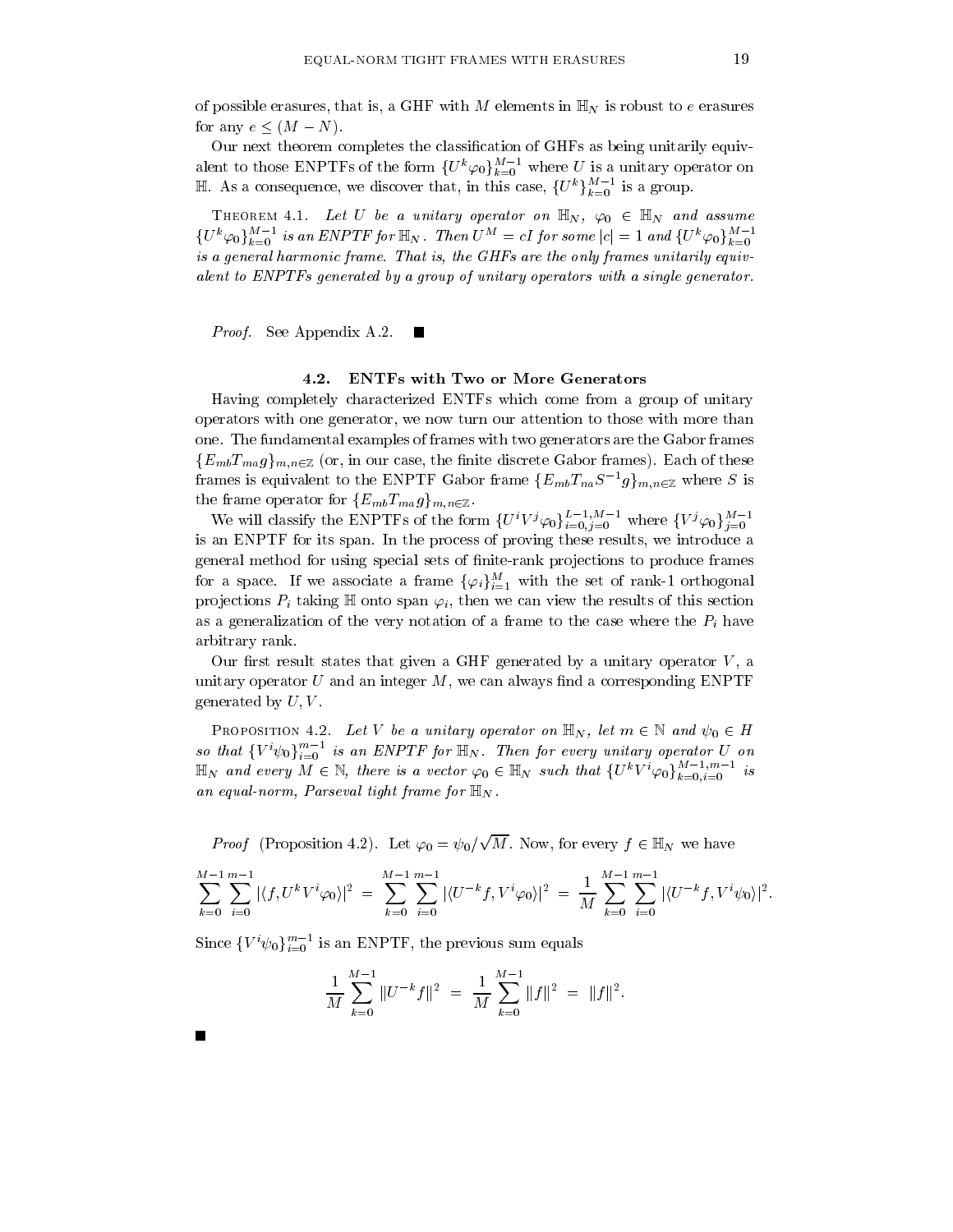of possible erasures, that is, a GHF with $M$ elements in $\mathbb{H}_N$ is robust to $e$ erasures for any $e \leq (M - N)$.

Our next theorem completes the classification of GHFs as being unitarily equivalent to those ENPTFs of the form $\{U^k \varphi_0\}_{k=0}^{M-1}$ where $U$ is a unitary operator on $\mathbb{H}$. As a consequence, we discover that, in this case, $\{U^k\}_{k=0}^{M-1}$ is a group.

THEOREM 4.1. *Let $U$ be a unitary operator on $\mathbb{H}_N$, $\varphi_0 \in \mathbb{H}_N$ and assume $\{U^k \varphi_0\}_{k=0}^{M-1}$ is an ENPTF for $\mathbb{H}_N$. Then $U^M = cI$ for some $|c| = 1$ and $\{U^k \varphi_0\}_{k=0}^{M-1}$ is a general harmonic frame. That is, the GHFs are the only frames unitarily equivalent to ENPTFs generated by a group of unitary operators with a single generator.*

*Proof.* See Appendix A.2. ■

### 4.2. ENTFs with Two or More Generators

Having completely characterized ENTFs which come from a group of unitary operators with one generator, we now turn our attention to those with more than one. The fundamental examples of frames with two generators are the Gabor frames $\{E_{mb}T_{ma}g\}_{m,n\in\mathbb{Z}}$ (or, in our case, the finite discrete Gabor frames). Each of these frames is equivalent to the ENPTF Gabor frame $\{E_{mb}T_{na}S^{-1}g\}_{m,n\in\mathbb{Z}}$ where $S$ is the frame operator for $\{E_{mb}T_{ma}g\}_{m,n\in\mathbb{Z}}$.

We will classify the ENPTFs of the form $\{U^i V^j \varphi_0\}_{i=0,j=0}^{L-1,M-1}$ where $\{V^j \varphi_0\}_{j=0}^{M-1}$ is an ENPTF for its span. In the process of proving these results, we introduce a general method for using special sets of finite-rank projections to produce frames for a space. If we associate a frame $\{\varphi_i\}_{i=1}^{M}$ with the set of rank-1 orthogonal projections $P_i$ taking $\mathbb{H}$ onto span $\varphi_i$, then we can view the results of this section as a generalization of the very notation of a frame to the case where the $P_i$ have arbitrary rank.

Our first result states that given a GHF generated by a unitary operator $V$, a unitary operator $U$ and an integer $M$, we can always find a corresponding ENPTF generated by $U, V$.

PROPOSITION 4.2. *Let $V$ be a unitary operator on $\mathbb{H}_N$, let $m \in \mathbb{N}$ and $\psi_0 \in H$ so that $\{V^i \psi_0\}_{i=0}^{m-1}$ is an ENPTF for $\mathbb{H}_N$. Then for every unitary operator $U$ on $\mathbb{H}_N$ and every $M \in \mathbb{N}$, there is a vector $\varphi_0 \in \mathbb{H}_N$ such that $\{U^k V^i \varphi_0\}_{k=0,i=0}^{M-1,m-1}$ is an equal-norm, Parseval tight frame for $\mathbb{H}_N$.*

*Proof* (Proposition 4.2). Let $\varphi_0 = \psi_0/\sqrt{M}$. Now, for every $f \in \mathbb{H}_N$ we have

$$\sum_{k=0}^{M-1}\sum_{i=0}^{m-1} |\langle f, U^k V^i \varphi_0\rangle|^2 \;=\; \sum_{k=0}^{M-1}\sum_{i=0}^{m-1} |\langle U^{-k} f, V^i \varphi_0\rangle|^2 \;=\; \frac{1}{M}\sum_{k=0}^{M-1}\sum_{i=0}^{m-1} |\langle U^{-k} f, V^i \psi_0\rangle|^2.$$

Since $\{V^i \psi_0\}_{i=0}^{m-1}$ is an ENPTF, the previous sum equals

$$\frac{1}{M}\sum_{k=0}^{M-1} \|U^{-k} f\|^2 \;=\; \frac{1}{M}\sum_{k=0}^{M-1} \|f\|^2 \;=\; \|f\|^2.$$

■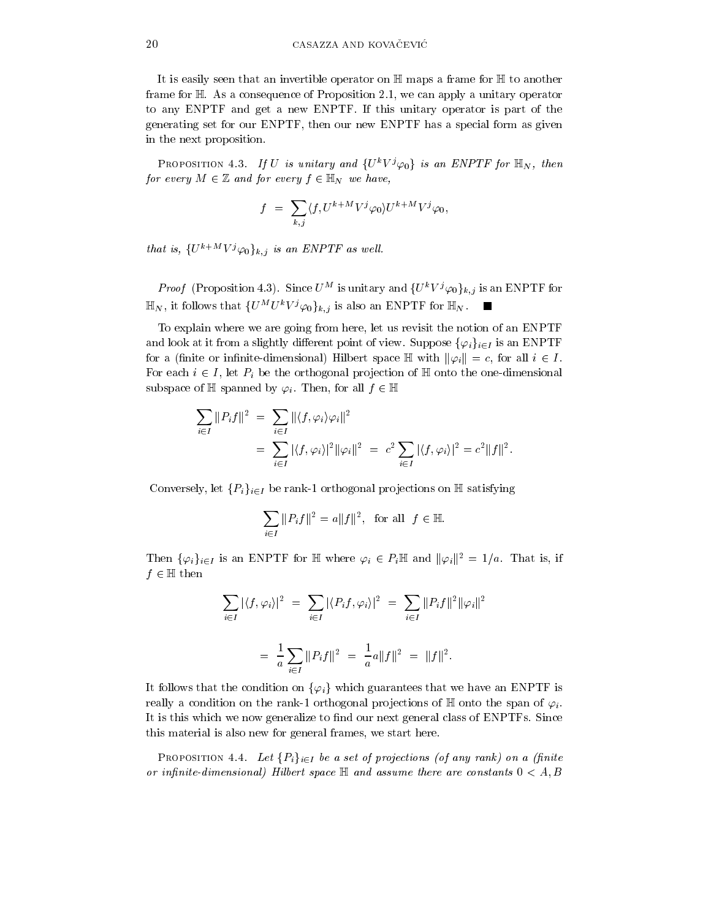It is easily seen that an invertible operator on $\mathbb{H}$ maps a frame for $\mathbb{H}$ to another frame for $\mathbb{H}$. As a consequence of Proposition 2.1, we can apply a unitary operator to any ENPTF and get a new ENPTF. If this unitary operator is part of the generating set for our ENPTF, then our new ENPTF has a special form as given in the next proposition.

PROPOSITION 4.3. *If $U$ is unitary and $\{U^k V^j \varphi_0\}$ is an ENPTF for $\mathbb{H}_N$, then for every $M \in \mathbb{Z}$ and for every $f \in \mathbb{H}_N$ we have,*

$$f \;=\; \sum_{k,j} \langle f, U^{k+M} V^j \varphi_0 \rangle U^{k+M} V^j \varphi_0,$$

*that is, $\{U^{k+M} V^j \varphi_0\}_{k,j}$ is an ENPTF as well.*

*Proof* (Proposition 4.3). Since $U^M$ is unitary and $\{U^k V^j \varphi_0\}_{k,j}$ is an ENPTF for $\mathbb{H}_N$, it follows that $\{U^M U^k V^j \varphi_0\}_{k,j}$ is also an ENPTF for $\mathbb{H}_N$. ∎

To explain where we are going from here, let us revisit the notion of an ENPTF and look at it from a slightly different point of view. Suppose $\{\varphi_i\}_{i\in I}$ is an ENPTF for a (finite or infinite-dimensional) Hilbert space $\mathbb{H}$ with $\|\varphi_i\| = c$, for all $i \in I$. For each $i \in I$, let $P_i$ be the orthogonal projection of $\mathbb{H}$ onto the one-dimensional subspace of $\mathbb{H}$ spanned by $\varphi_i$. Then, for all $f \in \mathbb{H}$

$$\begin{aligned}
\sum_{i\in I} \|P_i f\|^2 \;&=\; \sum_{i\in I} \|\langle f, \varphi_i\rangle \varphi_i\|^2 \\
&=\; \sum_{i\in I} |\langle f, \varphi_i\rangle|^2 \|\varphi_i\|^2 \;=\; c^2 \sum_{i\in I} |\langle f, \varphi_i\rangle|^2 = c^2 \|f\|^2.
\end{aligned}$$

Conversely, let $\{P_i\}_{i\in I}$ be rank-1 orthogonal projections on $\mathbb{H}$ satisfying

$$\sum_{i\in I} \|P_i f\|^2 = a\|f\|^2, \quad \text{for all} \;\; f \in \mathbb{H}.$$

Then $\{\varphi_i\}_{i\in I}$ is an ENPTF for $\mathbb{H}$ where $\varphi_i \in P_i\mathbb{H}$ and $\|\varphi_i\|^2 = 1/a$. That is, if $f \in \mathbb{H}$ then

$$\sum_{i\in I} |\langle f, \varphi_i\rangle|^2 \;=\; \sum_{i\in I} |\langle P_i f, \varphi_i\rangle|^2 \;=\; \sum_{i\in I} \|P_i f\|^2 \|\varphi_i\|^2$$

$$=\; \frac{1}{a} \sum_{i\in I} \|P_i f\|^2 \;=\; \frac{1}{a} a\|f\|^2 \;=\; \|f\|^2.$$

It follows that the condition on $\{\varphi_i\}$ which guarantees that we have an ENPTF is really a condition on the rank-1 orthogonal projections of $\mathbb{H}$ onto the span of $\varphi_i$. It is this which we now generalize to find our next general class of ENPTFs. Since this material is also new for general frames, we start here.

PROPOSITION 4.4. *Let $\{P_i\}_{i\in I}$ be a set of projections (of any rank) on a (finite or infinite-dimensional) Hilbert space $\mathbb{H}$ and assume there are constants $0 < A, B$*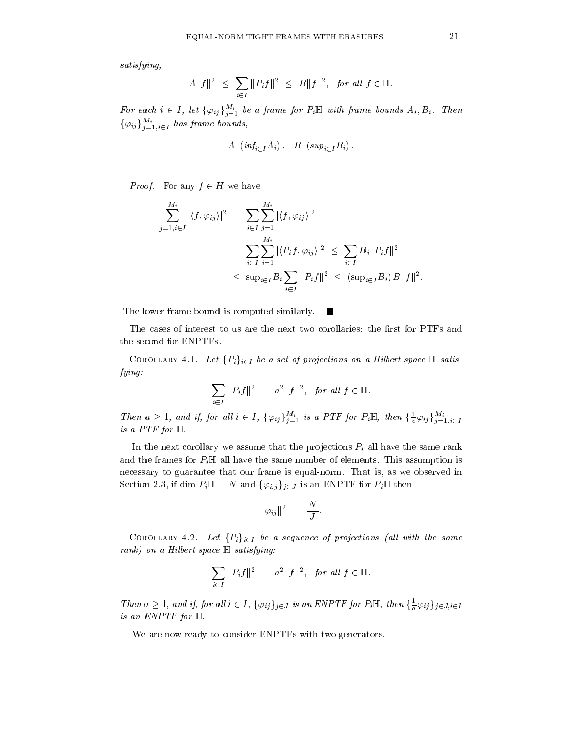*satisfying,*

$$A\|f\|^2 \ \leq \ \sum_{i\in I}\|P_i f\|^2 \ \leq \ B\|f\|^2, \quad \textit{for all } f\in \mathbb{H}.$$

*For each $i \in I$, let $\{\varphi_{ij}\}_{j=1}^{M_i}$ be a frame for $P_i\mathbb{H}$ with frame bounds $A_i, B_i$. Then $\{\varphi_{ij}\}_{j=1,i\in I}^{M_i}$ has frame bounds,*

$$A \ \ (inf_{i\in I} A_i)\ , \quad B \ \ (sup_{i\in I} B_i)\ .$$

*Proof.* For any $f \in H$ we have

$$\begin{aligned}
\sum_{j=1,i\in I}^{M_i} |\langle f,\varphi_{ij}\rangle|^2 \ &= \ \sum_{i\in I}\sum_{j=1}^{M_i}|\langle f,\varphi_{ij}\rangle|^2 \\
&= \ \sum_{i\in I}\sum_{i=1}^{M_i}|\langle P_i f,\varphi_{ij}\rangle|^2 \ \leq \ \sum_{i\in I} B_i\|P_i f\|^2 \\
&\leq \ \sup_{i\in I} B_i \sum_{i\in I}\|P_i f\|^2 \ \leq \ (\sup_{i\in I} B_i)\, B\|f\|^2.
\end{aligned}$$

The lower frame bound is computed similarly. ■

The cases of interest to us are the next two corollaries: the first for PTFs and the second for ENPTFs.

COROLLARY 4.1. *Let $\{P_i\}_{i\in I}$ be a set of projections on a Hilbert space $\mathbb{H}$ satisfying:*

$$\sum_{i\in I}\|P_i f\|^2 \ = \ a^2\|f\|^2, \quad \textit{for all } f\in\mathbb{H}.$$

*Then $a \geq 1$, and if, for all $i \in I$, $\{\varphi_{ij}\}_{j=1}^{M_i}$ is a PTF for $P_i\mathbb{H}$, then $\{\frac{1}{a}\varphi_{ij}\}_{j=1,i\in I}^{M_i}$ is a PTF for $\mathbb{H}$.*

In the next corollary we assume that the projections $P_i$ all have the same rank and the frames for $P_i\mathbb{H}$ all have the same number of elements. This assumption is necessary to guarantee that our frame is equal-norm. That is, as we observed in Section 2.3, if $\dim P_i\mathbb{H} = N$ and $\{\varphi_{i,j}\}_{j\in J}$ is an ENPTF for $P_i\mathbb{H}$ then

$$\|\varphi_{ij}\|^2 \ = \ \frac{N}{|J|}.$$

COROLLARY 4.2. *Let $\{P_i\}_{i\in I}$ be a sequence of projections (all with the same rank) on a Hilbert space $\mathbb{H}$ satisfying:*

$$\sum_{i\in I}\|P_i f\|^2 \ = \ a^2\|f\|^2, \quad \textit{for all } f\in\mathbb{H}.$$

*Then $a \geq 1$, and if, for all $i \in I$, $\{\varphi_{ij}\}_{j\in J}$ is an ENPTF for $P_i\mathbb{H}$, then $\{\frac{1}{a}\varphi_{ij}\}_{j\in J,i\in I}$ is an ENPTF for $\mathbb{H}$.*

We are now ready to consider ENPTFs with two generators.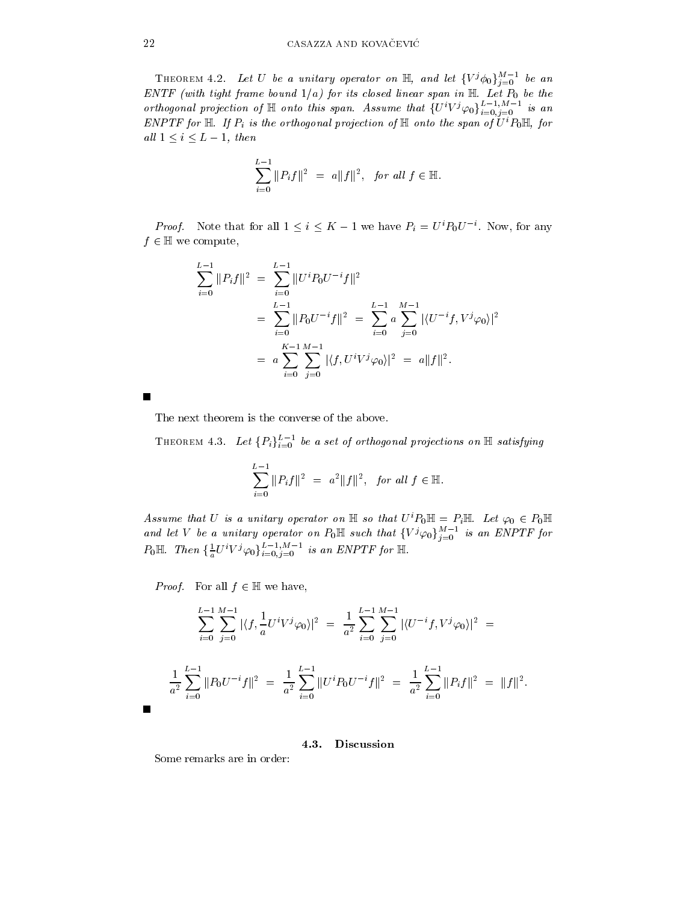**Theorem 4.2.** *Let $U$ be a unitary operator on $\mathbb{H}$, and let $\{V^j \phi_0\}_{j=0}^{M-1}$ be an ENTF (with tight frame bound $1/a$) for its closed linear span in $\mathbb{H}$. Let $P_0$ be the orthogonal projection of $\mathbb{H}$ onto this span. Assume that $\{U^i V^j \varphi_0\}_{i=0,j=0}^{L-1,M-1}$ is an ENPTF for $\mathbb{H}$. If $P_i$ is the orthogonal projection of $\mathbb{H}$ onto the span of $U^i P_0 \mathbb{H}$, for all $1 \leq i \leq L-1$, then*

$$\sum_{i=0}^{L-1} \|P_i f\|^2 \;=\; a\|f\|^2, \quad \textit{for all } f \in \mathbb{H}.$$

*Proof.* Note that for all $1 \leq i \leq K-1$ we have $P_i = U^i P_0 U^{-i}$. Now, for any $f \in \mathbb{H}$ we compute,

$$\begin{aligned}
\sum_{i=0}^{L-1} \|P_i f\|^2 &= \sum_{i=0}^{L-1} \|U^i P_0 U^{-i} f\|^2 \\
&= \sum_{i=0}^{L-1} \|P_0 U^{-i} f\|^2 \;=\; \sum_{i=0}^{L-1} a \sum_{j=0}^{M-1} |\langle U^{-i} f, V^j \varphi_0\rangle|^2 \\
&= a \sum_{i=0}^{K-1} \sum_{j=0}^{M-1} |\langle f, U^i V^j \varphi_0\rangle|^2 \;=\; a\|f\|^2.
\end{aligned}$$

■

The next theorem is the converse of the above.

**Theorem 4.3.** *Let $\{P_i\}_{i=0}^{L-1}$ be a set of orthogonal projections on $\mathbb{H}$ satisfying*

$$\sum_{i=0}^{L-1} \|P_i f\|^2 \;=\; a^2\|f\|^2, \quad \textit{for all } f \in \mathbb{H}.$$

*Assume that $U$ is a unitary operator on $\mathbb{H}$ so that $U^i P_0 \mathbb{H} = P_i \mathbb{H}$. Let $\varphi_0 \in P_0\mathbb{H}$ and let $V$ be a unitary operator on $P_0\mathbb{H}$ such that $\{V^j \varphi_0\}_{j=0}^{M-1}$ is an ENPTF for $P_0\mathbb{H}$. Then $\{\frac{1}{a} U^i V^j \varphi_0\}_{i=0,j=0}^{L-1,M-1}$ is an ENPTF for $\mathbb{H}$.*

*Proof.* For all $f \in \mathbb{H}$ we have,

$$\sum_{i=0}^{L-1} \sum_{j=0}^{M-1} |\langle f, \frac{1}{a} U^i V^j \varphi_0\rangle|^2 \;=\; \frac{1}{a^2} \sum_{i=0}^{L-1} \sum_{j=0}^{M-1} |\langle U^{-i} f, V^j \varphi_0\rangle|^2 \;=$$

$$\frac{1}{a^2} \sum_{i=0}^{L-1} \|P_0 U^{-i} f\|^2 \;=\; \frac{1}{a^2} \sum_{i=0}^{L-1} \|U^i P_0 U^{-i} f\|^2 \;=\; \frac{1}{a^2} \sum_{i=0}^{L-1} \|P_i f\|^2 \;=\; \|f\|^2.$$

■

### 4.3. Discussion

Some remarks are in order: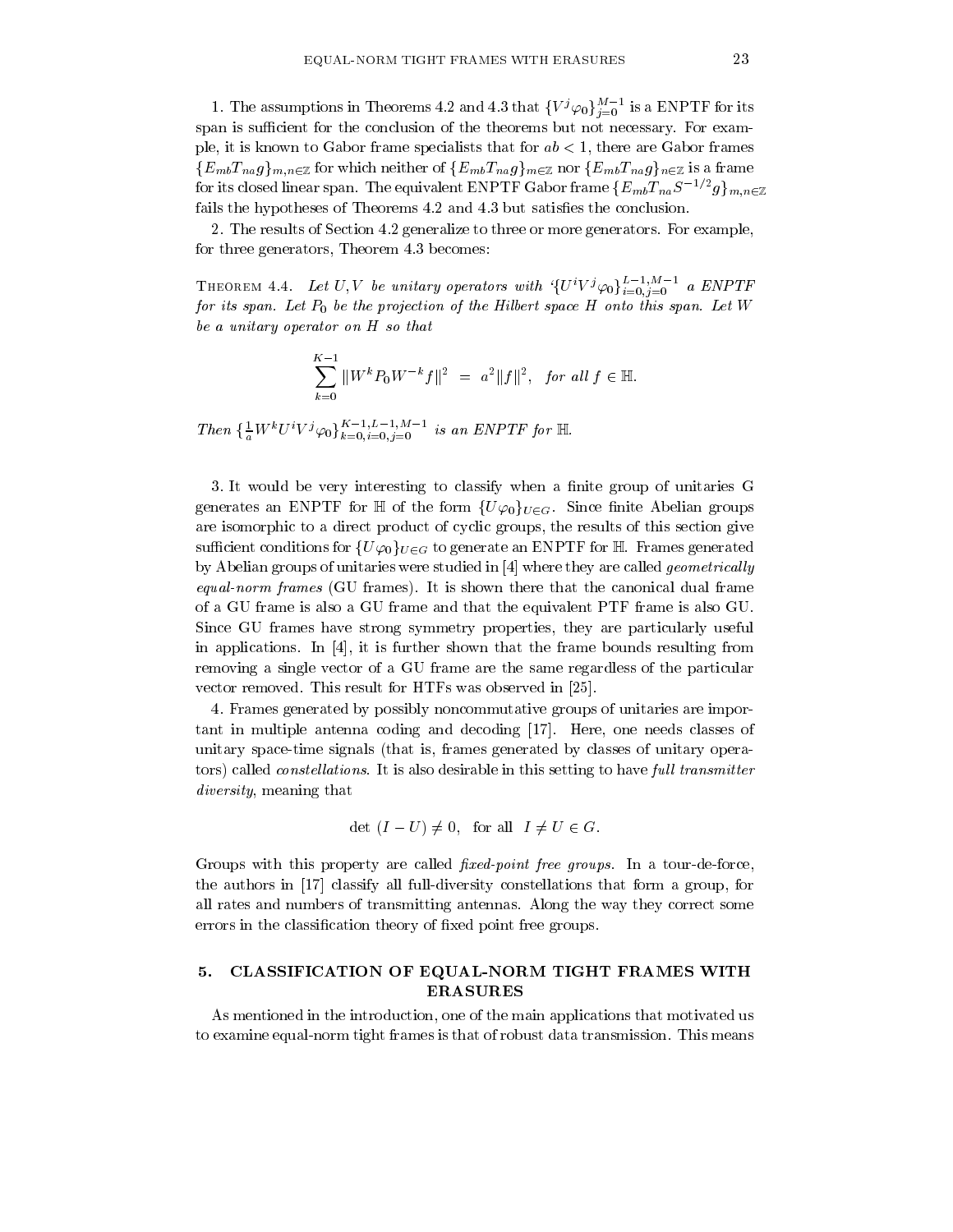1. The assumptions in Theorems 4.2 and 4.3 that $\{V^j\varphi_0\}_{j=0}^{M-1}$ is a ENPTF for its span is sufficient for the conclusion of the theorems but not necessary. For example, it is known to Gabor frame specialists that for $ab < 1$, there are Gabor frames $\{E_{mb}T_{na}g\}_{m,n\in\mathbb{Z}}$ for which neither of $\{E_{mb}T_{na}g\}_{m\in\mathbb{Z}}$ nor $\{E_{mb}T_{na}g\}_{n\in\mathbb{Z}}$ is a frame for its closed linear span. The equivalent ENPTF Gabor frame $\{E_{mb}T_{na}S^{-1/2}g\}_{m,n\in\mathbb{Z}}$ fails the hypotheses of Theorems 4.2 and 4.3 but satisfies the conclusion.

2. The results of Section 4.2 generalize to three or more generators. For example, for three generators, Theorem 4.3 becomes:

Theorem 4.4. *Let $U, V$ be unitary operators with '$\{U^iV^j\varphi_0\}_{i=0,j=0}^{L-1,M-1}$ a ENPTF for its span. Let $P_0$ be the projection of the Hilbert space $H$ onto this span. Let $W$ be a unitary operator on $H$ so that*

$$\sum_{k=0}^{K-1} \|W^k P_0 W^{-k} f\|^2 \;=\; a^2\|f\|^2, \quad \text{for all } f \in \mathbb{H}.$$

*Then $\{\frac{1}{a}W^kU^iV^j\varphi_0\}_{k=0,i=0,j=0}^{K-1,L-1,M-1}$ is an ENPTF for $\mathbb{H}$.*

3. It would be very interesting to classify when a finite group of unitaries G generates an ENPTF for $\mathbb{H}$ of the form $\{U\varphi_0\}_{U\in G}$. Since finite Abelian groups are isomorphic to a direct product of cyclic groups, the results of this section give sufficient conditions for $\{U\varphi_0\}_{U\in G}$ to generate an ENPTF for $\mathbb{H}$. Frames generated by Abelian groups of unitaries were studied in [4] where they are called *geometrically equal-norm frames* (GU frames). It is shown there that the canonical dual frame of a GU frame is also a GU frame and that the equivalent PTF frame is also GU. Since GU frames have strong symmetry properties, they are particularly useful in applications. In [4], it is further shown that the frame bounds resulting from removing a single vector of a GU frame are the same regardless of the particular vector removed. This result for HTFs was observed in [25].

4. Frames generated by possibly noncommutative groups of unitaries are important in multiple antenna coding and decoding [17]. Here, one needs classes of unitary space-time signals (that is, frames generated by classes of unitary operators) called *constellations*. It is also desirable in this setting to have *full transmitter diversity*, meaning that

$$\det\,(I - U) \neq 0, \quad \text{for all} \quad I \neq U \in G.$$

Groups with this property are called *fixed-point free groups*. In a tour-de-force, the authors in [17] classify all full-diversity constellations that form a group, for all rates and numbers of transmitting antennas. Along the way they correct some errors in the classification theory of fixed point free groups.

## 5. CLASSIFICATION OF EQUAL-NORM TIGHT FRAMES WITH ERASURES

As mentioned in the introduction, one of the main applications that motivated us to examine equal-norm tight frames is that of robust data transmission. This means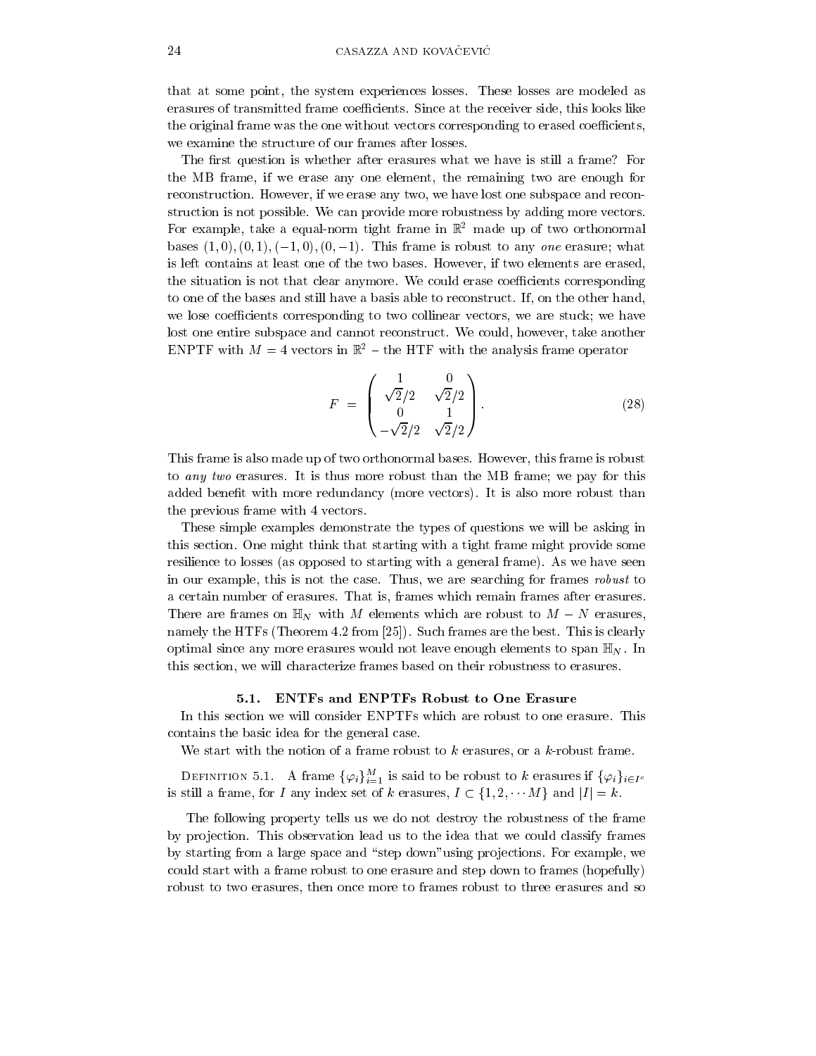that at some point, the system experiences losses. These losses are modeled as erasures of transmitted frame coefficients. Since at the receiver side, this looks like the original frame was the one without vectors corresponding to erased coefficients, we examine the structure of our frames after losses.

The first question is whether after erasures what we have is still a frame? For the MB frame, if we erase any one element, the remaining two are enough for reconstruction. However, if we erase any two, we have lost one subspace and reconstruction is not possible. We can provide more robustness by adding more vectors. For example, take a equal-norm tight frame in $\mathbb{R}^2$ made up of two orthonormal bases $(1,0),(0,1),(-1,0),(0,-1)$. This frame is robust to any *one* erasure; what is left contains at least one of the two bases. However, if two elements are erased, the situation is not that clear anymore. We could erase coefficients corresponding to one of the bases and still have a basis able to reconstruct. If, on the other hand, we lose coefficients corresponding to two collinear vectors, we are stuck; we have lost one entire subspace and cannot reconstruct. We could, however, take another ENPTF with $M = 4$ vectors in $\mathbb{R}^2$ – the HTF with the analysis frame operator

$$F \;=\; \begin{pmatrix} 1 & 0 \\ \sqrt{2}/2 & \sqrt{2}/2 \\ 0 & 1 \\ -\sqrt{2}/2 & \sqrt{2}/2 \end{pmatrix}. \tag{28}$$

This frame is also made up of two orthonormal bases. However, this frame is robust to *any two* erasures. It is thus more robust than the MB frame; we pay for this added benefit with more redundancy (more vectors). It is also more robust than the previous frame with 4 vectors.

These simple examples demonstrate the types of questions we will be asking in this section. One might think that starting with a tight frame might provide some resilience to losses (as opposed to starting with a general frame). As we have seen in our example, this is not the case. Thus, we are searching for frames *robust* to a certain number of erasures. That is, frames which remain frames after erasures. There are frames on $\mathbb{H}_N$ with $M$ elements which are robust to $M-N$ erasures, namely the HTFs (Theorem 4.2 from [25]). Such frames are the best. This is clearly optimal since any more erasures would not leave enough elements to span $\mathbb{H}_N$. In this section, we will characterize frames based on their robustness to erasures.

### 5.1. ENTFs and ENPTFs Robust to One Erasure

In this section we will consider ENPTFs which are robust to one erasure. This contains the basic idea for the general case.

We start with the notion of a frame robust to $k$ erasures, or a $k$-robust frame.

Definition 5.1. A frame $\{\varphi_i\}_{i=1}^M$ is said to be robust to $k$ erasures if $\{\varphi_i\}_{i\in I^c}$ is still a frame, for $I$ any index set of $k$ erasures, $I \subset \{1, 2, \cdots M\}$ and $|I| = k$.

The following property tells us we do not destroy the robustness of the frame by projection. This observation lead us to the idea that we could classify frames by starting from a large space and "step down"using projections. For example, we could start with a frame robust to one erasure and step down to frames (hopefully) robust to two erasures, then once more to frames robust to three erasures and so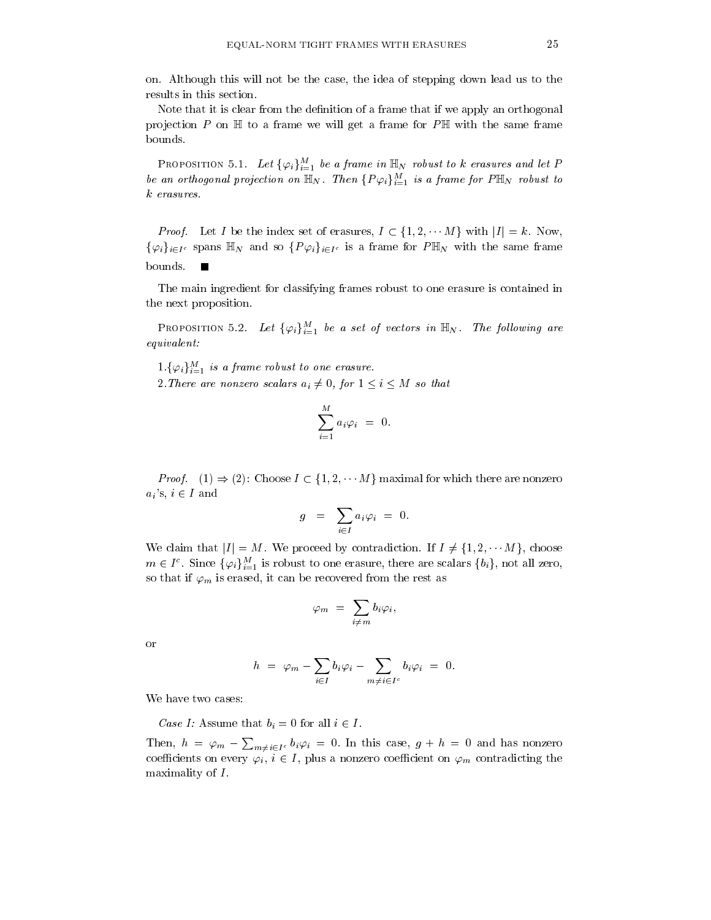on. Although this will not be the case, the idea of stepping down lead us to the results in this section.

Note that it is clear from the definition of a frame that if we apply an orthogonal projection $P$ on $\mathbb{H}$ to a frame we will get a frame for $P\mathbb{H}$ with the same frame bounds.

Proposition 5.1. *Let $\{\varphi_i\}_{i=1}^M$ be a frame in $\mathbb{H}_N$ robust to $k$ erasures and let $P$ be an orthogonal projection on $\mathbb{H}_N$. Then $\{P\varphi_i\}_{i=1}^M$ is a frame for $P\mathbb{H}_N$ robust to $k$ erasures.*

*Proof.* Let $I$ be the index set of erasures, $I \subset \{1, 2, \cdots M\}$ with $|I| = k$. Now, $\{\varphi_i\}_{i \in I^c}$ spans $\mathbb{H}_N$ and so $\{P\varphi_i\}_{i \in I^c}$ is a frame for $P\mathbb{H}_N$ with the same frame bounds. ■

The main ingredient for classifying frames robust to one erasure is contained in the next proposition.

Proposition 5.2. *Let $\{\varphi_i\}_{i=1}^M$ be a set of vectors in $\mathbb{H}_N$. The following are equivalent:*

1. *$\{\varphi_i\}_{i=1}^M$ is a frame robust to one erasure.*
2. *There are nonzero scalars $a_i \neq 0$, for $1 \leq i \leq M$ so that*

$$\sum_{i=1}^M a_i \varphi_i \;=\; 0.$$

*Proof.* $(1) \Rightarrow (2)$: Choose $I \subset \{1, 2, \cdots M\}$ maximal for which there are nonzero $a_i$'s, $i \in I$ and

$$g \;=\; \sum_{i \in I} a_i \varphi_i \;=\; 0.$$

We claim that $|I| = M$. We proceed by contradiction. If $I \neq \{1, 2, \cdots M\}$, choose $m \in I^c$. Since $\{\varphi_i\}_{i=1}^M$ is robust to one erasure, there are scalars $\{b_i\}$, not all zero, so that if $\varphi_m$ is erased, it can be recovered from the rest as

$$\varphi_m \;=\; \sum_{i \neq m} b_i \varphi_i,$$

or

$$h \;=\; \varphi_m - \sum_{i \in I} b_i \varphi_i - \sum_{m \neq i \in I^c} b_i \varphi_i \;=\; 0.$$

We have two cases:

*Case I:* Assume that $b_i = 0$ for all $i \in I$.

Then, $h = \varphi_m - \sum_{m \neq i \in I^c} b_i \varphi_i = 0$. In this case, $g + h = 0$ and has nonzero coefficients on every $\varphi_i$, $i \in I$, plus a nonzero coefficient on $\varphi_m$ contradicting the maximality of $I$.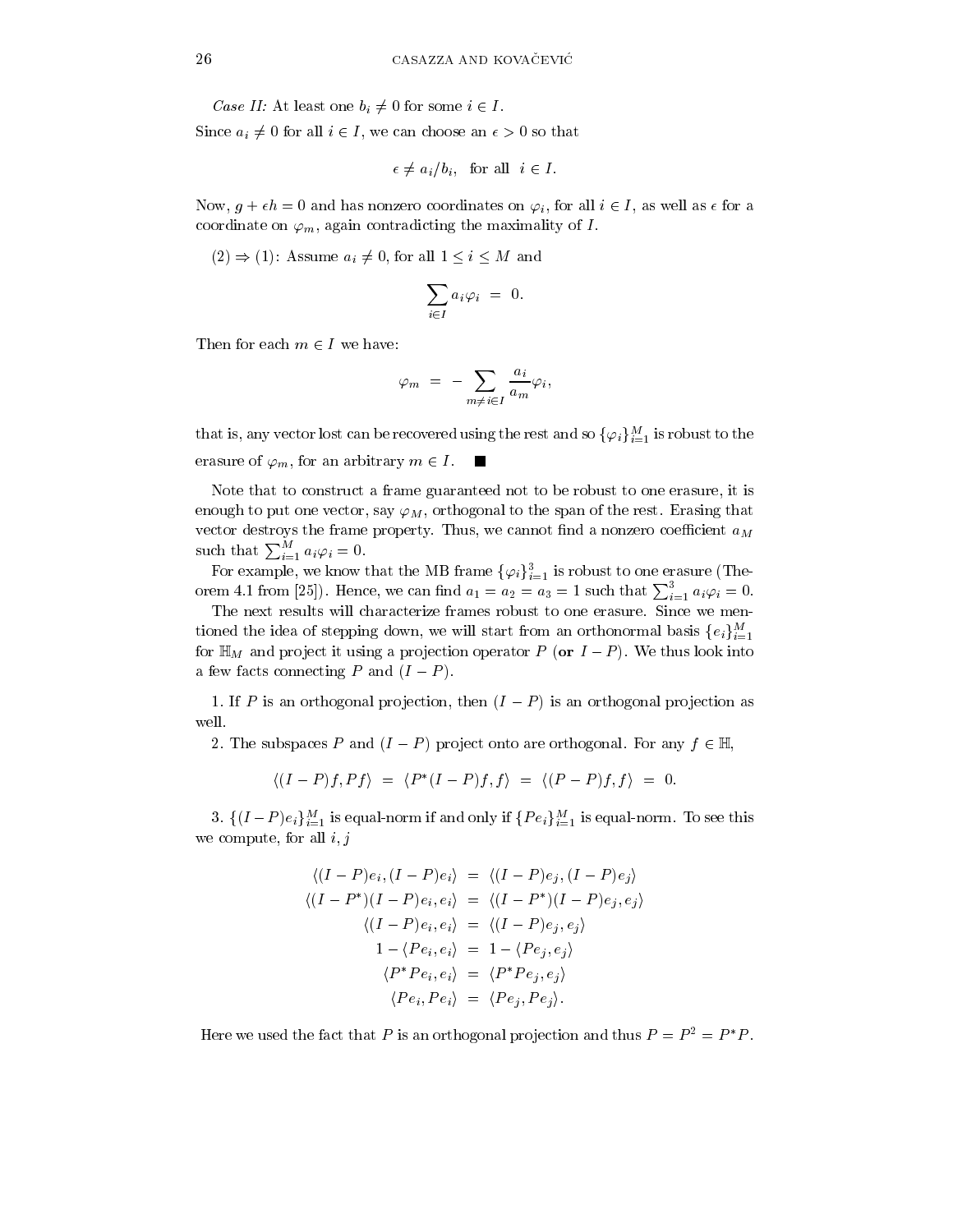*Case II:* At least one $b_i \neq 0$ for some $i \in I$.

Since $a_i \neq 0$ for all $i \in I$, we can choose an $\epsilon > 0$ so that

$$\epsilon \neq a_i/b_i, \quad \text{for all} \quad i \in I.$$

Now, $g + \epsilon h = 0$ and has nonzero coordinates on $\varphi_i$, for all $i \in I$, as well as $\epsilon$ for a coordinate on $\varphi_m$, again contradicting the maximality of $I$.

$(2) \Rightarrow (1)$: Assume $a_i \neq 0$, for all $1 \leq i \leq M$ and

$$\sum_{i \in I} a_i \varphi_i \ = \ 0.$$

Then for each $m \in I$ we have:

$$\varphi_m \ = \ - \sum_{m \neq i \in I} \frac{a_i}{a_m} \varphi_i,$$

that is, any vector lost can be recovered using the rest and so $\{\varphi_i\}_{i=1}^M$ is robust to the erasure of $\varphi_m$, for an arbitrary $m \in I$. ■

Note that to construct a frame guaranteed not to be robust to one erasure, it is enough to put one vector, say $\varphi_M$, orthogonal to the span of the rest. Erasing that vector destroys the frame property. Thus, we cannot find a nonzero coefficient $a_M$ such that $\sum_{i=1}^M a_i \varphi_i = 0$.

For example, we know that the MB frame $\{\varphi_i\}_{i=1}^3$ is robust to one erasure (Theorem 4.1 from [25]). Hence, we can find $a_1 = a_2 = a_3 = 1$ such that $\sum_{i=1}^3 a_i \varphi_i = 0$.

The next results will characterize frames robust to one erasure. Since we mentioned the idea of stepping down, we will start from an orthonormal basis $\{e_i\}_{i=1}^M$ for $\mathbb{H}_M$ and project it using a projection operator $P$ (**or** $I - P$). We thus look into a few facts connecting $P$ and $(I - P)$.

1. If $P$ is an orthogonal projection, then $(I - P)$ is an orthogonal projection as well.

2. The subspaces $P$ and $(I - P)$ project onto are orthogonal. For any $f \in \mathbb{H}$,

$$\langle (I-P)f, Pf \rangle \ = \ \langle P^*(I-P)f, f \rangle \ = \ \langle (P-P)f, f \rangle \ = \ 0.$$

3. $\{(I-P)e_i\}_{i=1}^M$ is equal-norm if and only if $\{Pe_i\}_{i=1}^M$ is equal-norm. To see this we compute, for all $i, j$

$$\begin{aligned}
\langle (I-P)e_i, (I-P)e_i \rangle &= \langle (I-P)e_j, (I-P)e_j \rangle \\
\langle (I-P^*)(I-P)e_i, e_i \rangle &= \langle (I-P^*)(I-P)e_j, e_j \rangle \\
\langle (I-P)e_i, e_i \rangle &= \langle (I-P)e_j, e_j \rangle \\
1 - \langle Pe_i, e_i \rangle &= 1 - \langle Pe_j, e_j \rangle \\
\langle P^*Pe_i, e_i \rangle &= \langle P^*Pe_j, e_j \rangle \\
\langle Pe_i, Pe_i \rangle &= \langle Pe_j, Pe_j \rangle.
\end{aligned}$$

Here we used the fact that $P$ is an orthogonal projection and thus $P = P^2 = P^*P$.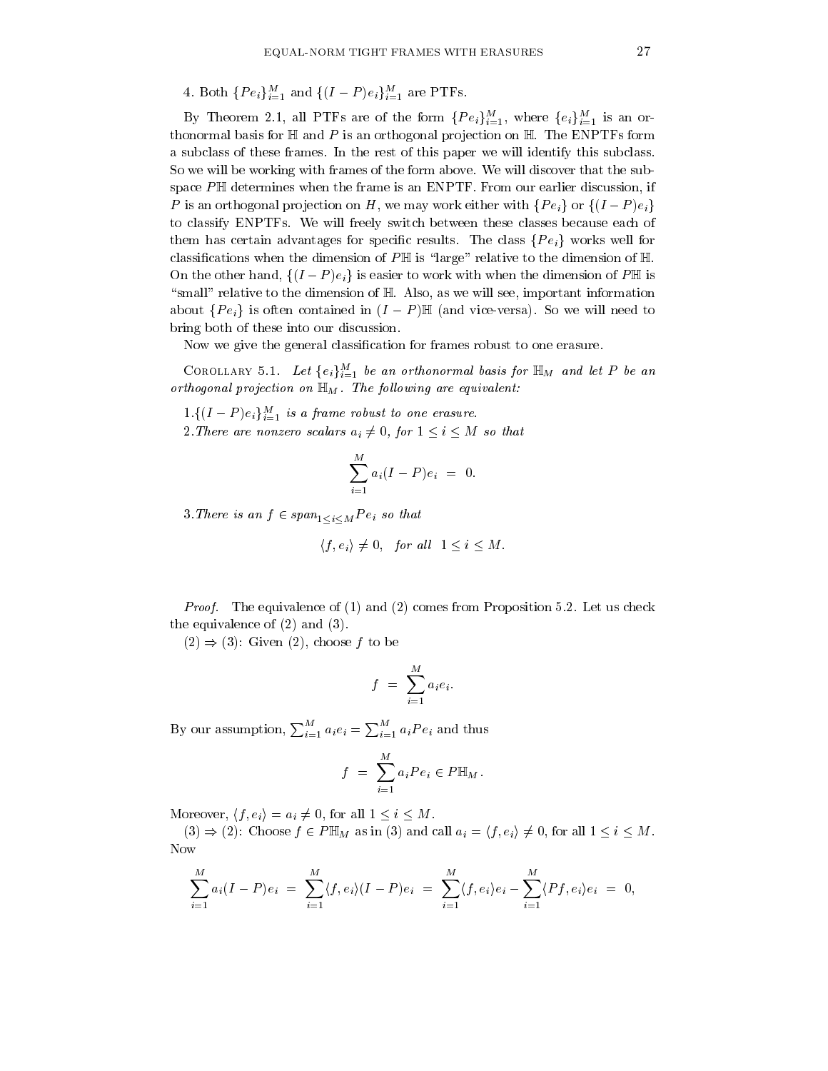4. Both $\{Pe_i\}_{i=1}^M$ and $\{(I-P)e_i\}_{i=1}^M$ are PTFs.

By Theorem 2.1, all PTFs are of the form $\{Pe_i\}_{i=1}^M$, where $\{e_i\}_{i=1}^M$ is an orthonormal basis for $\mathbb{H}$ and $P$ is an orthogonal projection on $\mathbb{H}$. The ENPTFs form a subclass of these frames. In the rest of this paper we will identify this subclass. So we will be working with frames of the form above. We will discover that the subspace $P\mathbb{H}$ determines when the frame is an ENPTF. From our earlier discussion, if $P$ is an orthogonal projection on $H$, we may work either with $\{Pe_i\}$ or $\{(I-P)e_i\}$ to classify ENPTFs. We will freely switch between these classes because each of them has certain advantages for specific results. The class $\{Pe_i\}$ works well for classifications when the dimension of $P\mathbb{H}$ is "large" relative to the dimension of $\mathbb{H}$. On the other hand, $\{(I-P)e_i\}$ is easier to work with when the dimension of $P\mathbb{H}$ is "small" relative to the dimension of $\mathbb{H}$. Also, as we will see, important information about $\{Pe_i\}$ is often contained in $(I-P)\mathbb{H}$ (and vice-versa). So we will need to bring both of these into our discussion.

Now we give the general classification for frames robust to one erasure.

Corollary 5.1. *Let $\{e_i\}_{i=1}^M$ be an orthonormal basis for $\mathbb{H}_M$ and let $P$ be an orthogonal projection on $\mathbb{H}_M$. The following are equivalent:*

1.*$\{(I-P)e_i\}_{i=1}^M$ is a frame robust to one erasure.*

2.*There are nonzero scalars $a_i \neq 0$, for $1 \leq i \leq M$ so that*

$$\sum_{i=1}^M a_i(I-P)e_i \;=\; 0.$$

3.*There is an $f \in span_{1\leq i\leq M} Pe_i$ so that*

$$\langle f, e_i\rangle \neq 0, \quad \text{for all} \quad 1 \leq i \leq M.$$

*Proof.* The equivalence of (1) and (2) comes from Proposition 5.2. Let us check the equivalence of (2) and (3).

(2) $\Rightarrow$ (3): Given (2), choose $f$ to be

$$f \;=\; \sum_{i=1}^M a_i e_i.$$

By our assumption, $\sum_{i=1}^M a_i e_i = \sum_{i=1}^M a_i Pe_i$ and thus

$$f \;=\; \sum_{i=1}^M a_i Pe_i \in P\mathbb{H}_M.$$

Moreover, $\langle f, e_i\rangle = a_i \neq 0$, for all $1 \leq i \leq M$.

(3) $\Rightarrow$ (2): Choose $f \in P\mathbb{H}_M$ as in (3) and call $a_i = \langle f, e_i\rangle \neq 0$, for all $1 \leq i \leq M$. Now

$$\sum_{i=1}^M a_i(I-P)e_i \;=\; \sum_{i=1}^M \langle f, e_i\rangle (I-P)e_i \;=\; \sum_{i=1}^M \langle f, e_i\rangle e_i - \sum_{i=1}^M \langle Pf, e_i\rangle e_i \;=\; 0,$$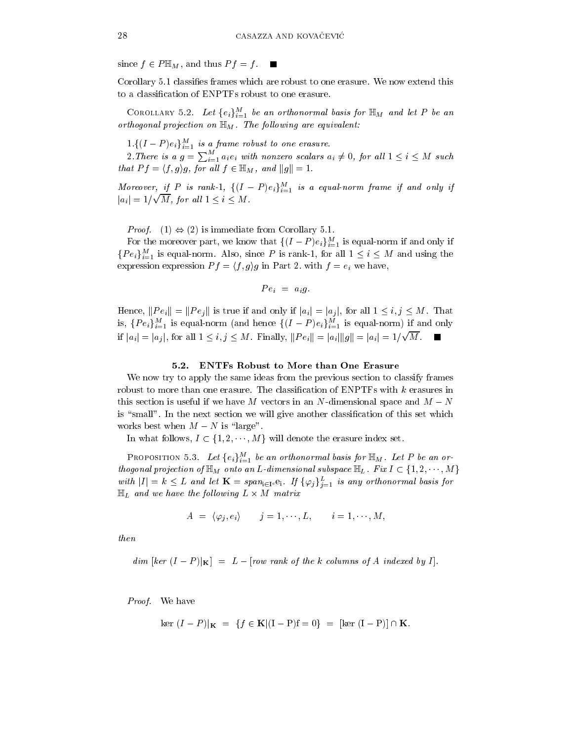since $f \in P\mathbb{H}_M$, and thus $Pf = f$. ■

Corollary 5.1 classifies frames which are robust to one erasure. We now extend this to a classification of ENPTFs robust to one erasure.

COROLLARY 5.2. *Let $\{e_i\}_{i=1}^M$ be an orthonormal basis for $\mathbb{H}_M$ and let $P$ be an orthogonal projection on $\mathbb{H}_M$. The following are equivalent:*

1. *$\{(I-P)e_i\}_{i=1}^M$ is a frame robust to one erasure.*
2. *There is a $g = \sum_{i=1}^M a_i e_i$ with nonzero scalars $a_i \neq 0$, for all $1 \leq i \leq M$ such that $Pf = \langle f, g \rangle g$, for all $f \in \mathbb{H}_M$, and $\|g\| = 1$.*

*Moreover, if $P$ is rank-1, $\{(I-P)e_i\}_{i=1}^M$ is a equal-norm frame if and only if $|a_i| = 1/\sqrt{M}$, for all $1 \leq i \leq M$.*

*Proof.* (1) $\Leftrightarrow$ (2) is immediate from Corollary 5.1.

For the moreover part, we know that $\{(I-P)e_i\}_{i=1}^M$ is equal-norm if and only if $\{Pe_i\}_{i=1}^M$ is equal-norm. Also, since $P$ is rank-1, for all $1 \leq i \leq M$ and using the expression expression $Pf = \langle f, g \rangle g$ in Part 2. with $f = e_i$ we have,

$$Pe_i \;=\; a_i g.$$

Hence, $\|Pe_i\| = \|Pe_j\|$ is true if and only if $|a_i| = |a_j|$, for all $1 \leq i, j \leq M$. That is, $\{Pe_i\}_{i=1}^M$ is equal-norm (and hence $\{(I-P)e_i\}_{i=1}^M$ is equal-norm) if and only if $|a_i| = |a_j|$, for all $1 \leq i, j \leq M$. Finally, $\|Pe_i\| = |a_i|\|g\| = |a_i| = 1/\sqrt{M}$. ■

### 5.2. ENTFs Robust to More than One Erasure

We now try to apply the same ideas from the previous section to classify frames robust to more than one erasure. The classification of ENPTFs with $k$ erasures in this section is useful if we have $M$ vectors in an $N$-dimensional space and $M-N$ is "small". In the next section we will give another classification of this set which works best when $M-N$ is "large".

In what follows, $I \subset \{1, 2, \cdots, M\}$ will denote the erasure index set.

PROPOSITION 5.3. *Let $\{e_i\}_{i=1}^M$ be an orthonormal basis for $\mathbb{H}_M$. Let $P$ be an orthogonal projection of $\mathbb{H}_M$ onto an $L$-dimensional subspace $\mathbb{H}_L$. Fix $I \subset \{1, 2, \cdots, M\}$ with $|I| = k \leq L$ and let $\mathbf{K} = span_{i \in I^c} e_i$. If $\{\varphi_j\}_{j=1}^L$ is any orthonormal basis for $\mathbb{H}_L$ and we have the following $L \times M$ matrix*

$$A \;=\; \langle \varphi_j, e_i \rangle \qquad j = 1, \cdots, L, \qquad i = 1, \cdots, M,$$

*then*

$$dim\ [ker\ (I-P)|_{\mathbf{K}}] \;=\; L - [\text{row rank of the } k \text{ columns of } A \text{ indexed by } I].$$

*Proof.* We have

$$\ker\,(I-P)|_{\mathbf{K}} \;=\; \{f \in \mathbf{K} | (I-P)f = 0\} \;=\; [\ker\,(I-P)] \cap \mathbf{K}.$$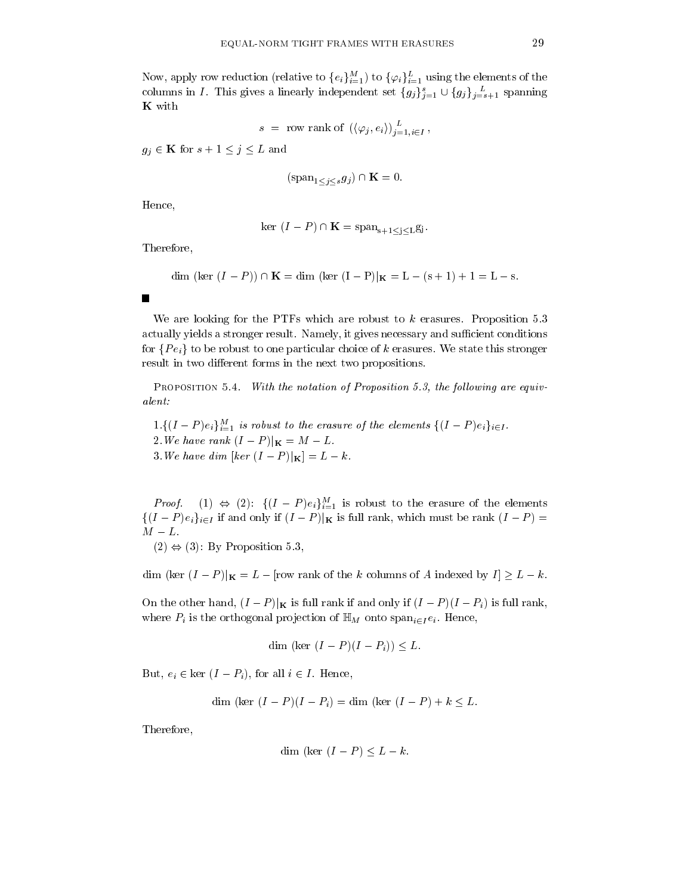Now, apply row reduction (relative to $\{e_i\}_{i=1}^M$) to $\{\varphi_i\}_{i=1}^L$ using the elements of the columns in $I$. This gives a linearly independent set $\{g_j\}_{j=1}^s \cup \{g_j\}_{j=s+1}^L$ spanning $\mathbf{K}$ with

$$s \;=\; \text{row rank of } \left(\langle \varphi_j, e_i \rangle\right)_{j=1, i\in I}^L ,$$

$g_j \in \mathbf{K}$ for $s+1 \le j \le L$ and

$$(\text{span}_{1\le j \le s} g_j) \cap \mathbf{K} = 0.$$

Hence,

$$\ker\,(I-P) \cap \mathbf{K} = \text{span}_{s+1\le j \le L} g_j .$$

Therefore,

$$\dim\,(\ker\,(I-P)) \cap \mathbf{K} = \dim\,(\ker\,(I-P)|_{\mathbf{K}} = L-(s+1)+1 = L-s.$$

■

We are looking for the PTFs which are robust to $k$ erasures. Proposition 5.3 actually yields a stronger result. Namely, it gives necessary and sufficient conditions for $\{Pe_i\}$ to be robust to one particular choice of $k$ erasures. We state this stronger result in two different forms in the next two propositions.

Proposition 5.4. *With the notation of Proposition 5.3, the following are equivalent:*

1. $\{(I-P)e_i\}_{i=1}^M$ *is robust to the erasure of the elements* $\{(I-P)e_i\}_{i\in I}$.
2. *We have rank* $(I-P)|_{\mathbf{K}} = M-L$.
3. *We have dim* $[\ker\,(I-P)|_{\mathbf{K}}] = L-k$.

*Proof.* (1) $\Leftrightarrow$ (2): $\{(I-P)e_i\}_{i=1}^M$ is robust to the erasure of the elements $\{(I-P)e_i\}_{i\in I}$ if and only if $(I-P)|_{\mathbf{K}}$ is full rank, which must be rank $(I-P) = M-L$.

(2) $\Leftrightarrow$ (3): By Proposition 5.3,

$$\dim\,(\ker\,(I-P)|_{\mathbf{K}} = L - [\text{row rank of the } k \text{ columns of } A \text{ indexed by } I] \ge L-k.$$

On the other hand, $(I-P)|_{\mathbf{K}}$ is full rank if and only if $(I-P)(I-P_i)$ is full rank, where $P_i$ is the orthogonal projection of $\mathbb{H}_M$ onto $\text{span}_{i\in I} e_i$. Hence,

$$\dim\,(\ker\,(I-P)(I-P_i)) \le L.$$

But, $e_i \in \ker\,(I-P_i)$, for all $i \in I$. Hence,

$$\dim\,(\ker\,(I-P)(I-P_i) = \dim\,(\ker\,(I-P) + k \le L.$$

Therefore,

$$\dim\,(\ker\,(I-P) \le L-k.$$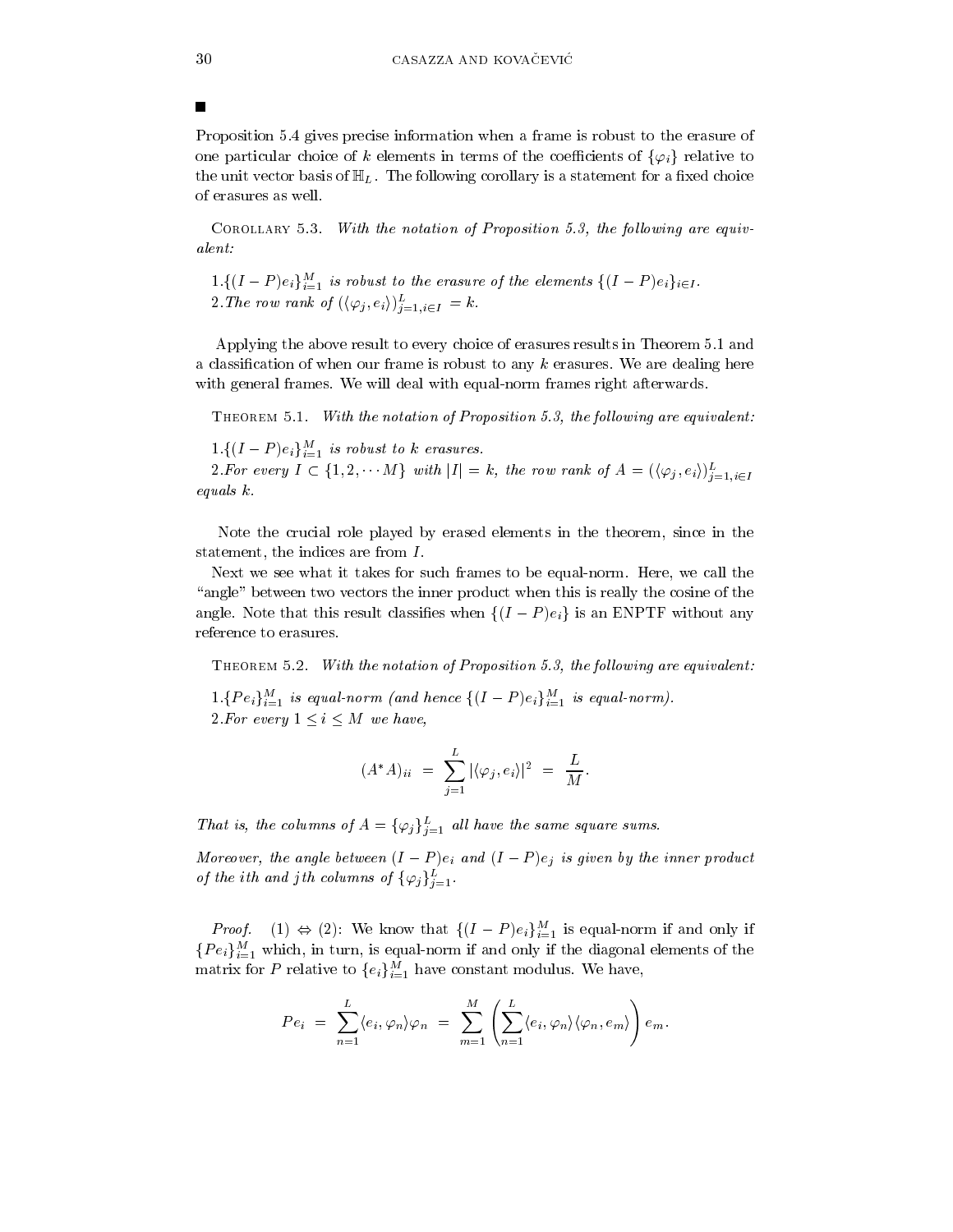■

Proposition 5.4 gives precise information when a frame is robust to the erasure of one particular choice of $k$ elements in terms of the coefficients of $\{\varphi_i\}$ relative to the unit vector basis of $\mathbb{H}_L$. The following corollary is a statement for a fixed choice of erasures as well.

Corollary 5.3. *With the notation of Proposition 5.3, the following are equivalent:*

1. $\{(I-P)e_i\}_{i=1}^M$ *is robust to the erasure of the elements* $\{(I-P)e_i\}_{i\in I}$.
2. *The row rank of* $(\langle \varphi_j, e_i\rangle)_{j=1,i\in I}^L = k$.

Applying the above result to every choice of erasures results in Theorem 5.1 and a classification of when our frame is robust to any $k$ erasures. We are dealing here with general frames. We will deal with equal-norm frames right afterwards.

Theorem 5.1. *With the notation of Proposition 5.3, the following are equivalent:*

1. $\{(I-P)e_i\}_{i=1}^M$ *is robust to* $k$ *erasures.*
2. *For every* $I \subset \{1, 2, \cdots M\}$ *with* $|I| = k$, *the row rank of* $A = (\langle \varphi_j, e_i\rangle)_{j=1,i\in I}^L$ *equals* $k$.

Note the crucial role played by erased elements in the theorem, since in the statement, the indices are from $I$.

Next we see what it takes for such frames to be equal-norm. Here, we call the "angle" between two vectors the inner product when this is really the cosine of the angle. Note that this result classifies when $\{(I-P)e_i\}$ is an ENPTF without any reference to erasures.

Theorem 5.2. *With the notation of Proposition 5.3, the following are equivalent:*

1. $\{Pe_i\}_{i=1}^M$ *is equal-norm (and hence* $\{(I-P)e_i\}_{i=1}^M$ *is equal-norm).*
2. *For every* $1 \le i \le M$ *we have,*

$$(A^*A)_{ii} \;=\; \sum_{j=1}^{L} |\langle \varphi_j, e_i\rangle|^2 \;=\; \frac{L}{M}.$$

*That is, the columns of* $A = \{\varphi_j\}_{j=1}^L$ *all have the same square sums.*

*Moreover, the angle between* $(I-P)e_i$ *and* $(I-P)e_j$ *is given by the inner product of the ith and jth columns of* $\{\varphi_j\}_{j=1}^L$.

*Proof.* (1) $\Leftrightarrow$ (2): We know that $\{(I-P)e_i\}_{i=1}^M$ is equal-norm if and only if $\{Pe_i\}_{i=1}^M$ which, in turn, is equal-norm if and only if the diagonal elements of the matrix for $P$ relative to $\{e_i\}_{i=1}^M$ have constant modulus. We have,

$$Pe_i \;=\; \sum_{n=1}^{L} \langle e_i, \varphi_n\rangle \varphi_n \;=\; \sum_{m=1}^{M} \left( \sum_{n=1}^{L} \langle e_i, \varphi_n\rangle \langle \varphi_n, e_m\rangle \right) e_m.$$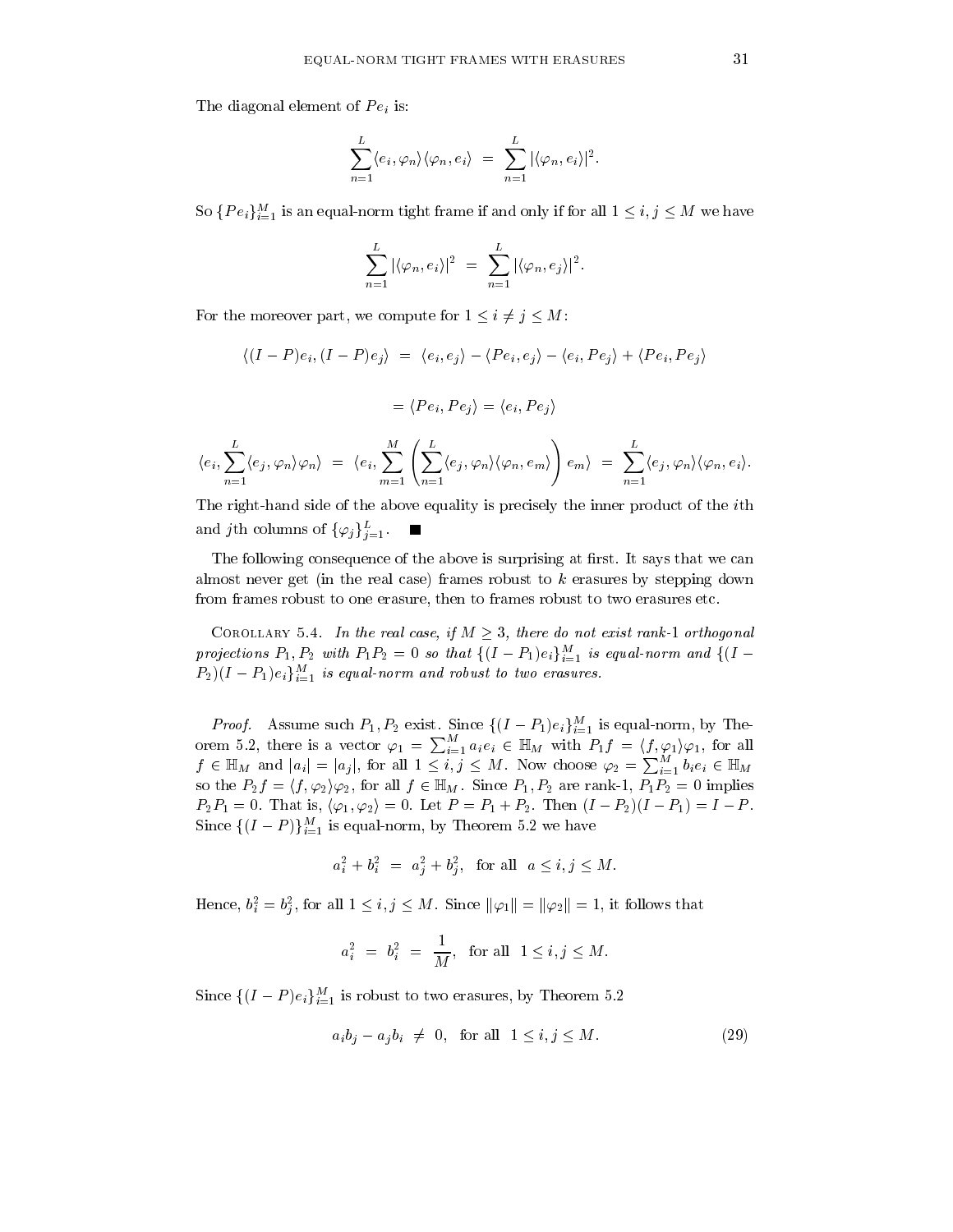The diagonal element of $Pe_i$ is:

$$\sum_{n=1}^{L} \langle e_i, \varphi_n \rangle \langle \varphi_n, e_i \rangle \;=\; \sum_{n=1}^{L} |\langle \varphi_n, e_i \rangle|^2.$$

So $\{Pe_i\}_{i=1}^{M}$ is an equal-norm tight frame if and only if for all $1 \le i, j \le M$ we have

$$\sum_{n=1}^{L} |\langle \varphi_n, e_i \rangle|^2 \;=\; \sum_{n=1}^{L} |\langle \varphi_n, e_j \rangle|^2.$$

For the moreover part, we compute for $1 \le i \ne j \le M$:

$$\langle (I-P)e_i, (I-P)e_j \rangle \;=\; \langle e_i, e_j \rangle - \langle Pe_i, e_j \rangle - \langle e_i, Pe_j \rangle + \langle Pe_i, Pe_j \rangle$$

$$= \langle Pe_i, Pe_j \rangle = \langle e_i, Pe_j \rangle$$

$$\langle e_i, \sum_{n=1}^{L} \langle e_j, \varphi_n \rangle \varphi_n \rangle \;=\; \langle e_i, \sum_{m=1}^{M} \left( \sum_{n=1}^{L} \langle e_j, \varphi_n \rangle \langle \varphi_n, e_m \rangle \right) e_m \rangle \;=\; \sum_{n=1}^{L} \langle e_j, \varphi_n \rangle \langle \varphi_n, e_i \rangle.$$

The right-hand side of the above equality is precisely the inner product of the $i$th and $j$th columns of $\{\varphi_j\}_{j=1}^{L}$. ■

The following consequence of the above is surprising at first. It says that we can almost never get (in the real case) frames robust to $k$ erasures by stepping down from frames robust to one erasure, then to frames robust to two erasures etc.

Corollary 5.4. *In the real case, if $M \ge 3$, there do not exist rank-1 orthogonal projections $P_1, P_2$ with $P_1 P_2 = 0$ so that $\{(I - P_1)e_i\}_{i=1}^{M}$ is equal-norm and $\{(I - P_2)(I - P_1)e_i\}_{i=1}^{M}$ is equal-norm and robust to two erasures.*

*Proof.* Assume such $P_1, P_2$ exist. Since $\{(I - P_1)e_i\}_{i=1}^{M}$ is equal-norm, by Theorem 5.2, there is a vector $\varphi_1 = \sum_{i=1}^{M} a_i e_i \in \mathbb{H}_M$ with $P_1 f = \langle f, \varphi_1 \rangle \varphi_1$, for all $f \in \mathbb{H}_M$ and $|a_i| = |a_j|$, for all $1 \le i, j \le M$. Now choose $\varphi_2 = \sum_{i=1}^{M} b_i e_i \in \mathbb{H}_M$ so the $P_2 f = \langle f, \varphi_2 \rangle \varphi_2$, for all $f \in \mathbb{H}_M$. Since $P_1, P_2$ are rank-1, $P_1 P_2 = 0$ implies $P_2 P_1 = 0$. That is, $\langle \varphi_1, \varphi_2 \rangle = 0$. Let $P = P_1 + P_2$. Then $(I - P_2)(I - P_1) = I - P$. Since $\{(I - P)\}_{i=1}^{M}$ is equal-norm, by Theorem 5.2 we have

$$a_i^2 + b_i^2 \;=\; a_j^2 + b_j^2, \;\; \text{for all} \;\; a \le i, j \le M.$$

Hence, $b_i^2 = b_j^2$, for all $1 \le i, j \le M$. Since $\|\varphi_1\| = \|\varphi_2\| = 1$, it follows that

$$a_i^2 \;=\; b_i^2 \;=\; \frac{1}{M}, \;\; \text{for all} \;\; 1 \le i, j \le M.$$

Since $\{(I - P)e_i\}_{i=1}^{M}$ is robust to two erasures, by Theorem 5.2

$$a_i b_j - a_j b_i \;\ne\; 0, \;\; \text{for all} \;\; 1 \le i, j \le M. \tag{29}$$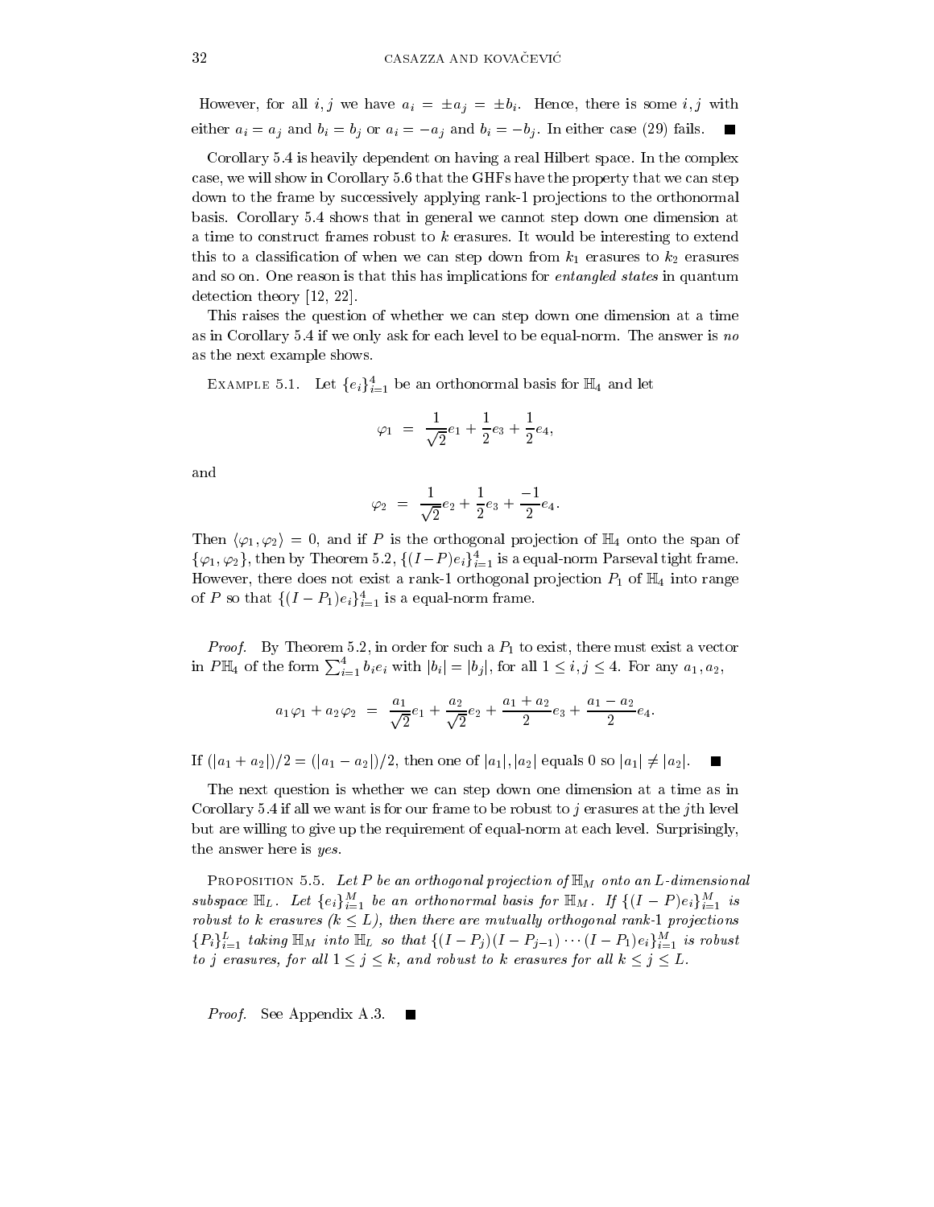However, for all $i, j$ we have $a_i = \pm a_j = \pm b_i$. Hence, there is some $i, j$ with either $a_i = a_j$ and $b_i = b_j$ or $a_i = -a_j$ and $b_i = -b_j$. In either case (29) fails. ■

Corollary 5.4 is heavily dependent on having a real Hilbert space. In the complex case, we will show in Corollary 5.6 that the GHFs have the property that we can step down to the frame by successively applying rank-1 projections to the orthonormal basis. Corollary 5.4 shows that in general we cannot step down one dimension at a time to construct frames robust to $k$ erasures. It would be interesting to extend this to a classification of when we can step down from $k_1$ erasures to $k_2$ erasures and so on. One reason is that this has implications for *entangled states* in quantum detection theory [12, 22].

This raises the question of whether we can step down one dimension at a time as in Corollary 5.4 if we only ask for each level to be equal-norm. The answer is *no* as the next example shows.

EXAMPLE 5.1. Let $\{e_i\}_{i=1}^4$ be an orthonormal basis for $\mathbb{H}_4$ and let

$$\varphi_1 \ = \ \frac{1}{\sqrt{2}} e_1 + \frac{1}{2} e_3 + \frac{1}{2} e_4,$$

and

$$\varphi_2 \ = \ \frac{1}{\sqrt{2}} e_2 + \frac{1}{2} e_3 + \frac{-1}{2} e_4.$$

Then $\langle \varphi_1, \varphi_2 \rangle = 0$, and if $P$ is the orthogonal projection of $\mathbb{H}_4$ onto the span of $\{\varphi_1, \varphi_2\}$, then by Theorem 5.2, $\{(I-P)e_i\}_{i=1}^4$ is a equal-norm Parseval tight frame. However, there does not exist a rank-1 orthogonal projection $P_1$ of $\mathbb{H}_4$ into range of $P$ so that $\{(I-P_1)e_i\}_{i=1}^4$ is a equal-norm frame.

*Proof.* By Theorem 5.2, in order for such a $P_1$ to exist, there must exist a vector in $P\mathbb{H}_4$ of the form $\sum_{i=1}^4 b_i e_i$ with $|b_i| = |b_j|$, for all $1 \le i, j \le 4$. For any $a_1, a_2$,

$$a_1\varphi_1 + a_2\varphi_2 \ = \ \frac{a_1}{\sqrt{2}} e_1 + \frac{a_2}{\sqrt{2}} e_2 + \frac{a_1 + a_2}{2} e_3 + \frac{a_1 - a_2}{2} e_4.$$

If $(|a_1 + a_2|)/2 = (|a_1 - a_2|)/2$, then one of $|a_1|, |a_2|$ equals 0 so $|a_1| \ne |a_2|$. ■

The next question is whether we can step down one dimension at a time as in Corollary 5.4 if all we want is for our frame to be robust to $j$ erasures at the $j$th level but are willing to give up the requirement of equal-norm at each level. Surprisingly, the answer here is *yes*.

PROPOSITION 5.5. *Let $P$ be an orthogonal projection of $\mathbb{H}_M$ onto an $L$-dimensional subspace $\mathbb{H}_L$. Let $\{e_i\}_{i=1}^M$ be an orthonormal basis for $\mathbb{H}_M$. If $\{(I-P)e_i\}_{i=1}^M$ is robust to $k$ erasures ($k \le L$), then there are mutually orthogonal rank-1 projections $\{P_i\}_{i=1}^L$ taking $\mathbb{H}_M$ into $\mathbb{H}_L$ so that $\{(I-P_j)(I-P_{j-1})\cdots(I-P_1)e_i\}_{i=1}^M$ is robust to $j$ erasures, for all $1 \le j \le k$, and robust to $k$ erasures for all $k \le j \le L$.*

*Proof.* See Appendix A.3. ■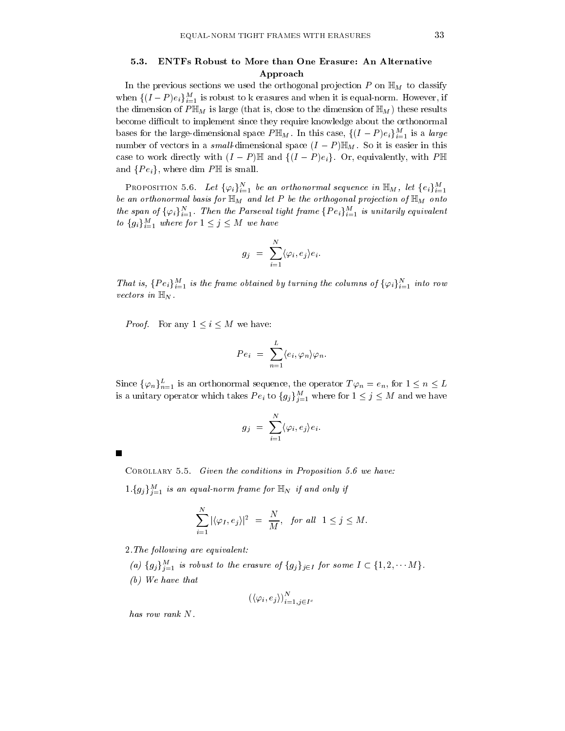### 5.3. ENTFs Robust to More than One Erasure: An Alternative Approach

In the previous sections we used the orthogonal projection $P$ on $\mathbb{H}_M$ to classify when $\{(I-P)e_i\}_{i=1}^M$ is robust to k erasures and when it is equal-norm. However, if the dimension of $P\mathbb{H}_M$ is large (that is, close to the dimension of $\mathbb{H}_M$) these results become difficult to implement since they require knowledge about the orthonormal bases for the large-dimensional space $P\mathbb{H}_M$. In this case, $\{(I-P)e_i\}_{i=1}^M$ is a *large* number of vectors in a *small*-dimensional space $(I-P)\mathbb{H}_M$. So it is easier in this case to work directly with $(I-P)\mathbb{H}$ and $\{(I-P)e_i\}$. Or, equivalently, with $P\mathbb{H}$ and $\{Pe_i\}$, where dim $P\mathbb{H}$ is small.

Proposition 5.6. *Let $\{\varphi_i\}_{i=1}^N$ be an orthonormal sequence in $\mathbb{H}_M$, let $\{e_i\}_{i=1}^M$ be an orthonormal basis for $\mathbb{H}_M$ and let $P$ be the orthogonal projection of $\mathbb{H}_M$ onto the span of $\{\varphi_i\}_{i=1}^N$. Then the Parseval tight frame $\{Pe_i\}_{i=1}^M$ is unitarily equivalent to $\{g_i\}_{i=1}^M$ where for $1 \le j \le M$ we have*

$$g_j \;=\; \sum_{i=1}^N \langle \varphi_i, e_j\rangle e_i.$$

*That is, $\{Pe_i\}_{i=1}^M$ is the frame obtained by turning the columns of $\{\varphi_i\}_{i=1}^N$ into row vectors in $\mathbb{H}_N$.*

*Proof.* For any $1 \le i \le M$ we have:

$$Pe_i \;=\; \sum_{n=1}^L \langle e_i, \varphi_n\rangle \varphi_n.$$

Since $\{\varphi_n\}_{n=1}^L$ is an orthonormal sequence, the operator $T\varphi_n = e_n$, for $1 \le n \le L$ is a unitary operator which takes $Pe_i$ to $\{g_j\}_{j=1}^M$ where for $1 \le j \le M$ and we have

$$g_j \;=\; \sum_{i=1}^N \langle \varphi_i, e_j\rangle e_i.$$

■

Corollary 5.5. *Given the conditions in Proposition 5.6 we have:*

1. *$\{g_j\}_{j=1}^M$ is an equal-norm frame for $\mathbb{H}_N$ if and only if*

$$\sum_{i=1}^N |\langle \varphi_I, e_j\rangle|^2 \;=\; \frac{N}{M}, \quad \text{for all} \;\; 1 \le j \le M.$$

2. *The following are equivalent:*

 (a) *$\{g_j\}_{j=1}^M$ is robust to the erasure of $\{g_j\}_{j\in I}$ for some $I \subset \{1, 2, \cdots M\}$.*

 (b) *We have that*

$$(\langle \varphi_i, e_j\rangle)_{i=1, j\in I^c}^N$$

 *has row rank $N$.*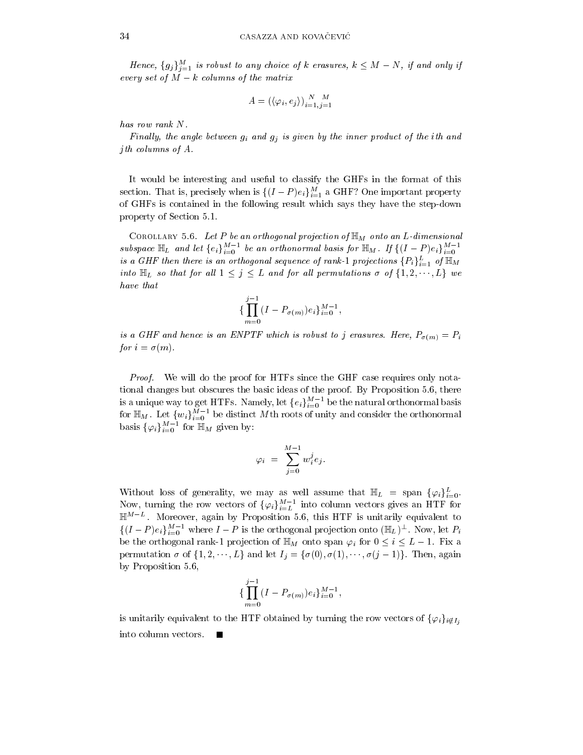*Hence, $\{g_j\}_{j=1}^M$ is robust to any choice of $k$ erasures, $k \leq M - N$, if and only if every set of $M - k$ columns of the matrix*

$$A = (\langle \varphi_i, e_j \rangle)_{i=1,j=1}^{N \ \ M}$$

*has row rank $N$.*

*Finally, the angle between $g_i$ and $g_j$ is given by the inner product of the $i$th and $j$th columns of $A$.*

It would be interesting and useful to classify the GHFs in the format of this section. That is, precisely when is $\{(I-P)e_i\}_{i=1}^M$ a GHF? One important property of GHFs is contained in the following result which says they have the step-down property of Section 5.1.

COROLLARY 5.6. *Let $P$ be an orthogonal projection of $\mathbb{H}_M$ onto an $L$-dimensional subspace $\mathbb{H}_L$ and let $\{e_i\}_{i=0}^{M-1}$ be an orthonormal basis for $\mathbb{H}_M$. If $\{(I-P)e_i\}_{i=0}^{M-1}$ is a GHF then there is an orthogonal sequence of rank-1 projections $\{P_i\}_{i=1}^L$ of $\mathbb{H}_M$ into $\mathbb{H}_L$ so that for all $1 \leq j \leq L$ and for all permutations $\sigma$ of $\{1, 2, \cdots, L\}$ we have that*

$$\{\prod_{m=0}^{j-1}(I - P_{\sigma(m)})e_i\}_{i=0}^{M-1},$$

*is a GHF and hence is an ENPTF which is robust to $j$ erasures. Here, $P_{\sigma(m)} = P_i$ for $i = \sigma(m)$.*

*Proof.* We will do the proof for HTFs since the GHF case requires only notational changes but obscures the basic ideas of the proof. By Proposition 5.6, there is a unique way to get HTFs. Namely, let $\{e_i\}_{i=0}^{M-1}$ be the natural orthonormal basis for $\mathbb{H}_M$. Let $\{w_i\}_{i=0}^{M-1}$ be distinct $M$th roots of unity and consider the orthonormal basis $\{\varphi_i\}_{i=0}^{M-1}$ for $\mathbb{H}_M$ given by:

$$\varphi_i \;=\; \sum_{j=0}^{M-1} w_i^j e_j.$$

Without loss of generality, we may as well assume that $\mathbb{H}_L = \text{span}\ \{\varphi_i\}_{i=0}^L$. Now, turning the row vectors of $\{\varphi_i\}_{i=L}^{M-1}$ into column vectors gives an HTF for $\mathbb{H}^{M-L}$. Moreover, again by Proposition 5.6, this HTF is unitarily equivalent to $\{(I-P)e_i\}_{i=0}^{M-1}$ where $I - P$ is the orthogonal projection onto $(\mathbb{H}_L)^{\perp}$. Now, let $P_i$ be the orthogonal rank-1 projection of $\mathbb{H}_M$ onto span $\varphi_i$ for $0 \leq i \leq L-1$. Fix a permutation $\sigma$ of $\{1, 2, \cdots, L\}$ and let $I_j = \{\sigma(0), \sigma(1), \cdots, \sigma(j-1)\}$. Then, again by Proposition 5.6,

$$\{\prod_{m=0}^{j-1}(I - P_{\sigma(m)})e_i\}_{i=0}^{M-1},$$

is unitarily equivalent to the HTF obtained by turning the row vectors of $\{\varphi_i\}_{i \notin I_j}$ into column vectors. ∎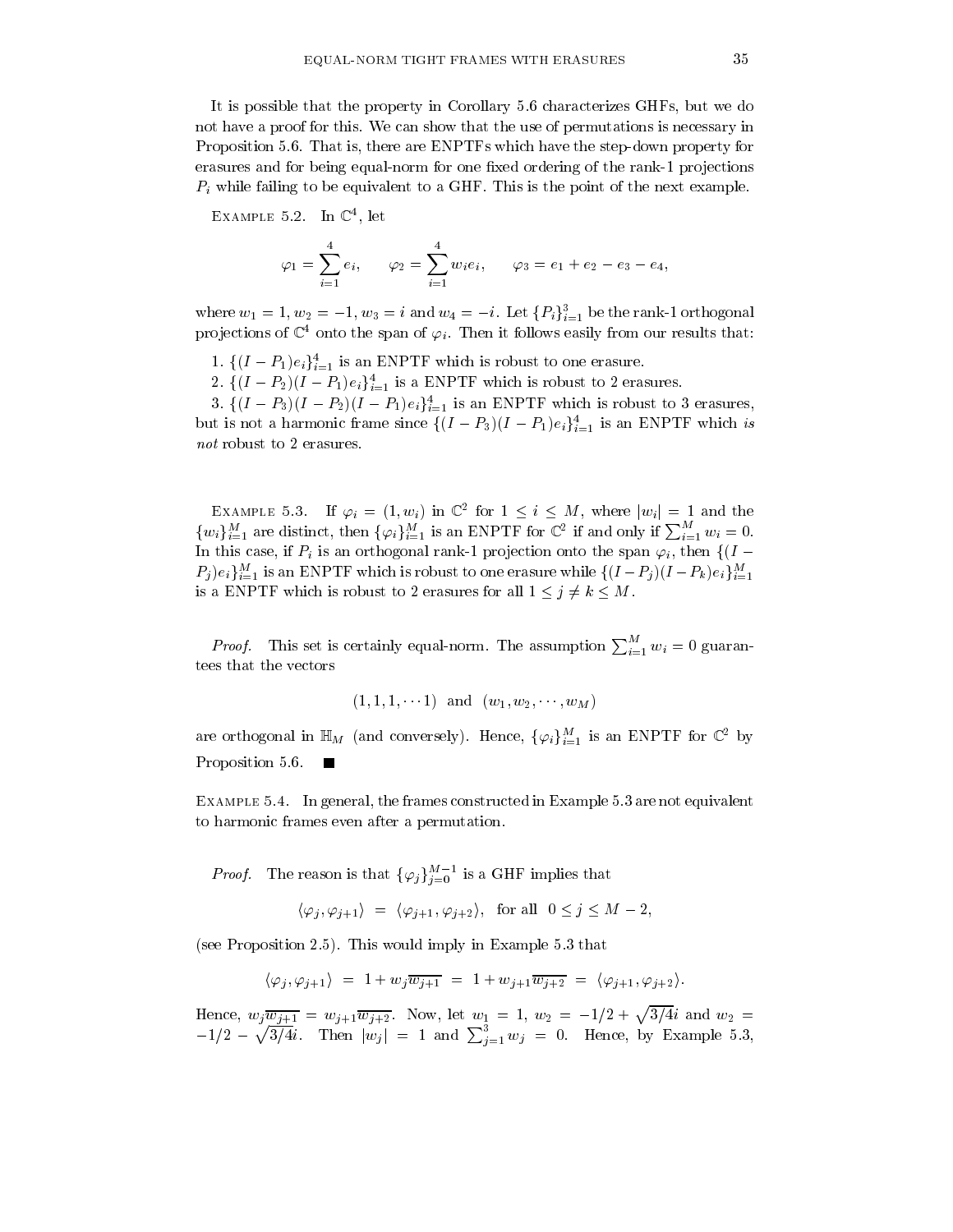It is possible that the property in Corollary 5.6 characterizes GHFs, but we do not have a proof for this. We can show that the use of permutations is necessary in Proposition 5.6. That is, there are ENPTFs which have the step-down property for erasures and for being equal-norm for one fixed ordering of the rank-1 projections $P_i$ while failing to be equivalent to a GHF. This is the point of the next example.

Example 5.2. In $\mathbb{C}^4$, let

$$\varphi_1 = \sum_{i=1}^{4} e_i, \qquad \varphi_2 = \sum_{i=1}^{4} w_i e_i, \qquad \varphi_3 = e_1 + e_2 - e_3 - e_4,$$

where $w_1 = 1$, $w_2 = -1$, $w_3 = i$ and $w_4 = -i$. Let $\{P_i\}_{i=1}^{3}$ be the rank-1 orthogonal projections of $\mathbb{C}^4$ onto the span of $\varphi_i$. Then it follows easily from our results that:

1. $\{(I - P_1)e_i\}_{i=1}^{4}$ is an ENPTF which is robust to one erasure.
2. $\{(I - P_2)(I - P_1)e_i\}_{i=1}^{4}$ is a ENPTF which is robust to 2 erasures.
3. $\{(I - P_3)(I - P_2)(I - P_1)e_i\}_{i=1}^{4}$ is an ENPTF which is robust to 3 erasures, but is not a harmonic frame since $\{(I - P_3)(I - P_1)e_i\}_{i=1}^{4}$ is an ENPTF which *is not* robust to 2 erasures.

Example 5.3. If $\varphi_i = (1, w_i)$ in $\mathbb{C}^2$ for $1 \le i \le M$, where $|w_i| = 1$ and the $\{w_i\}_{i=1}^{M}$ are distinct, then $\{\varphi_i\}_{i=1}^{M}$ is an ENPTF for $\mathbb{C}^2$ if and only if $\sum_{i=1}^{M} w_i = 0$. In this case, if $P_i$ is an orthogonal rank-1 projection onto the span $\varphi_i$, then $\{(I - P_j)e_i\}_{i=1}^{M}$ is an ENPTF which is robust to one erasure while $\{(I - P_j)(I - P_k)e_i\}_{i=1}^{M}$ is a ENPTF which is robust to 2 erasures for all $1 \le j \ne k \le M$.

*Proof.* This set is certainly equal-norm. The assumption $\sum_{i=1}^{M} w_i = 0$ guarantees that the vectors

$$(1, 1, 1, \cdots 1) \ \text{ and } \ (w_1, w_2, \cdots, w_M)$$

are orthogonal in $\mathbb{H}_M$ (and conversely). Hence, $\{\varphi_i\}_{i=1}^{M}$ is an ENPTF for $\mathbb{C}^2$ by Proposition 5.6. ∎

Example 5.4. In general, the frames constructed in Example 5.3 are not equivalent to harmonic frames even after a permutation.

*Proof.* The reason is that $\{\varphi_j\}_{j=0}^{M-1}$ is a GHF implies that

$$\langle \varphi_j, \varphi_{j+1} \rangle \ = \ \langle \varphi_{j+1}, \varphi_{j+2} \rangle, \ \text{ for all } \ 0 \le j \le M - 2,$$

(see Proposition 2.5). This would imply in Example 5.3 that

$$\langle \varphi_j, \varphi_{j+1} \rangle \ = \ 1 + w_j \overline{w_{j+1}} \ = \ 1 + w_{j+1} \overline{w_{j+2}} \ = \ \langle \varphi_{j+1}, \varphi_{j+2} \rangle.$$

Hence, $w_j \overline{w_{j+1}} = w_{j+1} \overline{w_{j+2}}$. Now, let $w_1 = 1$, $w_2 = -1/2 + \sqrt{3/4}i$ and $w_2 = -1/2 - \sqrt{3/4}i$. Then $|w_j| = 1$ and $\sum_{j=1}^{3} w_j = 0$. Hence, by Example 5.3,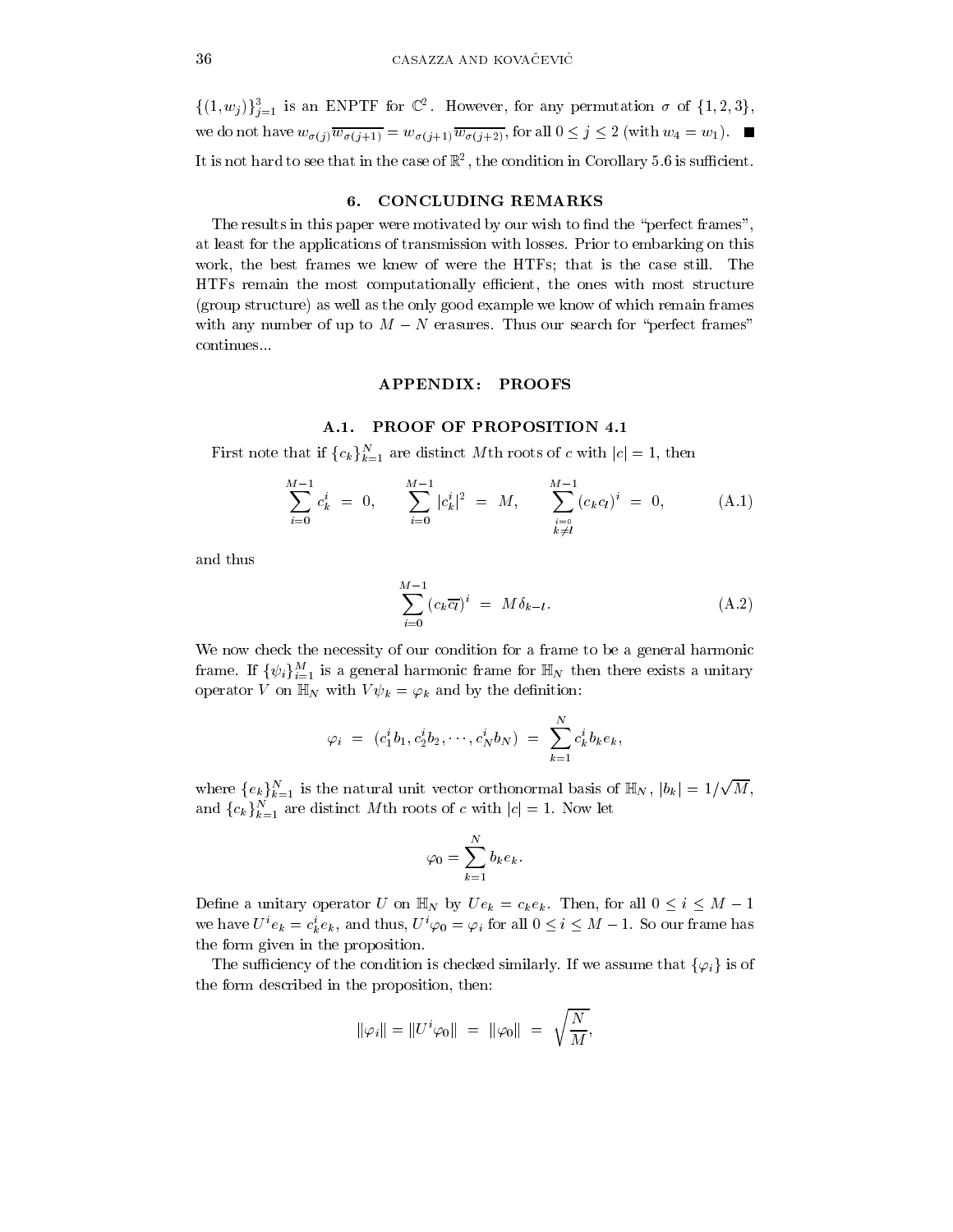$\{(1, w_j)\}_{j=1}^{3}$ is an ENPTF for $\mathbb{C}^2$. However, for any permutation $\sigma$ of $\{1, 2, 3\}$, we do not have $w_{\sigma(j)}\overline{w_{\sigma(j+1)}} = w_{\sigma(j+1)}\overline{w_{\sigma(j+2)}}$, for all $0 \leq j \leq 2$ (with $w_4 = w_1$). ■

It is not hard to see that in the case of $\mathbb{R}^2$, the condition in Corollary 5.6 is sufficient.

## 6. CONCLUDING REMARKS

The results in this paper were motivated by our wish to find the "perfect frames", at least for the applications of transmission with losses. Prior to embarking on this work, the best frames we knew of were the HTFs; that is the case still. The HTFs remain the most computationally efficient, the ones with most structure (group structure) as well as the only good example we know of which remain frames with any number of up to $M - N$ erasures. Thus our search for "perfect frames" continues...

## APPENDIX: PROOFS

### A.1. PROOF OF PROPOSITION 4.1

First note that if $\{c_k\}_{k=1}^{N}$ are distinct $M$th roots of $c$ with $|c| = 1$, then

$$\sum_{i=0}^{M-1} c_k^i \;=\; 0, \qquad \sum_{i=0}^{M-1} |c_k^i|^2 \;=\; M, \qquad \sum_{\substack{i=0 \\ k \neq l}}^{M-1} (c_k c_l)^i \;=\; 0, \tag{A.1}$$

and thus

$$\sum_{i=0}^{M-1} (c_k \overline{c_l})^i \;=\; M\delta_{k-l}. \tag{A.2}$$

We now check the necessity of our condition for a frame to be a general harmonic frame. If $\{\psi_i\}_{i=1}^{M}$ is a general harmonic frame for $\mathbb{H}_N$ then there exists a unitary operator $V$ on $\mathbb{H}_N$ with $V\psi_k = \varphi_k$ and by the definition:

$$\varphi_i \;=\; (c_1^i b_1, c_2^i b_2, \cdots, c_N^i b_N) \;=\; \sum_{k=1}^{N} c_k^i b_k e_k,$$

where $\{e_k\}_{k=1}^{N}$ is the natural unit vector orthonormal basis of $\mathbb{H}_N$, $|b_k| = 1/\sqrt{M}$, and $\{c_k\}_{k=1}^{N}$ are distinct $M$th roots of $c$ with $|c| = 1$. Now let

$$\varphi_0 = \sum_{k=1}^{N} b_k e_k.$$

Define a unitary operator $U$ on $\mathbb{H}_N$ by $Ue_k = c_k e_k$. Then, for all $0 \leq i \leq M-1$ we have $U^i e_k = c_k^i e_k$, and thus, $U^i \varphi_0 = \varphi_i$ for all $0 \leq i \leq M-1$. So our frame has the form given in the proposition.

The sufficiency of the condition is checked similarly. If we assume that $\{\varphi_i\}$ is of the form described in the proposition, then:

$$\|\varphi_i\| = \|U^i \varphi_0\| \;=\; \|\varphi_0\| \;=\; \sqrt{\frac{N}{M}},$$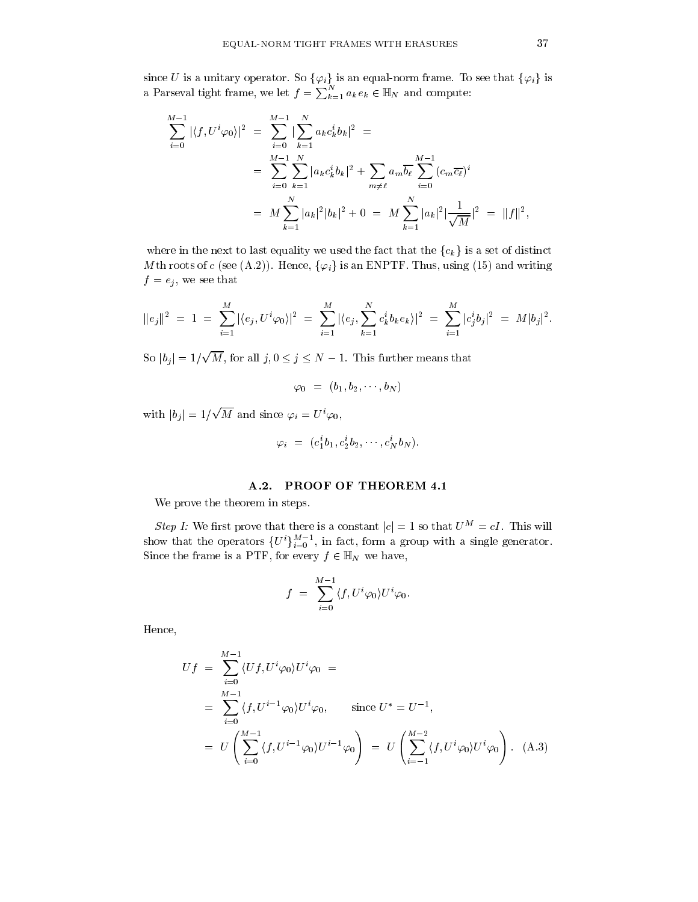since $U$ is a unitary operator. So $\{\varphi_i\}$ is an equal-norm frame. To see that $\{\varphi_i\}$ is a Parseval tight frame, we let $f = \sum_{k=1}^{N} a_k e_k \in \mathbb{H}_N$ and compute:

$$
\begin{aligned}
\sum_{i=0}^{M-1} |\langle f, U^i \varphi_0\rangle|^2 &= \sum_{i=0}^{M-1} |\sum_{k=1}^{N} a_k c_k^i b_k|^2 = \\
&= \sum_{i=0}^{M-1} \sum_{k=1}^{N} |a_k c_k^i b_k|^2 + \sum_{m\neq \ell} a_m \overline{b_\ell} \sum_{i=0}^{M-1} (c_m \overline{c_\ell})^i \\
&= M \sum_{k=1}^{N} |a_k|^2 |b_k|^2 + 0 = M \sum_{k=1}^{N} |a_k|^2 |\frac{1}{\sqrt{M}}|^2 = \|f\|^2,
\end{aligned}
$$

where in the next to last equality we used the fact that the $\{c_k\}$ is a set of distinct $M$th roots of $c$ (see (A.2)). Hence, $\{\varphi_i\}$ is an ENPTF. Thus, using (15) and writing $f = e_j$, we see that

$$
\|e_j\|^2 = 1 = \sum_{i=1}^{M} |\langle e_j, U^i \varphi_0\rangle|^2 = \sum_{i=1}^{M} |\langle e_j, \sum_{k=1}^{N} c_k^i b_k e_k\rangle|^2 = \sum_{i=1}^{M} |c_j^i b_j|^2 = M|b_j|^2.
$$

So $|b_j| = 1/\sqrt{M}$, for all $j, 0 \leq j \leq N-1$. This further means that

$$
\varphi_0 = (b_1, b_2, \cdots, b_N)
$$

with $|b_j| = 1/\sqrt{M}$ and since $\varphi_i = U^i \varphi_0$,

$$
\varphi_i = (c_1^i b_1, c_2^i b_2, \cdots, c_N^i b_N).
$$

## A.2. PROOF OF THEOREM 4.1

We prove the theorem in steps.

*Step I:* We first prove that there is a constant $|c| = 1$ so that $U^M = cI$. This will show that the operators $\{U^i\}_{i=0}^{M-1}$, in fact, form a group with a single generator. Since the frame is a PTF, for every $f \in \mathbb{H}_N$ we have,

$$
f = \sum_{i=0}^{M-1} \langle f, U^i \varphi_0\rangle U^i \varphi_0.
$$

Hence,

$$
\begin{aligned}
Uf &= \sum_{i=0}^{M-1} \langle Uf, U^i \varphi_0\rangle U^i \varphi_0 = \\
&= \sum_{i=0}^{M-1} \langle f, U^{i-1} \varphi_0\rangle U^i \varphi_0, \qquad \text{since } U^* = U^{-1}, \\
&= U\left(\sum_{i=0}^{M-1} \langle f, U^{i-1} \varphi_0\rangle U^{i-1} \varphi_0\right) = U\left(\sum_{i=-1}^{M-2} \langle f, U^{i} \varphi_0\rangle U^{i} \varphi_0\right). \quad \text{(A.3)}
\end{aligned}
$$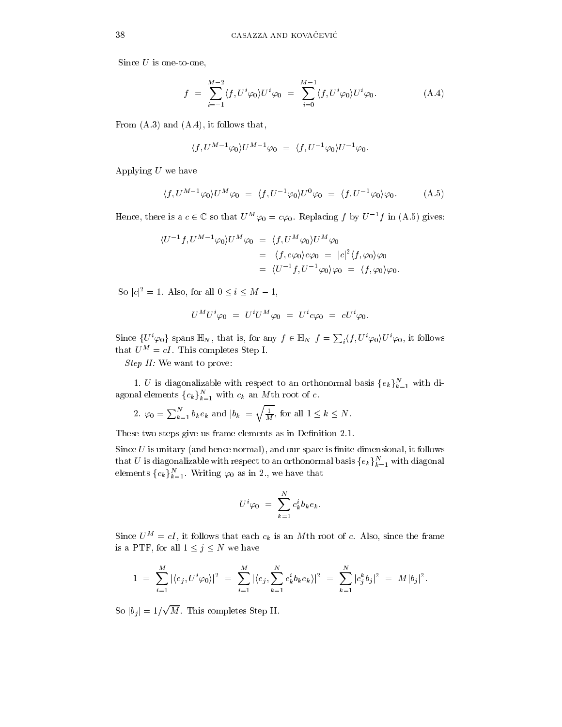Since $U$ is one-to-one,

$$f = \sum_{i=-1}^{M-2} \langle f, U^i \varphi_0 \rangle U^i \varphi_0 = \sum_{i=0}^{M-1} \langle f, U^i \varphi_0 \rangle U^i \varphi_0. \tag{A.4}$$

From (A.3) and (A.4), it follows that,

$$\langle f, U^{M-1}\varphi_0 \rangle U^{M-1} \varphi_0 = \langle f, U^{-1}\varphi_0 \rangle U^{-1}\varphi_0.$$

Applying $U$ we have

$$\langle f, U^{M-1}\varphi_0 \rangle U^{M} \varphi_0 = \langle f, U^{-1}\varphi_0 \rangle U^{0}\varphi_0 = \langle f, U^{-1}\varphi_0 \rangle \varphi_0. \tag{A.5}$$

Hence, there is a $c \in \mathbb{C}$ so that $U^M \varphi_0 = c\varphi_0$. Replacing $f$ by $U^{-1}f$ in (A.5) gives:

$$\begin{aligned}
\langle U^{-1}f, U^{M-1}\varphi_0 \rangle U^M \varphi_0 &= \langle f, U^M \varphi_0 \rangle U^M \varphi_0 \\
&= \langle f, c\varphi_0 \rangle c\varphi_0 = |c|^2 \langle f, \varphi_0 \rangle \varphi_0 \\
&= \langle U^{-1} f, U^{-1}\varphi_0 \rangle \varphi_0 = \langle f, \varphi_0 \rangle \varphi_0.
\end{aligned}$$

So $|c|^2 = 1$. Also, for all $0 \le i \le M-1$,

$$U^M U^i \varphi_0 = U^i U^M \varphi_0 = U^i c \varphi_0 = c U^i \varphi_0.$$

Since $\{U^i \varphi_0\}$ spans $\mathbb{H}_N$, that is, for any $f \in \mathbb{H}_N$ $f = \sum_i \langle f, U^i\varphi_0 \rangle U^i \varphi_0$, it follows that $U^M = cI$. This completes Step I.

*Step II:* We want to prove:

1. $U$ is diagonalizable with respect to an orthonormal basis $\{e_k\}_{k=1}^N$ with diagonal elements $\{c_k\}_{k=1}^N$ with $c_k$ an $M$th root of $c$.

2. $\varphi_0 = \sum_{k=1}^N b_k e_k$ and $|b_k| = \sqrt{\frac{1}{M}}$, for all $1 \le k \le N$.

These two steps give us frame elements as in Definition 2.1.

Since $U$ is unitary (and hence normal), and our space is finite dimensional, it follows that $U$ is diagonalizable with respect to an orthonormal basis $\{e_k\}_{k=1}^N$ with diagonal elements $\{c_k\}_{k=1}^N$. Writing $\varphi_0$ as in 2., we have that

$$U^i \varphi_0 = \sum_{k=1}^N c_k^i b_k e_k.$$

Since $U^M = cI$, it follows that each $c_k$ is an $M$th root of $c$. Also, since the frame is a PTF, for all $1 \le j \le N$ we have

$$1 = \sum_{i=1}^M |\langle e_j, U^i \varphi_0 \rangle|^2 = \sum_{i=1}^M |\langle e_j, \sum_{k=1}^N c_k^i b_k e_k \rangle|^2 = \sum_{k=1}^N |c_j^k b_j|^2 = M|b_j|^2.$$

So $|b_j| = 1/\sqrt{M}$. This completes Step II.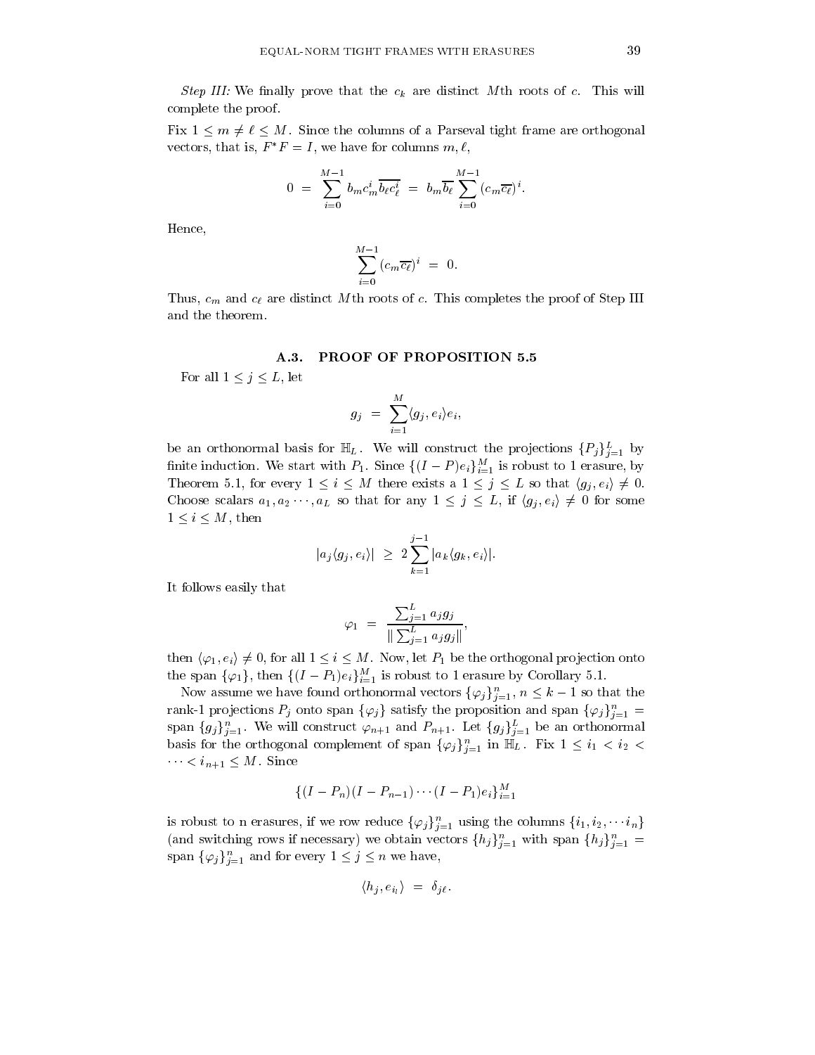*Step III:* We finally prove that the $c_k$ are distinct $M$th roots of $c$. This will complete the proof.

Fix $1 \le m \ne \ell \le M$. Since the columns of a Parseval tight frame are orthogonal vectors, that is, $F^*F = I$, we have for columns $m, \ell$,

$$0 \;=\; \sum_{i=0}^{M-1} b_m c_m^i \overline{b_\ell c_\ell^i} \;=\; b_m \overline{b_\ell} \sum_{i=0}^{M-1} (c_m \overline{c_\ell})^i.$$

Hence,

$$\sum_{i=0}^{M-1} (c_m \overline{c_\ell})^i \;=\; 0.$$

Thus, $c_m$ and $c_\ell$ are distinct $M$th roots of $c$. This completes the proof of Step III and the theorem.

### A.3. PROOF OF PROPOSITION 5.5

For all $1 \le j \le L$, let

$$g_j \;=\; \sum_{i=1}^{M} \langle g_j, e_i \rangle e_i,$$

be an orthonormal basis for $\mathbb{H}_L$. We will construct the projections $\{P_j\}_{j=1}^L$ by finite induction. We start with $P_1$. Since $\{(I-P)e_i\}_{i=1}^M$ is robust to 1 erasure, by Theorem 5.1, for every $1 \le i \le M$ there exists a $1 \le j \le L$ so that $\langle g_j, e_i \rangle \ne 0$. Choose scalars $a_1, a_2 \cdots, a_L$ so that for any $1 \le j \le L$, if $\langle g_j, e_i \rangle \ne 0$ for some $1 \le i \le M$, then

$$|a_j \langle g_j, e_i \rangle| \;\ge\; 2 \sum_{k=1}^{j-1} |a_k \langle g_k, e_i \rangle|.$$

It follows easily that

$$\varphi_1 \;=\; \frac{\sum_{j=1}^L a_j g_j}{\|\sum_{j=1}^L a_j g_j\|},$$

then $\langle \varphi_1, e_i \rangle \ne 0$, for all $1 \le i \le M$. Now, let $P_1$ be the orthogonal projection onto the span $\{\varphi_1\}$, then $\{(I-P_1)e_i\}_{i=1}^M$ is robust to 1 erasure by Corollary 5.1.

Now assume we have found orthonormal vectors $\{\varphi_j\}_{j=1}^n$, $n \le k-1$ so that the rank-1 projections $P_j$ onto span $\{\varphi_j\}$ satisfy the proposition and span $\{\varphi_j\}_{j=1}^n =$ span $\{g_j\}_{j=1}^n$. We will construct $\varphi_{n+1}$ and $P_{n+1}$. Let $\{g_j\}_{j=1}^L$ be an orthonormal basis for the orthogonal complement of span $\{\varphi_j\}_{j=1}^n$ in $\mathbb{H}_L$. Fix $1 \le i_1 < i_2 < \cdots < i_{n+1} \le M$. Since

$$\{(I-P_n)(I-P_{n-1})\cdots(I-P_1)e_i\}_{i=1}^M$$

is robust to n erasures, if we row reduce $\{\varphi_j\}_{j=1}^n$ using the columns $\{i_1, i_2, \cdots i_n\}$ (and switching rows if necessary) we obtain vectors $\{h_j\}_{j=1}^n$ with span $\{h_j\}_{j=1}^n =$ span $\{\varphi_j\}_{j=1}^n$ and for every $1 \le j \le n$ we have,

$$\langle h_j, e_{i_l} \rangle \;=\; \delta_{j\ell}.$$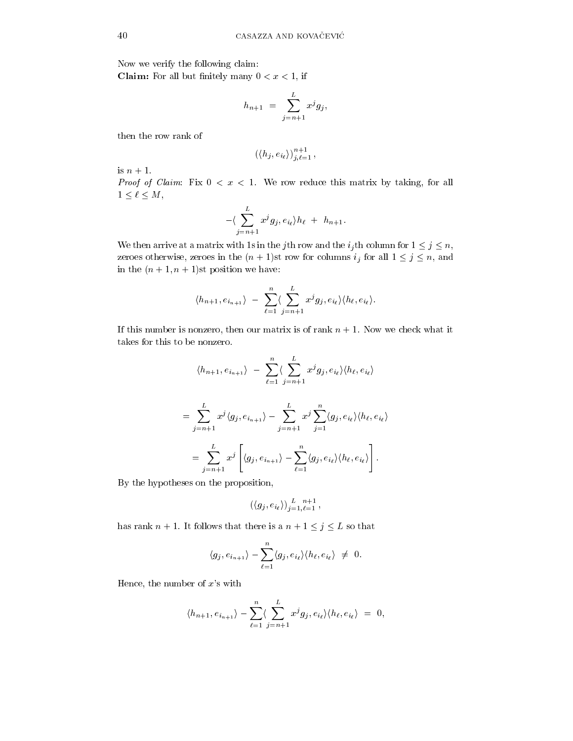Now we verify the following claim:

**Claim:** For all but finitely many $0 < x < 1$, if

$$h_{n+1} \;=\; \sum_{j=n+1}^{L} x^j g_j,$$

then the row rank of

$$\left(\langle h_j, e_{i_\ell}\rangle\right)_{j,\ell=1}^{n+1},$$

is $n+1$.

*Proof of Claim*: Fix $0 < x < 1$. We row reduce this matrix by taking, for all $1 \le \ell \le M$,

$$-\langle \sum_{j=n+1}^{L} x^j g_j, e_{i_\ell}\rangle h_\ell \;+\; h_{n+1}.$$

We then arrive at a matrix with 1s in the $j$th row and the $i_j$th column for $1 \le j \le n$, zeroes otherwise, zeroes in the $(n+1)$st row for columns $i_j$ for all $1 \le j \le n$, and in the $(n+1, n+1)$st position we have:

$$\langle h_{n+1}, e_{i_{n+1}}\rangle \;-\; \sum_{\ell=1}^{n} \langle \sum_{j=n+1}^{L} x^j g_j, e_{i_\ell}\rangle \langle h_\ell, e_{i_\ell}\rangle.$$

If this number is nonzero, then our matrix is of rank $n+1$. Now we check what it takes for this to be nonzero.

$$\langle h_{n+1}, e_{i_{n+1}}\rangle \;-\; \sum_{\ell=1}^{n} \langle \sum_{j=n+1}^{L} x^j g_j, e_{i_\ell}\rangle \langle h_\ell, e_{i_\ell}\rangle$$

$$= \sum_{j=n+1}^{L} x^j \langle g_j, e_{i_{n+1}}\rangle - \sum_{j=n+1}^{L} x^j \sum_{j=1}^{n} \langle g_j, e_{i_\ell}\rangle \langle h_\ell, e_{i_\ell}\rangle$$

$$= \sum_{j=n+1}^{L} x^j \left[ \langle g_j, e_{i_{n+1}}\rangle - \sum_{\ell=1}^{n} \langle g_j, e_{i_\ell}\rangle \langle h_\ell, e_{i_\ell}\rangle \right].$$

By the hypotheses on the proposition,

$$\left(\langle g_j, e_{i_\ell}\rangle\right)_{j=1,\ell=1}^{L \;\; n+1},$$

has rank $n+1$. It follows that there is a $n+1 \le j \le L$ so that

$$\langle g_j, e_{i_{n+1}}\rangle - \sum_{\ell=1}^{n} \langle g_j, e_{i_\ell}\rangle \langle h_\ell, e_{i_\ell}\rangle \;\ne\; 0.$$

Hence, the number of $x$'s with

$$\langle h_{n+1}, e_{i_{n+1}}\rangle - \sum_{\ell=1}^{n} \langle \sum_{j=n+1}^{L} x^j g_j, e_{i_\ell}\rangle \langle h_\ell, e_{i_\ell}\rangle \;=\; 0,$$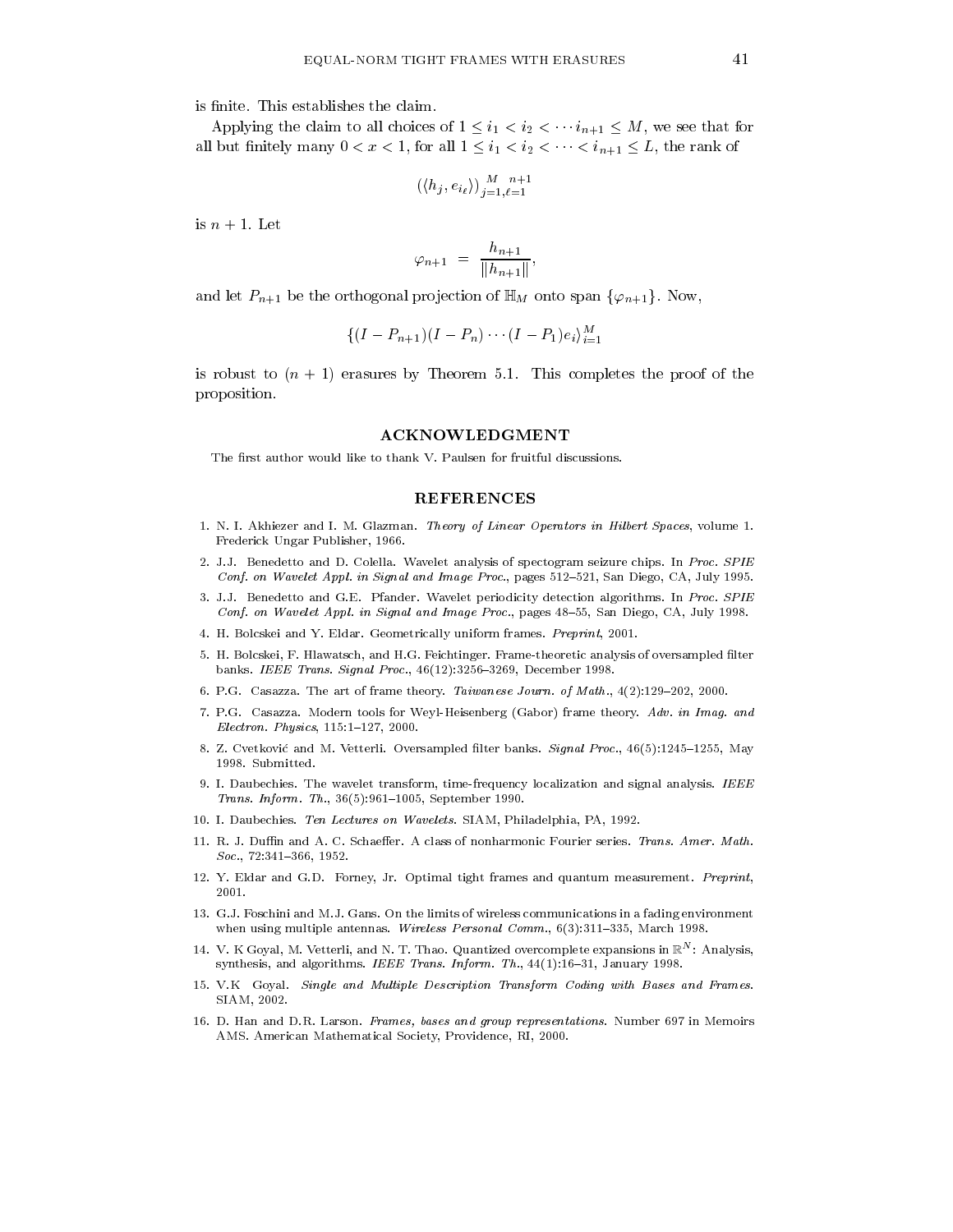is finite. This establishes the claim.

Applying the claim to all choices of $1 \le i_1 < i_2 < \cdots i_{n+1} \le M$, we see that for all but finitely many $0 < x < 1$, for all $1 \le i_1 < i_2 < \cdots < i_{n+1} \le L$, the rank of

$$\left(\langle h_j, e_{i_\ell}\rangle\right)_{j=1,\ell=1}^{M \quad n+1}$$

is $n+1$. Let

$$\varphi_{n+1} \;=\; \frac{h_{n+1}}{\|h_{n+1}\|},$$

and let $P_{n+1}$ be the orthogonal projection of $\mathbb{H}_M$ onto span $\{\varphi_{n+1}\}$. Now,

$$\{(I - P_{n+1})(I - P_n)\cdots(I - P_1)e_i\rangle_{i=1}^{M}$$

is robust to $(n+1)$ erasures by Theorem 5.1. This completes the proof of the proposition.

## ACKNOWLEDGMENT

The first author would like to thank V. Paulsen for fruitful discussions.

## REFERENCES

1. N. I. Akhiezer and I. M. Glazman. *Theory of Linear Operators in Hilbert Spaces*, volume 1. Frederick Ungar Publisher, 1966.
2. J.J. Benedetto and D. Colella. Wavelet analysis of spectogram seizure chips. In *Proc. SPIE Conf. on Wavelet Appl. in Signal and Image Proc.*, pages 512–521, San Diego, CA, July 1995.
3. J.J. Benedetto and G.E. Pfander. Wavelet periodicity detection algorithms. In *Proc. SPIE Conf. on Wavelet Appl. in Signal and Image Proc.*, pages 48–55, San Diego, CA, July 1998.
4. H. Bolcskei and Y. Eldar. Geometrically uniform frames. *Preprint*, 2001.
5. H. Bolcskei, F. Hlawatsch, and H.G. Feichtinger. Frame-theoretic analysis of oversampled filter banks. *IEEE Trans. Signal Proc.*, 46(12):3256–3269, December 1998.
6. P.G. Casazza. The art of frame theory. *Taiwanese Journ. of Math.*, 4(2):129–202, 2000.
7. P.G. Casazza. Modern tools for Weyl-Heisenberg (Gabor) frame theory. *Adv. in Imag. and Electron. Physics*, 115:1–127, 2000.
8. Z. Cvetković and M. Vetterli. Oversampled filter banks. *Signal Proc.*, 46(5):1245–1255, May 1998. Submitted.
9. I. Daubechies. The wavelet transform, time-frequency localization and signal analysis. *IEEE Trans. Inform. Th.*, 36(5):961–1005, September 1990.
10. I. Daubechies. *Ten Lectures on Wavelets*. SIAM, Philadelphia, PA, 1992.
11. R. J. Duffin and A. C. Schaeffer. A class of nonharmonic Fourier series. *Trans. Amer. Math. Soc.*, 72:341–366, 1952.
12. Y. Eldar and G.D. Forney, Jr. Optimal tight frames and quantum measurement. *Preprint*, 2001.
13. G.J. Foschini and M.J. Gans. On the limits of wireless communications in a fading environment when using multiple antennas. *Wireless Personal Comm.*, 6(3):311–335, March 1998.
14. V. K Goyal, M. Vetterli, and N. T. Thao. Quantized overcomplete expansions in $\mathbb{R}^N$: Analysis, synthesis, and algorithms. *IEEE Trans. Inform. Th.*, 44(1):16–31, January 1998.
15. V.K Goyal. *Single and Multiple Description Transform Coding with Bases and Frames*. SIAM, 2002.
16. D. Han and D.R. Larson. *Frames, bases and group representations*. Number 697 in Memoirs AMS. American Mathematical Society, Providence, RI, 2000.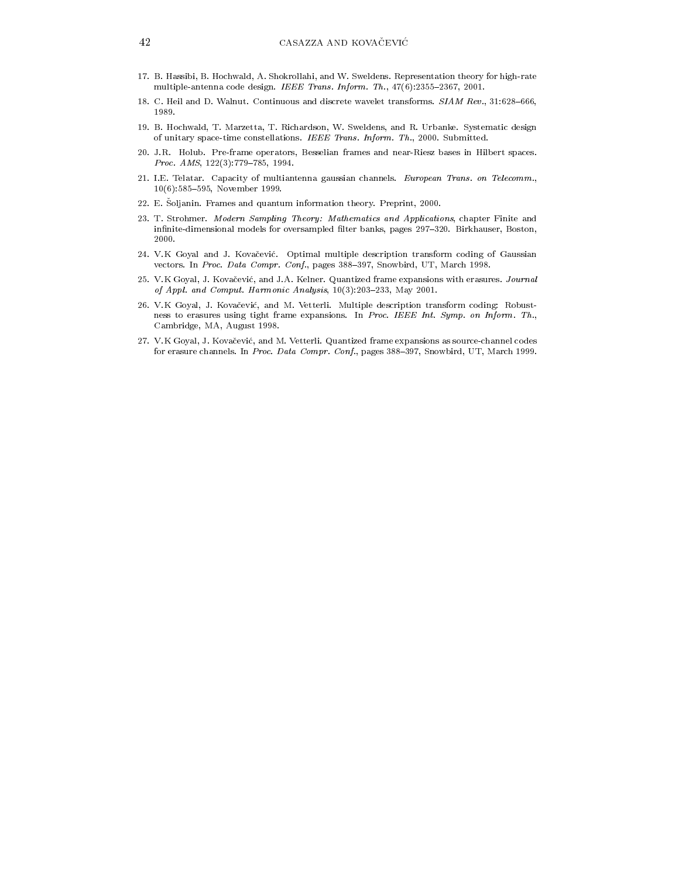17. B. Hassibi, B. Hochwald, A. Shokrollahi, and W. Sweldens. Representation theory for high-rate multiple-antenna code design. *IEEE Trans. Inform. Th.*, 47(6):2355–2367, 2001.

18. C. Heil and D. Walnut. Continuous and discrete wavelet transforms. *SIAM Rev.*, 31:628–666, 1989.

19. B. Hochwald, T. Marzetta, T. Richardson, W. Sweldens, and R. Urbanke. Systematic design of unitary space-time constellations. *IEEE Trans. Inform. Th.*, 2000. Submitted.

20. J.R. Holub. Pre-frame operators, Besselian frames and near-Riesz bases in Hilbert spaces. *Proc. AMS*, 122(3):779–785, 1994.

21. I.E. Telatar. Capacity of multiantenna gaussian channels. *European Trans. on Telecomm.*, 10(6):585–595, November 1999.

22. E. Šoljanin. Frames and quantum information theory. Preprint, 2000.

23. T. Strohmer. *Modern Sampling Theory: Mathematics and Applications*, chapter Finite and infinite-dimensional models for oversampled filter banks, pages 297–320. Birkhauser, Boston, 2000.

24. V.K Goyal and J. Kovačević. Optimal multiple description transform coding of Gaussian vectors. In *Proc. Data Compr. Conf.*, pages 388–397, Snowbird, UT, March 1998.

25. V.K Goyal, J. Kovačević, and J.A. Kelner. Quantized frame expansions with erasures. *Journal of Appl. and Comput. Harmonic Analysis*, 10(3):203–233, May 2001.

26. V.K Goyal, J. Kovačević, and M. Vetterli. Multiple description transform coding: Robustness to erasures using tight frame expansions. In *Proc. IEEE Int. Symp. on Inform. Th.*, Cambridge, MA, August 1998.

27. V.K Goyal, J. Kovačević, and M. Vetterli. Quantized frame expansions as source-channel codes for erasure channels. In *Proc. Data Compr. Conf.*, pages 388–397, Snowbird, UT, March 1999.